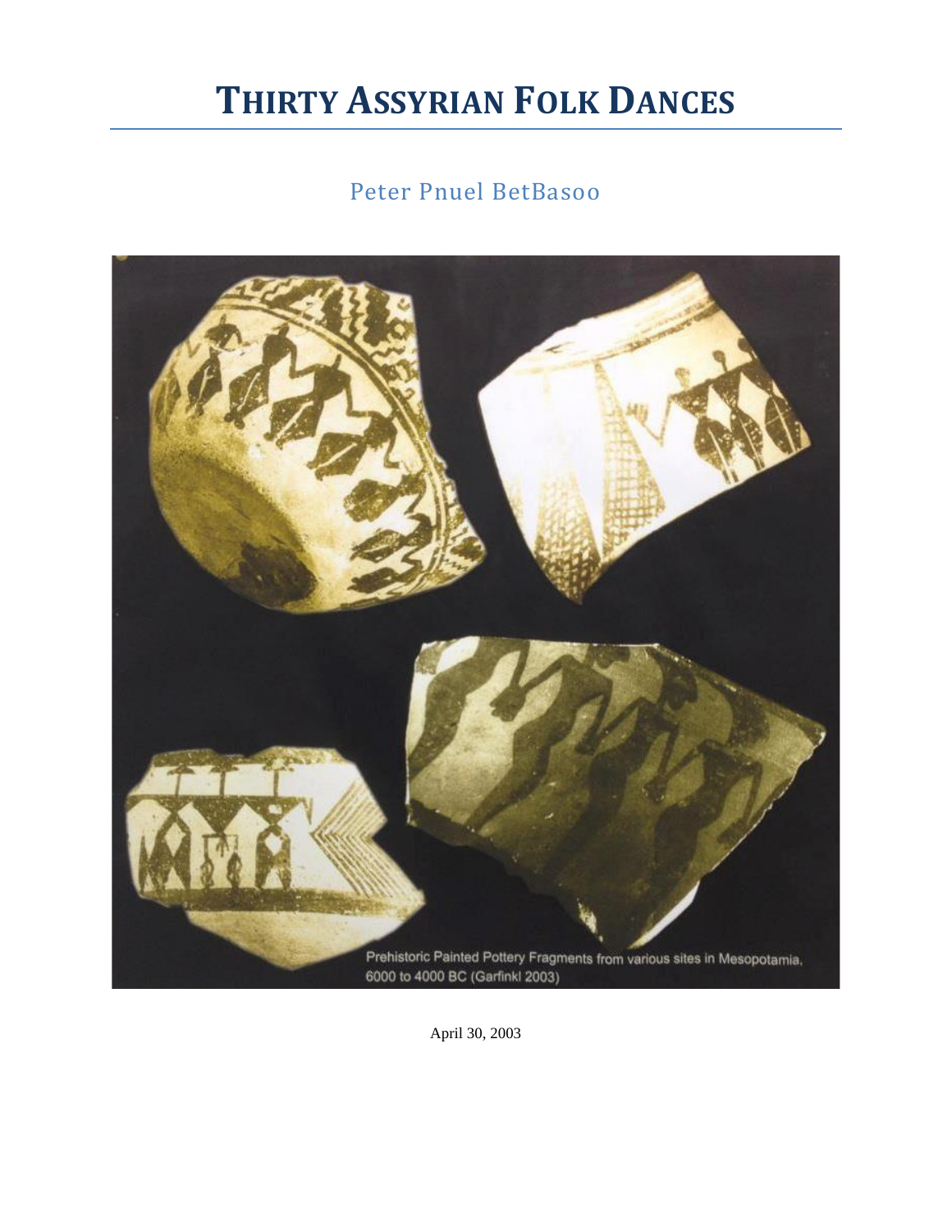# THIRTY ASSYRIAN FOLK DANCES

Peter Pnuel BetBasoo

Prehistoric Painted Pottery Fragments from various sites in Mesopotamia, 6000 to 4000 BC (Garfinkl 2003)

April 30, 2003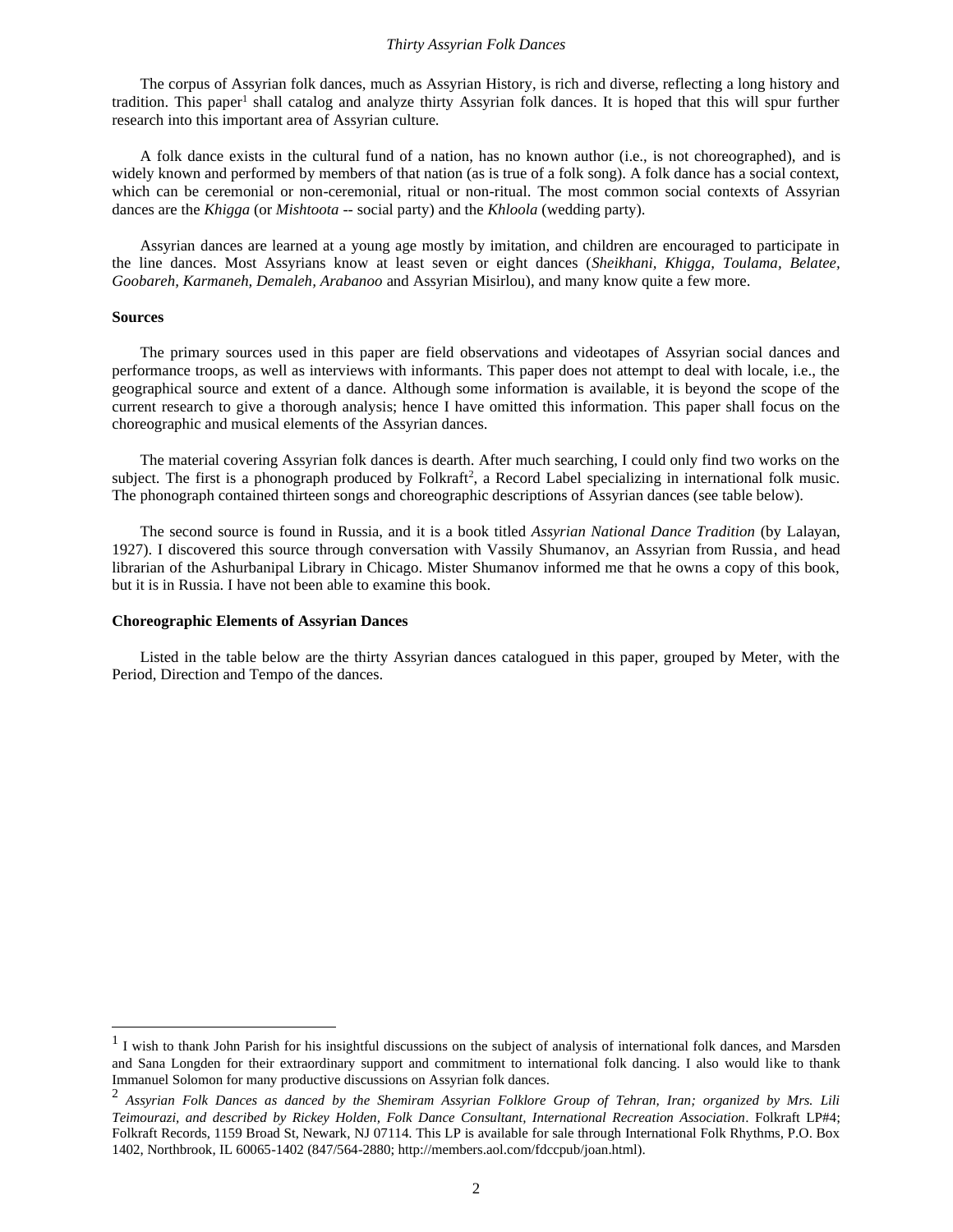The corpus of Assyrian folk dances, much as Assyrian History, is rich and diverse, reflecting a long history and tradition. This paper[1] shall catalog and analyze thirty Assyrian folk dances. It is hoped that this will spur further research into this important area of Assyrian culture.

A folk dance exists in the cultural fund of a nation, has no known author (i.e., is not choreographed), and is widely known and performed by members of that nation (as is true of a folk song). A folk dance has a social context, which can be ceremonial or non-ceremonial, ritual or non-ritual. The most common social contexts of Assyrian dances are the *Khigga* (or *Mishtoota* -- social party) and the *Khloola* (wedding party).

Assyrian dances are learned at a young age mostly by imitation, and children are encouraged to participate in the line dances. Most Assyrians know at least seven or eight dances (*Sheikhani, Khigga, Toulama, Belatee, Goobareh, Karmaneh, Demaleh, Arabanoo* and Assyrian Misirlou), and many know quite a few more.

**Sources**

The primary sources used in this paper are field observations and videotapes of Assyrian social dances and performance troops, as well as interviews with informants. This paper does not attempt to deal with locale, i.e., the geographical source and extent of a dance. Although some information is available, it is beyond the scope of the current research to give a thorough analysis; hence I have omitted this information. This paper shall focus on the choreographic and musical elements of the Assyrian dances.

The material covering Assyrian folk dances is dearth. After much searching, I could only find two works on the subject. The first is a phonograph produced by Folkraft[2], a Record Label specializing in international folk music. The phonograph contained thirteen songs and choreographic descriptions of Assyrian dances (see table below).

The second source is found in Russia, and it is a book titled *Assyrian National Dance Tradition* (by Lalayan, 1927). I discovered this source through conversation with Vassily Shumanov, an Assyrian from Russia, and head librarian of the Ashurbanipal Library in Chicago. Mister Shumanov informed me that he owns a copy of this book, but it is in Russia. I have not been able to examine this book.

**Choreographic Elements of Assyrian Dances**

Listed in the table below are the thirty Assyrian dances catalogued in this paper, grouped by Meter, with the Period, Direction and Tempo of the dances.

---

[1] I wish to thank John Parish for his insightful discussions on the subject of analysis of international folk dances, and Marsden and Sana Longden for their extraordinary support and commitment to international folk dancing. I also would like to thank Immanuel Solomon for many productive discussions on Assyrian folk dances.

[2] *Assyrian Folk Dances as danced by the Shemiram Assyrian Folklore Group of Tehran, Iran; organized by Mrs. Lili Teimourazi, and described by Rickey Holden, Folk Dance Consultant, International Recreation Association*. Folkraft LP#4; Folkraft Records, 1159 Broad St, Newark, NJ 07114. This LP is available for sale through International Folk Rhythms, P.O. Box 1402, Northbrook, IL 60065-1402 (847/564-2880; http://members.aol.com/fdccpub/joan.html).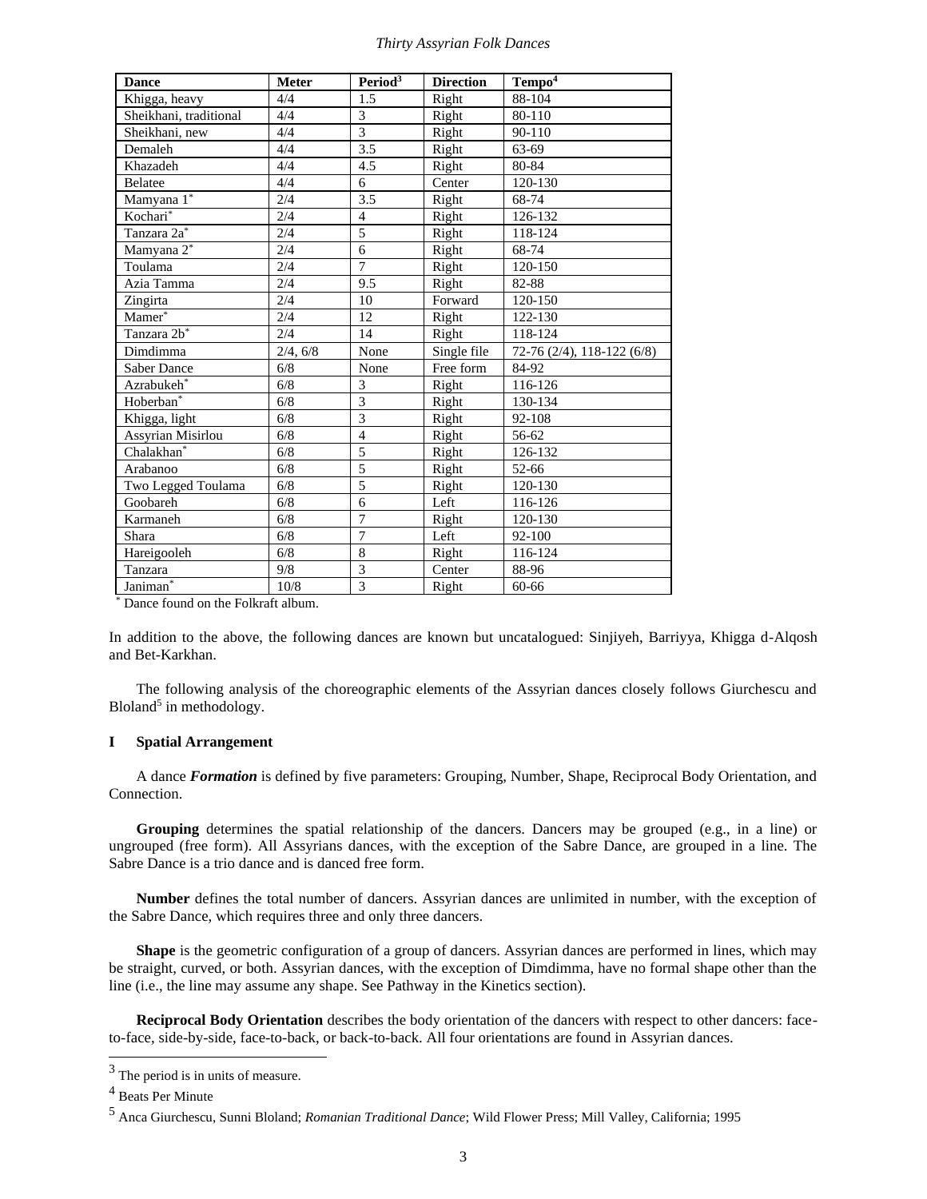| Dance | Meter | Period[3] | Direction | Tempo[4] |
|---|---|---|---|---|
| Khigga, heavy | 4/4 | 1.5 | Right | 88-104 |
| Sheikhani, traditional | 4/4 | 3 | Right | 80-110 |
| Sheikhani, new | 4/4 | 3 | Right | 90-110 |
| Demaleh | 4/4 | 3.5 | Right | 63-69 |
| Khazadeh | 4/4 | 4.5 | Right | 80-84 |
| Belatee | 4/4 | 6 | Center | 120-130 |
| Mamyana 1* | 2/4 | 3.5 | Right | 68-74 |
| Kochari* | 2/4 | 4 | Right | 126-132 |
| Tanzara 2a* | 2/4 | 5 | Right | 118-124 |
| Mamyana 2* | 2/4 | 6 | Right | 68-74 |
| Toulama | 2/4 | 7 | Right | 120-150 |
| Azia Tamma | 2/4 | 9.5 | Right | 82-88 |
| Zingirta | 2/4 | 10 | Forward | 120-150 |
| Mamer* | 2/4 | 12 | Right | 122-130 |
| Tanzara 2b* | 2/4 | 14 | Right | 118-124 |
| Dimdimma | 2/4, 6/8 | None | Single file | 72-76 (2/4), 118-122 (6/8) |
| Saber Dance | 6/8 | None | Free form | 84-92 |
| Azrabukeh* | 6/8 | 3 | Right | 116-126 |
| Hoberban* | 6/8 | 3 | Right | 130-134 |
| Khigga, light | 6/8 | 3 | Right | 92-108 |
| Assyrian Misirlou | 6/8 | 4 | Right | 56-62 |
| Chalakhan* | 6/8 | 5 | Right | 126-132 |
| Arabanoo | 6/8 | 5 | Right | 52-66 |
| Two Legged Toulama | 6/8 | 5 | Right | 120-130 |
| Goobareh | 6/8 | 6 | Left | 116-126 |
| Karmaneh | 6/8 | 7 | Right | 120-130 |
| Shara | 6/8 | 7 | Left | 92-100 |
| Hareigooleh | 6/8 | 8 | Right | 116-124 |
| Tanzara | 9/8 | 3 | Center | 88-96 |
| Janiman* | 10/8 | 3 | Right | 60-66 |

\* Dance found on the Folkraft album.

In addition to the above, the following dances are known but uncatalogued: Sinjiyeh, Barriyya, Khigga d-Alqosh and Bet-Karkhan.

The following analysis of the choreographic elements of the Assyrian dances closely follows Giurchescu and Bloland[5] in methodology.

## I Spatial Arrangement

A dance ***Formation*** is defined by five parameters: Grouping, Number, Shape, Reciprocal Body Orientation, and Connection.

**Grouping** determines the spatial relationship of the dancers. Dancers may be grouped (e.g., in a line) or ungrouped (free form). All Assyrians dances, with the exception of the Sabre Dance, are grouped in a line. The Sabre Dance is a trio dance and is danced free form.

**Number** defines the total number of dancers. Assyrian dances are unlimited in number, with the exception of the Sabre Dance, which requires three and only three dancers.

**Shape** is the geometric configuration of a group of dancers. Assyrian dances are performed in lines, which may be straight, curved, or both. Assyrian dances, with the exception of Dimdimma, have no formal shape other than the line (i.e., the line may assume any shape. See Pathway in the Kinetics section).

**Reciprocal Body Orientation** describes the body orientation of the dancers with respect to other dancers: face-to-face, side-by-side, face-to-back, or back-to-back. All four orientations are found in Assyrian dances.

---

[3] The period is in units of measure.

[4] Beats Per Minute

[5] Anca Giurchescu, Sunni Bloland; *Romanian Traditional Dance*; Wild Flower Press; Mill Valley, California; 1995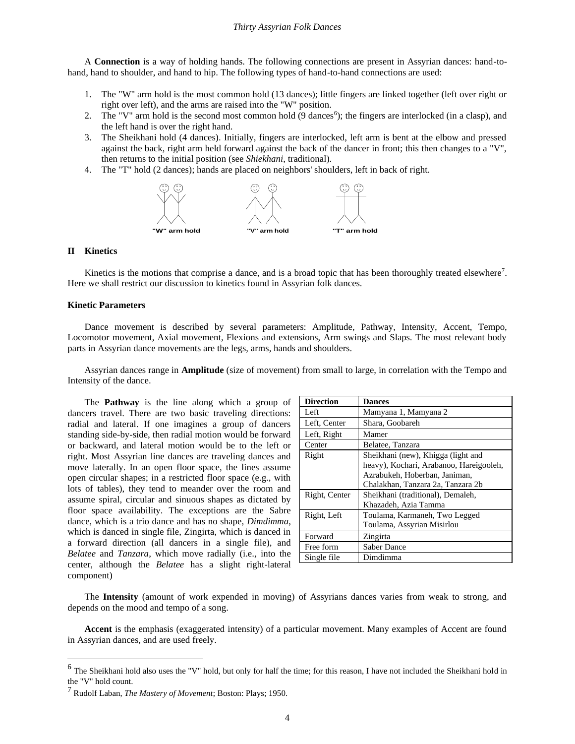A **Connection** is a way of holding hands. The following connections are present in Assyrian dances: hand-to-hand, hand to shoulder, and hand to hip. The following types of hand-to-hand connections are used:

1. The "W" arm hold is the most common hold (13 dances); little fingers are linked together (left over right or right over left), and the arms are raised into the "W" position.
2. The "V" arm hold is the second most common hold (9 dances[6]); the fingers are interlocked (in a clasp), and the left hand is over the right hand.
3. The Sheikhani hold (4 dances). Initially, fingers are interlocked, left arm is bent at the elbow and pressed against the back, right arm held forward against the back of the dancer in front; this then changes to a "V", then returns to the initial position (see *Shiekhani*, traditional).
4. The "T" hold (2 dances); hands are placed on neighbors' shoulders, left in back of right.

"W" arm hold    "V" arm hold    "T" arm hold

## II Kinetics

Kinetics is the motions that comprise a dance, and is a broad topic that has been thoroughly treated elsewhere[7]. Here we shall restrict our discussion to kinetics found in Assyrian folk dances.

### Kinetic Parameters

Dance movement is described by several parameters: Amplitude, Pathway, Intensity, Accent, Tempo, Locomotor movement, Axial movement, Flexions and extensions, Arm swings and Slaps. The most relevant body parts in Assyrian dance movements are the legs, arms, hands and shoulders.

Assyrian dances range in **Amplitude** (size of movement) from small to large, in correlation with the Tempo and Intensity of the dance.

The **Pathway** is the line along which a group of dancers travel. There are two basic traveling directions: radial and lateral. If one imagines a group of dancers standing side-by-side, then radial motion would be forward or backward, and lateral motion would be to the left or right. Most Assyrian line dances are traveling dances and move laterally. In an open floor space, the lines assume open circular shapes; in a restricted floor space (e.g., with lots of tables), they tend to meander over the room and assume spiral, circular and sinuous shapes as dictated by floor space availability. The exceptions are the Sabre dance, which is a trio dance and has no shape, *Dimdimma*, which is danced in single file, Zingirta, which is danced in a forward direction (all dancers in a single file), and *Belatee* and *Tanzara*, which move radially (i.e., into the center, although the *Belatee* has a slight right-lateral component)

| Direction | Dances |
|---|---|
| Left | Mamyana 1, Mamyana 2 |
| Left, Center | Shara, Goobareh |
| Left, Right | Mamer |
| Center | Belatee, Tanzara |
| Right | Sheikhani (new), Khigga (light and heavy), Kochari, Arabanoo, Hareigooleh, Azrabukeh, Hoberban, Janiman, Chalakhan, Tanzara 2a, Tanzara 2b |
| Right, Center | Sheikhani (traditional), Demaleh, Khazadeh, Azia Tamma |
| Right, Left | Toulama, Karmaneh, Two Legged Toulama, Assyrian Misirlou |
| Forward | Zingirta |
| Free form | Saber Dance |
| Single file | Dimdimma |

The **Intensity** (amount of work expended in moving) of Assyrians dances varies from weak to strong, and depends on the mood and tempo of a song.

**Accent** is the emphasis (exaggerated intensity) of a particular movement. Many examples of Accent are found in Assyrian dances, and are used freely.

[6] The Sheikhani hold also uses the "V" hold, but only for half the time; for this reason, I have not included the Sheikhani hold in the "V" hold count.

[7] Rudolf Laban, *The Mastery of Movement*; Boston: Plays; 1950.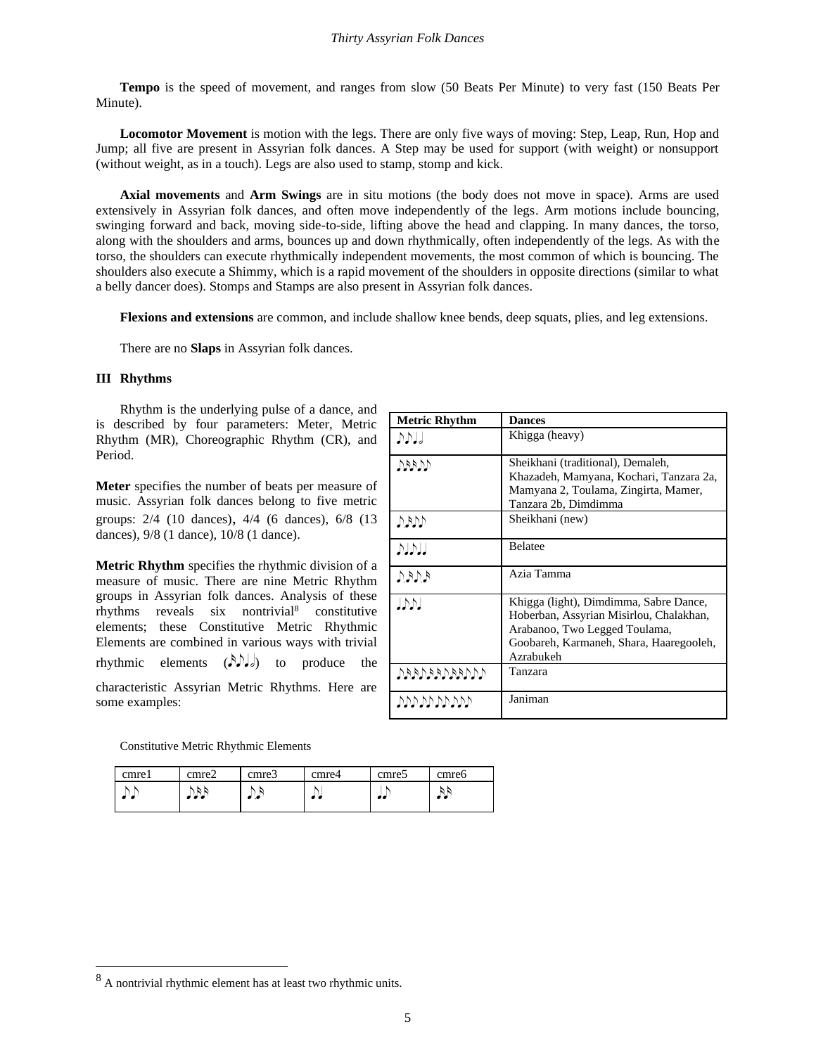**Tempo** is the speed of movement, and ranges from slow (50 Beats Per Minute) to very fast (150 Beats Per Minute).

**Locomotor Movement** is motion with the legs. There are only five ways of moving: Step, Leap, Run, Hop and Jump; all five are present in Assyrian folk dances. A Step may be used for support (with weight) or nonsupport (without weight, as in a touch). Legs are also used to stamp, stomp and kick.

**Axial movements** and **Arm Swings** are in situ motions (the body does not move in space). Arms are used extensively in Assyrian folk dances, and often move independently of the legs. Arm motions include bouncing, swinging forward and back, moving side-to-side, lifting above the head and clapping. In many dances, the torso, along with the shoulders and arms, bounces up and down rhythmically, often independently of the legs. As with the torso, the shoulders can execute rhythmically independent movements, the most common of which is bouncing. The shoulders also execute a Shimmy, which is a rapid movement of the shoulders in opposite directions (similar to what a belly dancer does). Stomps and Stamps are also present in Assyrian folk dances.

**Flexions and extensions** are common, and include shallow knee bends, deep squats, plies, and leg extensions.

There are no **Slaps** in Assyrian folk dances.

### III Rhythms

Rhythm is the underlying pulse of a dance, and is described by four parameters: Meter, Metric Rhythm (MR), Choreographic Rhythm (CR), and Period.

**Meter** specifies the number of beats per measure of music. Assyrian folk dances belong to five metric groups: 2/4 (10 dances), 4/4 (6 dances), 6/8 (13 dances), 9/8 (1 dance), 10/8 (1 dance).

**Metric Rhythm** specifies the rhythmic division of a measure of music. There are nine Metric Rhythm groups in Assyrian folk dances. Analysis of these rhythms reveals six nontrivial[8] constitutive elements; these Constitutive Metric Rhythmic Elements are combined in various ways with trivial rhythmic elements (𝅘𝅥𝅯𝅘𝅥𝅮𝅘𝅥𝅗𝅥) to produce the characteristic Assyrian Metric Rhythms. Here are some examples:

| Metric Rhythm | Dances |
|---|---|
| 𝅘𝅥𝅮𝅘𝅥𝅮𝅘𝅥𝅗𝅥 | Khigga (heavy) |
| 𝅘𝅥𝅮𝅘𝅥𝅯𝅘𝅥𝅯𝅘𝅥𝅮𝅘𝅥𝅮 | Sheikhani (traditional), Demaleh, Khazadeh, Mamyana, Kochari, Tanzara 2a, Mamyana 2, Toulama, Zingirta, Mamer, Tanzara 2b, Dimdimma |
| 𝅘𝅥𝅮.𝅘𝅥𝅯𝅘𝅥𝅮𝅘𝅥𝅮 | Sheikhani (new) |
| 𝅘𝅥𝅮𝅘𝅥𝅘𝅥𝅮𝅘𝅥𝅘𝅥 | Belatee |
| 𝅘𝅥𝅮.𝅘𝅥𝅯𝅘𝅥𝅮.𝅘𝅥𝅯 | Azia Tamma |
| 𝅘𝅥𝅘𝅥𝅮𝅘𝅥𝅮𝅘𝅥 | Khigga (light), Dimdimma, Sabre Dance, Hoberban, Assyrian Misirlou, Chalakhan, Arabanoo, Two Legged Toulama, Goobareh, Karmaneh, Shara, Haaregooleh, Azrabukeh |
| 𝅘𝅥𝅮𝅘𝅥𝅯𝅘𝅥𝅯𝅘𝅥𝅮𝅘𝅥𝅯𝅘𝅥𝅯𝅘𝅥𝅮𝅘𝅥𝅯𝅘𝅥𝅯𝅘𝅥𝅮𝅘𝅥𝅮𝅘𝅥𝅮 | Tanzara |
| 𝅘𝅥𝅮𝅘𝅥𝅮𝅘𝅥𝅮 𝅘𝅥𝅮𝅘𝅥𝅮 𝅘𝅥𝅮𝅘𝅥𝅮 𝅘𝅥𝅮𝅘𝅥𝅮𝅘𝅥𝅮 | Janiman |

Constitutive Metric Rhythmic Elements

| cmre1 | cmre2 | cmre3 | cmre4 | cmre5 | cmre6 |
|---|---|---|---|---|---|
| 𝅘𝅥𝅮𝅘𝅥𝅮 | 𝅘𝅥𝅮𝅘𝅥𝅯𝅘𝅥𝅯 | 𝅘𝅥𝅮.𝅘𝅥𝅯 | 𝅘𝅥𝅮𝅘𝅥 | 𝅘𝅥𝅘𝅥𝅮 | 𝅘𝅥𝅯𝅘𝅥𝅯 |

[8] A nontrivial rhythmic element has at least two rhythmic units.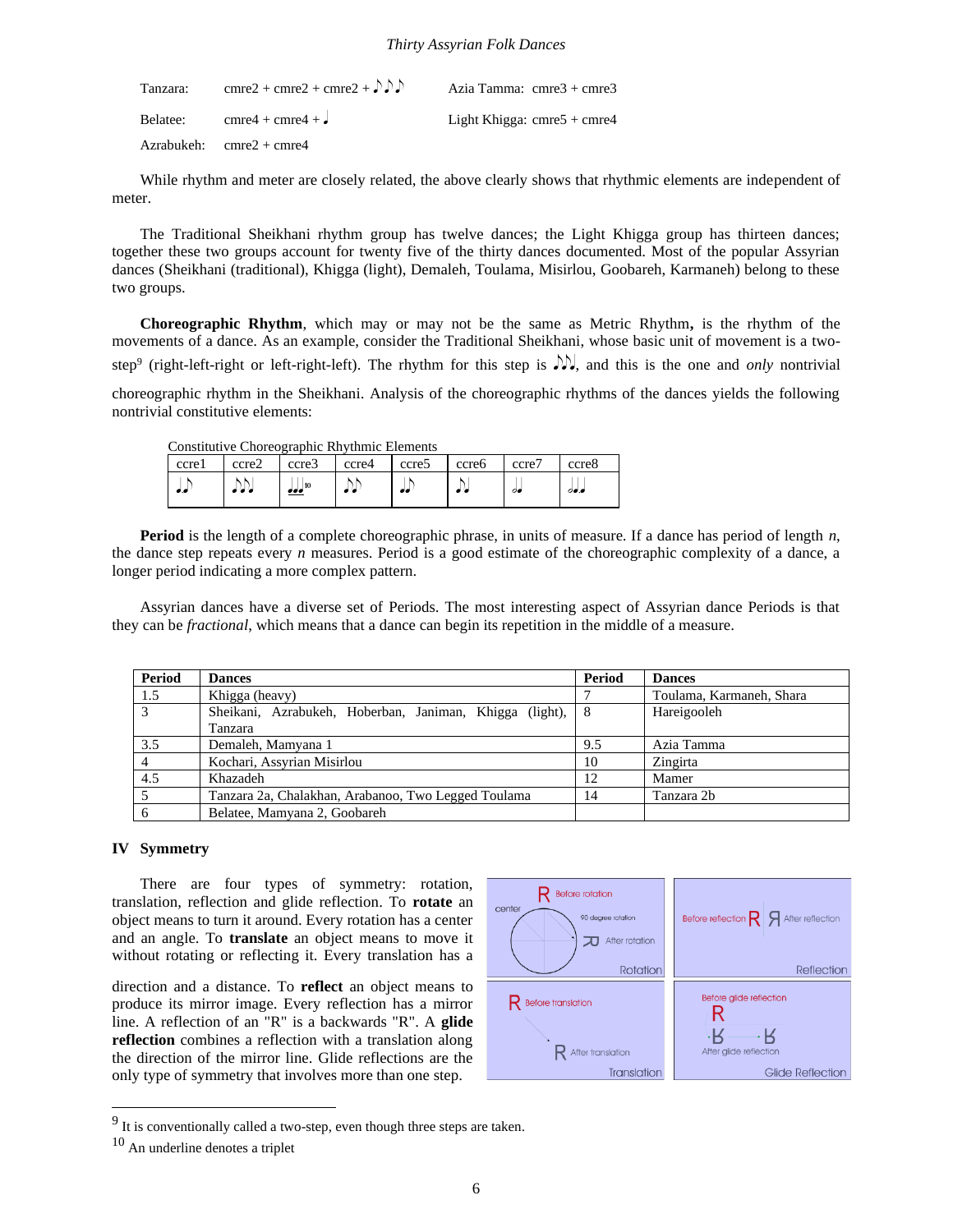| | | |
|---|---|---|
| Tanzara: | cmre2 + cmre2 + cmre2 + ♪♪♪ | Azia Tamma: cmre3 + cmre3 |
| Belatee: | cmre4 + cmre4 + ♩ | Light Khigga: cmre5 + cmre4 |
| Azrabukeh: | cmre2 + cmre4 | |

While rhythm and meter are closely related, the above clearly shows that rhythmic elements are independent of meter.

The Traditional Sheikhani rhythm group has twelve dances; the Light Khigga group has thirteen dances; together these two groups account for twenty five of the thirty dances documented. Most of the popular Assyrian dances (Sheikhani (traditional), Khigga (light), Demaleh, Toulama, Misirlou, Goobareh, Karmaneh) belong to these two groups.

**Choreographic Rhythm**, which may or may not be the same as Metric Rhythm**,** is the rhythm of the movements of a dance. As an example, consider the Traditional Sheikhani, whose basic unit of movement is a two-step[9] (right-left-right or left-right-left). The rhythm for this step is ♪♪♩, and this is the one and *only* nontrivial choreographic rhythm in the Sheikhani. Analysis of the choreographic rhythms of the dances yields the following nontrivial constitutive elements:

Constitutive Choreographic Rhythmic Elements

| ccre1 | ccre2 | ccre3 | ccre4 | ccre5 | ccre6 | ccre7 | ccre8 |
|---|---|---|---|---|---|---|---|
| ♩♪ | ♪♪♩ | ♩♩♩♩[10] | ♪♪ | ♩♪ | ♪♩ | 𝅗𝅥♩ | 𝅗𝅥♩♩ |

**Period** is the length of a complete choreographic phrase, in units of measure. If a dance has period of length *n*, the dance step repeats every *n* measures. Period is a good estimate of the choreographic complexity of a dance, a longer period indicating a more complex pattern.

Assyrian dances have a diverse set of Periods. The most interesting aspect of Assyrian dance Periods is that they can be *fractional*, which means that a dance can begin its repetition in the middle of a measure.

| Period | Dances | Period | Dances |
|---|---|---|---|
| 1.5 | Khigga (heavy) | 7 | Toulama, Karmaneh, Shara |
| 3 | Sheikani, Azrabukeh, Hoberban, Janiman, Khigga (light), Tanzara | 8 | Hareigooleh |
| 3.5 | Demaleh, Mamyana 1 | 9.5 | Azia Tamma |
| 4 | Kochari, Assyrian Misirlou | 10 | Zingirta |
| 4.5 | Khazadeh | 12 | Mamer |
| 5 | Tanzara 2a, Chalakhan, Arabanoo, Two Legged Toulama | 14 | Tanzara 2b |
| 6 | Belatee, Mamyana 2, Goobareh | | |

## IV Symmetry

There are four types of symmetry: rotation, translation, reflection and glide reflection. To **rotate** an object means to turn it around. Every rotation has a center and an angle. To **translate** an object means to move it without rotating or reflecting it. Every translation has a direction and a distance. To **reflect** an object means to produce its mirror image. Every reflection has a mirror line. A reflection of an "R" is a backwards "R". A **glide reflection** combines a reflection with a translation along the direction of the mirror line. Glide reflections are the only type of symmetry that involves more than one step.

R Before rotation; center; 90 degree rotation; After rotation; Rotation

Before reflection R Я After reflection; Reflection

R Before translation; R After translation; Translation

Before glide reflection R; After glide reflection; Glide Reflection

---

[9] It is conventionally called a two-step, even though three steps are taken.

[10] An underline denotes a triplet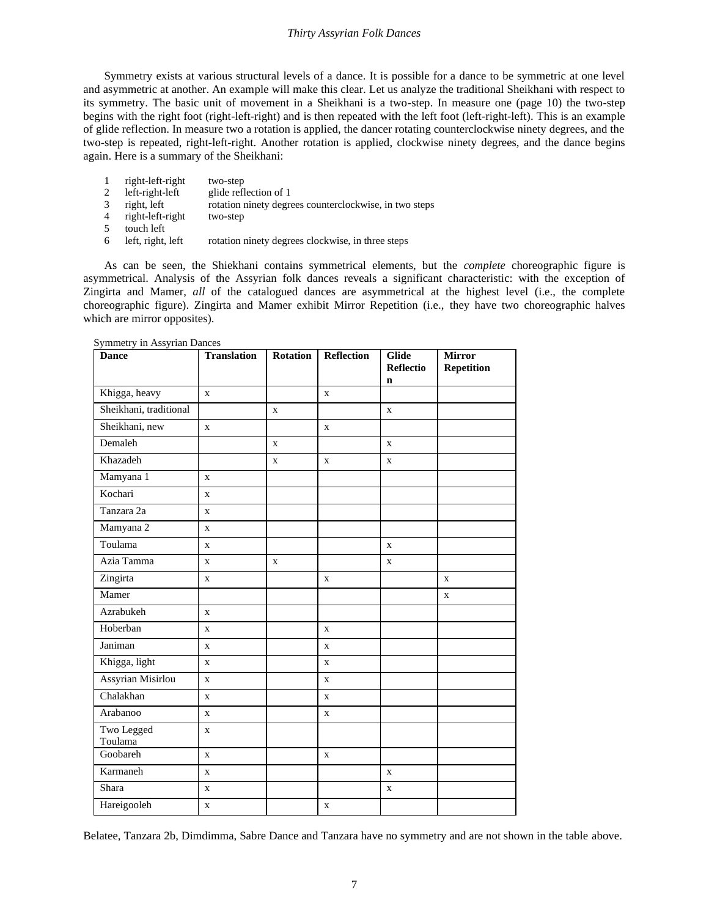Symmetry exists at various structural levels of a dance. It is possible for a dance to be symmetric at one level and asymmetric at another. An example will make this clear. Let us analyze the traditional Sheikhani with respect to its symmetry. The basic unit of movement in a Sheikhani is a two-step. In measure one (page 10) the two-step begins with the right foot (right-left-right) and is then repeated with the left foot (left-right-left). This is an example of glide reflection. In measure two a rotation is applied, the dancer rotating counterclockwise ninety degrees, and the two-step is repeated, right-left-right. Another rotation is applied, clockwise ninety degrees, and the dance begins again. Here is a summary of the Sheikhani:

| | | |
|---|---|---|
| 1 | right-left-right | two-step |
| 2 | left-right-left | glide reflection of 1 |
| 3 | right, left | rotation ninety degrees counterclockwise, in two steps |
| 4 | right-left-right | two-step |
| 5 | touch left | |
| 6 | left, right, left | rotation ninety degrees clockwise, in three steps |

As can be seen, the Shiekhani contains symmetrical elements, but the *complete* choreographic figure is asymmetrical. Analysis of the Assyrian folk dances reveals a significant characteristic: with the exception of Zingirta and Mamer, *all* of the catalogued dances are asymmetrical at the highest level (i.e., the complete choreographic figure). Zingirta and Mamer exhibit Mirror Repetition (i.e., they have two choreographic halves which are mirror opposites).

Symmetry in Assyrian Dances

| Dance | Translation | Rotation | Reflection | Glide Reflection | Mirror Repetition |
|---|---|---|---|---|---|
| Khigga, heavy | x | | x | | |
| Sheikhani, traditional | | x | | x | |
| Sheikhani, new | x | | x | | |
| Demaleh | | x | | x | |
| Khazadeh | | x | x | x | |
| Mamyana 1 | x | | | | |
| Kochari | x | | | | |
| Tanzara 2a | x | | | | |
| Mamyana 2 | x | | | | |
| Toulama | x | | | x | |
| Azia Tamma | x | x | | x | |
| Zingirta | x | | x | | x |
| Mamer | | | | | x |
| Azrabukeh | x | | | | |
| Hoberban | x | | x | | |
| Janiman | x | | x | | |
| Khigga, light | x | | x | | |
| Assyrian Misirlou | x | | x | | |
| Chalakhan | x | | x | | |
| Arabanoo | x | | x | | |
| Two Legged Toulama | x | | | | |
| Goobareh | x | | x | | |
| Karmaneh | x | | | x | |
| Shara | x | | | x | |
| Hareigooleh | x | | x | | |

Belatee, Tanzara 2b, Dimdimma, Sabre Dance and Tanzara have no symmetry and are not shown in the table above.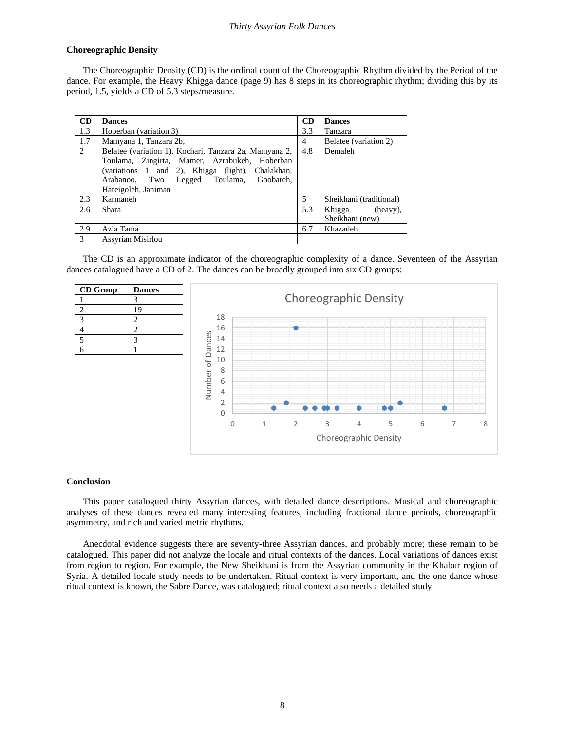## Choreographic Density

The Choreographic Density (CD) is the ordinal count of the Choreographic Rhythm divided by the Period of the dance. For example, the Heavy Khigga dance (page 9) has 8 steps in its choreographic rhythm; dividing this by its period, 1.5, yields a CD of 5.3 steps/measure.

| CD | Dances | CD | Dances |
|---|---|---|---|
| 1.3 | Hoberban (variation 3) | 3.3 | Tanzara |
| 1.7 | Mamyana 1, Tanzara 2b, | 4 | Belatee (variation 2) |
| 2 | Belatee (variation 1), Kochari, Tanzara 2a, Mamyana 2, Toulama, Zingirta, Mamer, Azrabukeh, Hoberban (variations 1 and 2), Khigga (light), Chalakhan, Arabanoo, Two Legged Toulama, Goobareh, Hareigoleh, Janiman | 4.8 | Demaleh |
| 2.3 | Karmaneh | 5 | Sheikhani (traditional) |
| 2.6 | Shara | 5.3 | Khigga (heavy), Sheikhani (new) |
| 2.9 | Azia Tama | 6.7 | Khazadeh |
| 3 | Assyrian Misirlou | | |

The CD is an approximate indicator of the choreographic complexity of a dance. Seventeen of the Assyrian dances catalogued have a CD of 2. The dances can be broadly grouped into six CD groups:

| CD Group | Dances |
|---|---|
| 1 | 3 |
| 2 | 19 |
| 3 | 2 |
| 4 | 2 |
| 5 | 3 |
| 6 | 1 |

## Conclusion

This paper catalogued thirty Assyrian dances, with detailed dance descriptions. Musical and choreographic analyses of these dances revealed many interesting features, including fractional dance periods, choreographic asymmetry, and rich and varied metric rhythms.

Anecdotal evidence suggests there are seventy-three Assyrian dances, and probably more; these remain to be catalogued. This paper did not analyze the locale and ritual contexts of the dances. Local variations of dances exist from region to region. For example, the New Sheikhani is from the Assyrian community in the Khabur region of Syria. A detailed locale study needs to be undertaken. Ritual context is very important, and the one dance whose ritual context is known, the Sabre Dance, was catalogued; ritual context also needs a detailed study.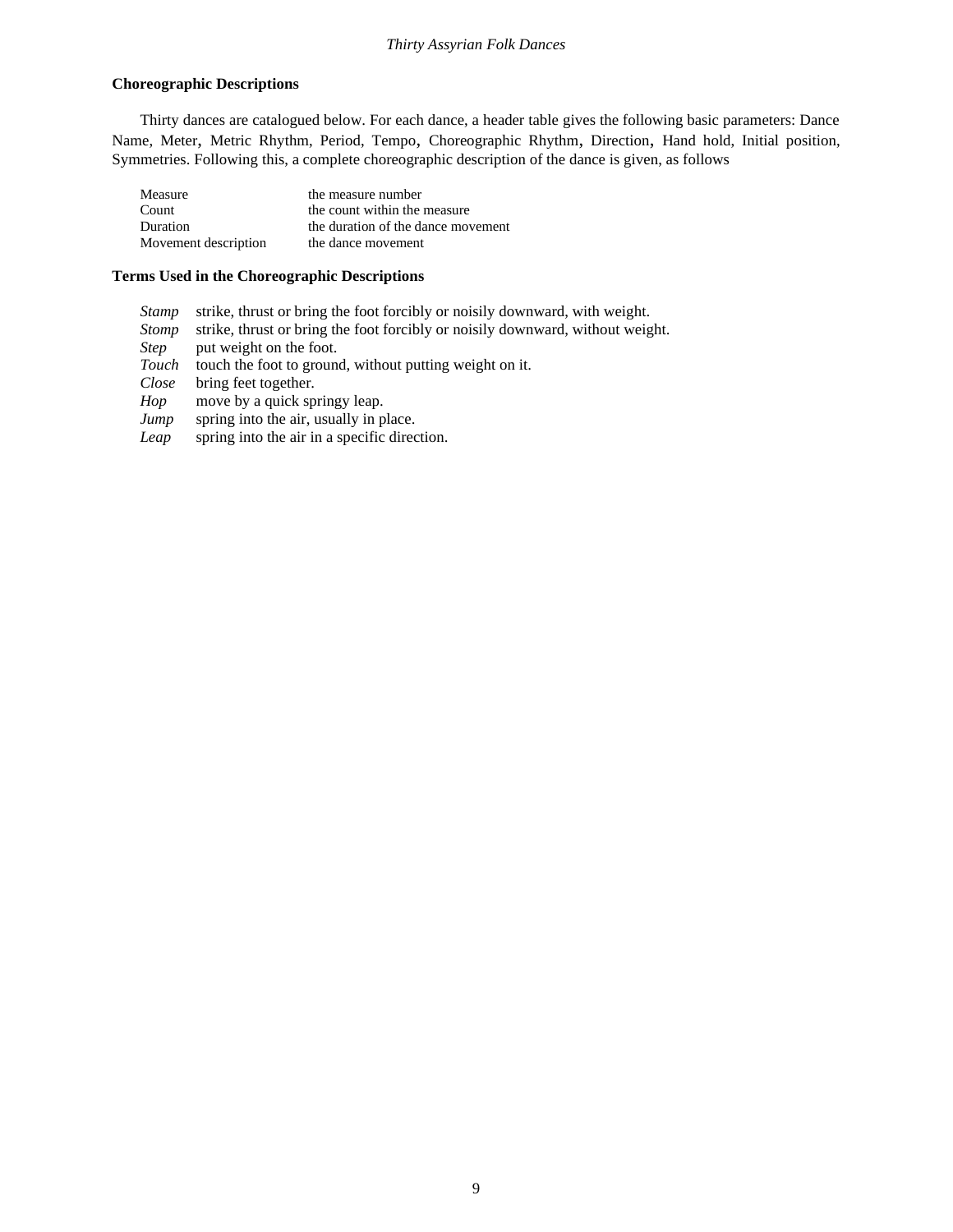## Choreographic Descriptions

Thirty dances are catalogued below. For each dance, a header table gives the following basic parameters: Dance Name, Meter, Metric Rhythm, Period, Tempo, Choreographic Rhythm, Direction, Hand hold, Initial position, Symmetries. Following this, a complete choreographic description of the dance is given, as follows

| | |
|---|---|
| Measure | the measure number |
| Count | the count within the measure |
| Duration | the duration of the dance movement |
| Movement description | the dance movement |

## Terms Used in the Choreographic Descriptions

| | |
|---|---|
| *Stamp* | strike, thrust or bring the foot forcibly or noisily downward, with weight. |
| *Stomp* | strike, thrust or bring the foot forcibly or noisily downward, without weight. |
| *Step* | put weight on the foot. |
| *Touch* | touch the foot to ground, without putting weight on it. |
| *Close* | bring feet together. |
| *Hop* | move by a quick springy leap. |
| *Jump* | spring into the air, usually in place. |
| *Leap* | spring into the air in a specific direction. |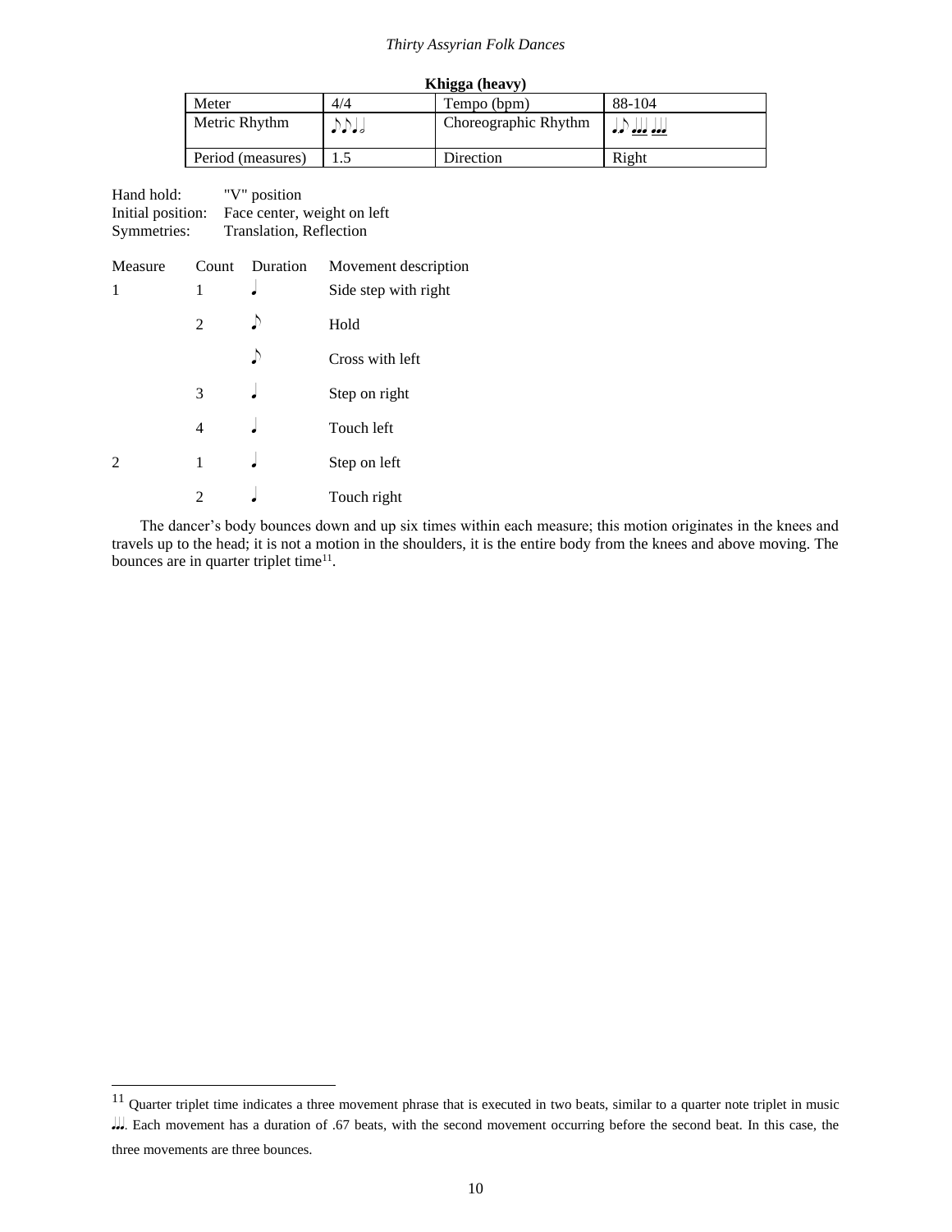**Khigga (heavy)**

| Meter | 4/4 | Tempo (bpm) | 88-104 |
|---|---|---|---|
| Metric Rhythm | ♪♪♩𝅗𝅥 | Choreographic Rhythm | ♩♪ ♩♩♩ ♩♩♩ |
| Period (measures) | 1.5 | Direction | Right |

Hand hold: "V" position
Initial position: Face center, weight on left
Symmetries: Translation, Reflection

| Measure | Count | Duration | Movement description |
|---|---|---|---|
| 1 | 1 | ♩ | Side step with right |
| | 2 | ♪ | Hold |
| | | ♪ | Cross with left |
| | 3 | ♩ | Step on right |
| | 4 | ♩ | Touch left |
| 2 | 1 | ♩ | Step on left |
| | 2 | ♩ | Touch right |

The dancer's body bounces down and up six times within each measure; this motion originates in the knees and travels up to the head; it is not a motion in the shoulders, it is the entire body from the knees and above moving. The bounces are in quarter triplet time[11].

[11] Quarter triplet time indicates a three movement phrase that is executed in two beats, similar to a quarter note triplet in music ♩♩♩. Each movement has a duration of .67 beats, with the second movement occurring before the second beat. In this case, the three movements are three bounces.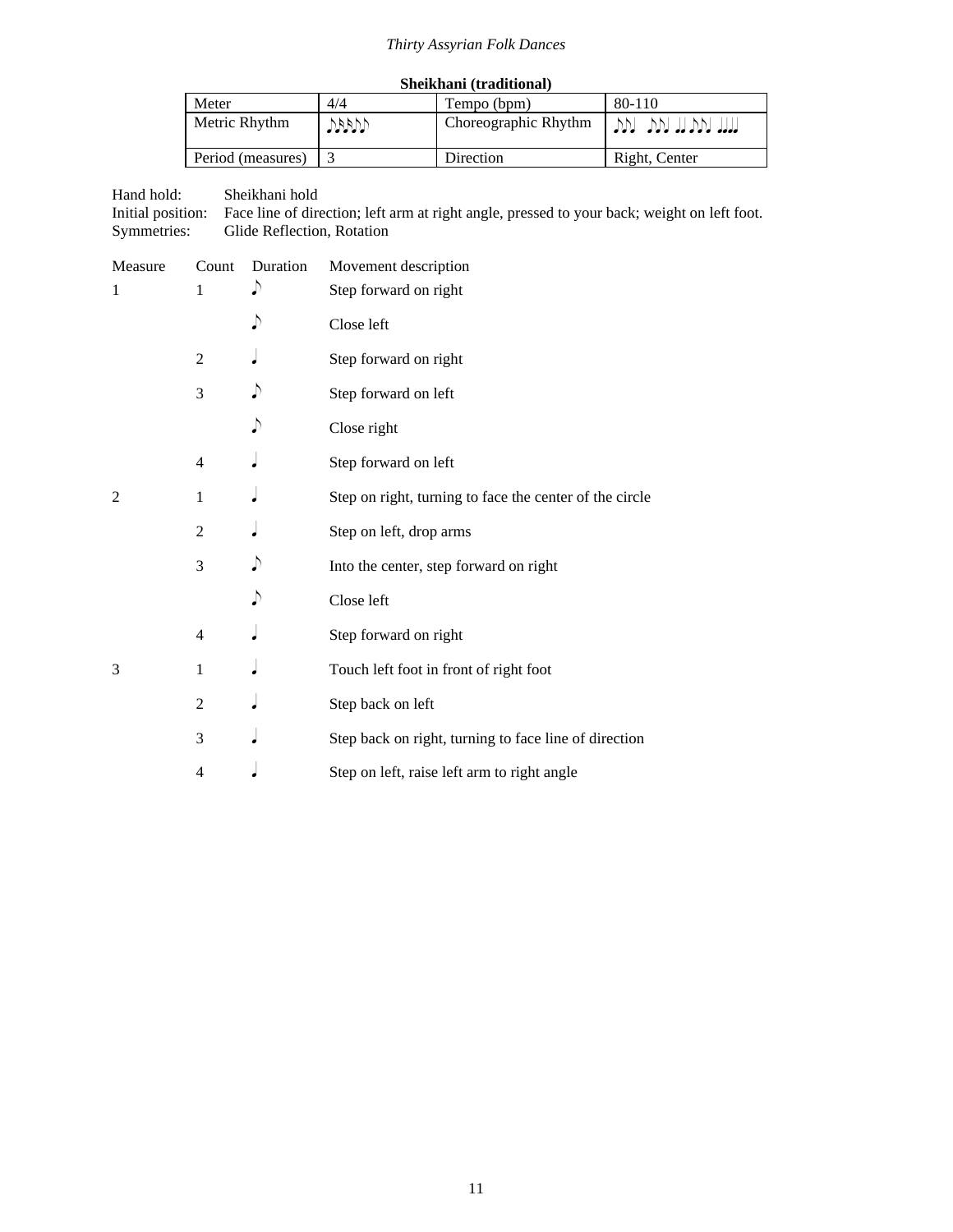**Sheikhani (traditional)**

| Meter | 4/4 | Tempo (bpm) | 80-110 |
|---|---|---|---|
| Metric Rhythm | ♪♪♪♪♪ | Choreographic Rhythm | ♪♪♩ ♪♪♩ ♩♩ ♪♪♩ ♩♩♩♩ |
| Period (measures) | 3 | Direction | Right, Center |

Hand hold: Sheikhani hold
Initial position: Face line of direction; left arm at right angle, pressed to your back; weight on left foot.
Symmetries: Glide Reflection, Rotation

| Measure | Count | Duration | Movement description |
|---|---|---|---|
| 1 | 1 | ♪ | Step forward on right |
| | | ♪ | Close left |
| | 2 | ♩ | Step forward on right |
| | 3 | ♪ | Step forward on left |
| | | ♪ | Close right |
| | 4 | ♩ | Step forward on left |
| 2 | 1 | ♩ | Step on right, turning to face the center of the circle |
| | 2 | ♩ | Step on left, drop arms |
| | 3 | ♪ | Into the center, step forward on right |
| | | ♪ | Close left |
| | 4 | ♩ | Step forward on right |
| 3 | 1 | ♩ | Touch left foot in front of right foot |
| | 2 | ♩ | Step back on left |
| | 3 | ♩ | Step back on right, turning to face line of direction |
| | 4 | ♩ | Step on left, raise left arm to right angle |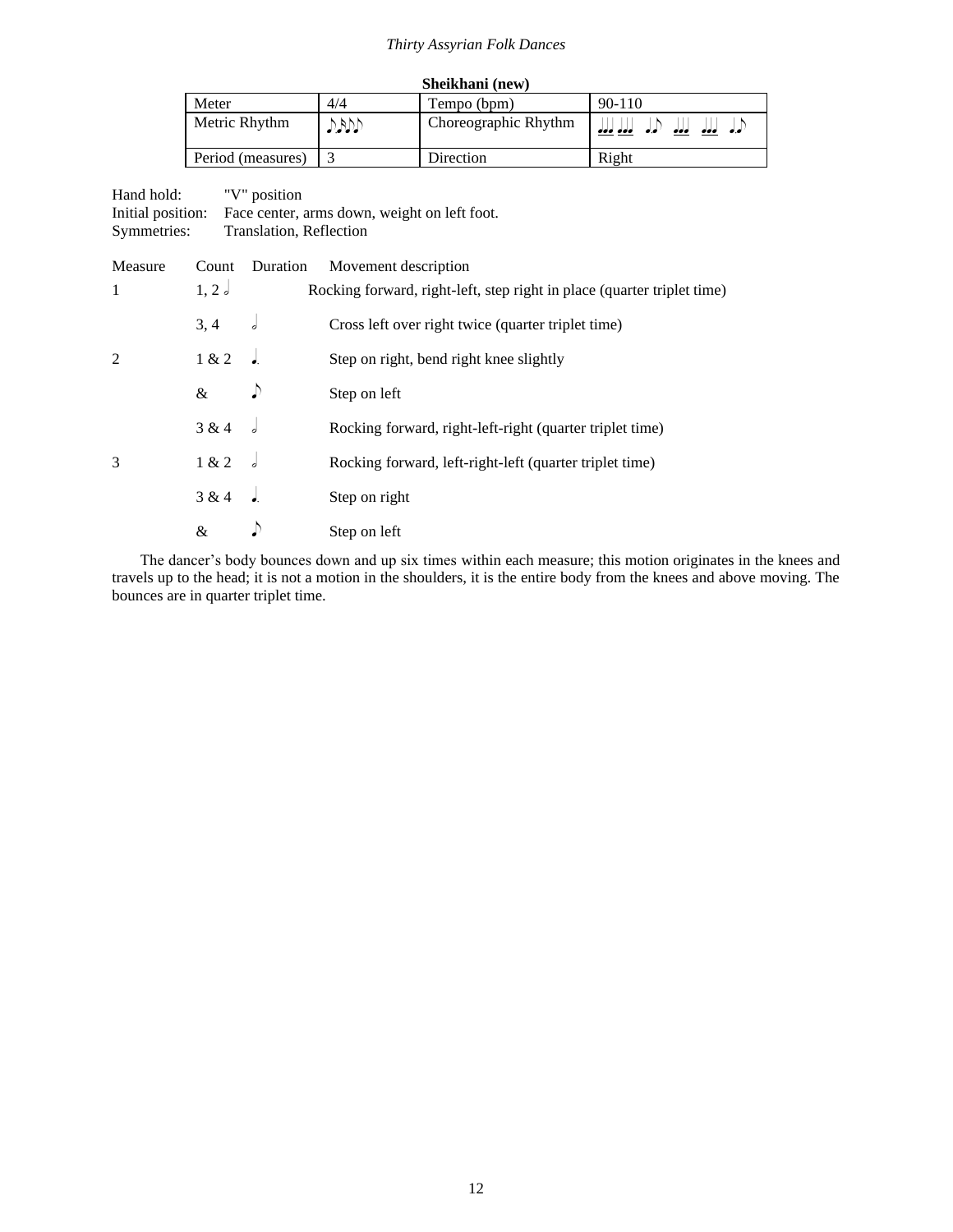**Sheikhani (new)**

| Meter | 4/4 | Tempo (bpm) | 90-110 |
|---|---|---|---|
| Metric Rhythm | ♪♪♪♪♪ | Choreographic Rhythm | ♩♩♩ ♩♩♩ ♩.♪ ♩♩♩ ♩♩♩ ♩.♪ |
| Period (measures) | 3 | Direction | Right |

Hand hold: "V" position
Initial position: Face center, arms down, weight on left foot.
Symmetries: Translation, Reflection

| Measure | Count | Duration | Movement description |
|---|---|---|---|
| 1 | 1, 2 | 𝅗𝅥 | Rocking forward, right-left, step right in place (quarter triplet time) |
| | 3, 4 | 𝅗𝅥 | Cross left over right twice (quarter triplet time) |
| 2 | 1 & 2 | ♩. | Step on right, bend right knee slightly |
| | & | ♪ | Step on left |
| | 3 & 4 | 𝅗𝅥 | Rocking forward, right-left-right (quarter triplet time) |
| 3 | 1 & 2 | 𝅗𝅥 | Rocking forward, left-right-left (quarter triplet time) |
| | 3 & 4 | ♩. | Step on right |
| | & | ♪ | Step on left |

The dancer's body bounces down and up six times within each measure; this motion originates in the knees and travels up to the head; it is not a motion in the shoulders, it is the entire body from the knees and above moving. The bounces are in quarter triplet time.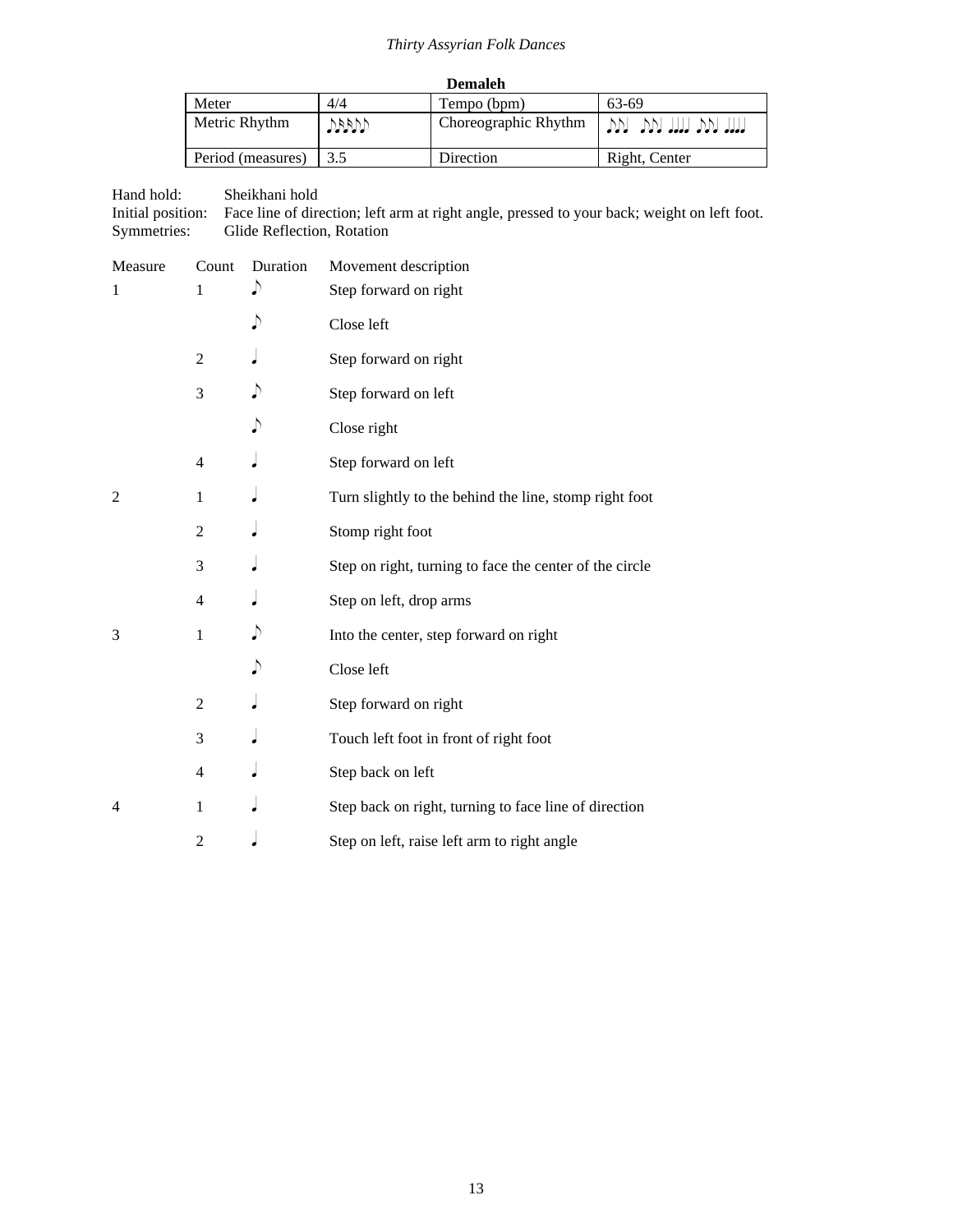**Demaleh**

| Meter | 4/4 | Tempo (bpm) | 63-69 |
|---|---|---|---|
| Metric Rhythm | ♪♪♪♪♪ | Choreographic Rhythm | ♪♪♩ ♪♪♩ ♩♩♩♩ ♪♪♩ ♩♩♩♩ |
| Period (measures) | 3.5 | Direction | Right, Center |

Hand hold: Sheikhani hold
Initial position: Face line of direction; left arm at right angle, pressed to your back; weight on left foot.
Symmetries: Glide Reflection, Rotation

| Measure | Count | Duration | Movement description |
|---|---|---|---|
| 1 | 1 | ♪ | Step forward on right |
| | | ♪ | Close left |
| | 2 | ♩ | Step forward on right |
| | 3 | ♪ | Step forward on left |
| | | ♪ | Close right |
| | 4 | ♩ | Step forward on left |
| 2 | 1 | ♩ | Turn slightly to the behind the line, stomp right foot |
| | 2 | ♩ | Stomp right foot |
| | 3 | ♩ | Step on right, turning to face the center of the circle |
| | 4 | ♩ | Step on left, drop arms |
| 3 | 1 | ♪ | Into the center, step forward on right |
| | | ♪ | Close left |
| | 2 | ♩ | Step forward on right |
| | 3 | ♩ | Touch left foot in front of right foot |
| | 4 | ♩ | Step back on left |
| 4 | 1 | ♩ | Step back on right, turning to face line of direction |
| | 2 | ♩ | Step on left, raise left arm to right angle |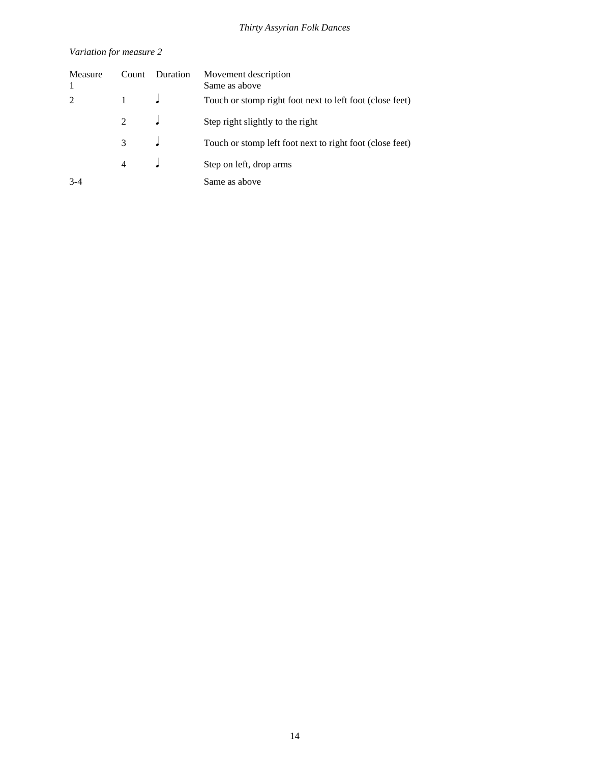*Variation for measure 2*

| Measure | Count | Duration | Movement description |
|---|---|---|---|
| 1 | | | Same as above |
| 2 | 1 | ♩ | Touch or stomp right foot next to left foot (close feet) |
| | 2 | ♩ | Step right slightly to the right |
| | 3 | ♩ | Touch or stomp left foot next to right foot (close feet) |
| | 4 | ♩ | Step on left, drop arms |
| 3-4 | | | Same as above |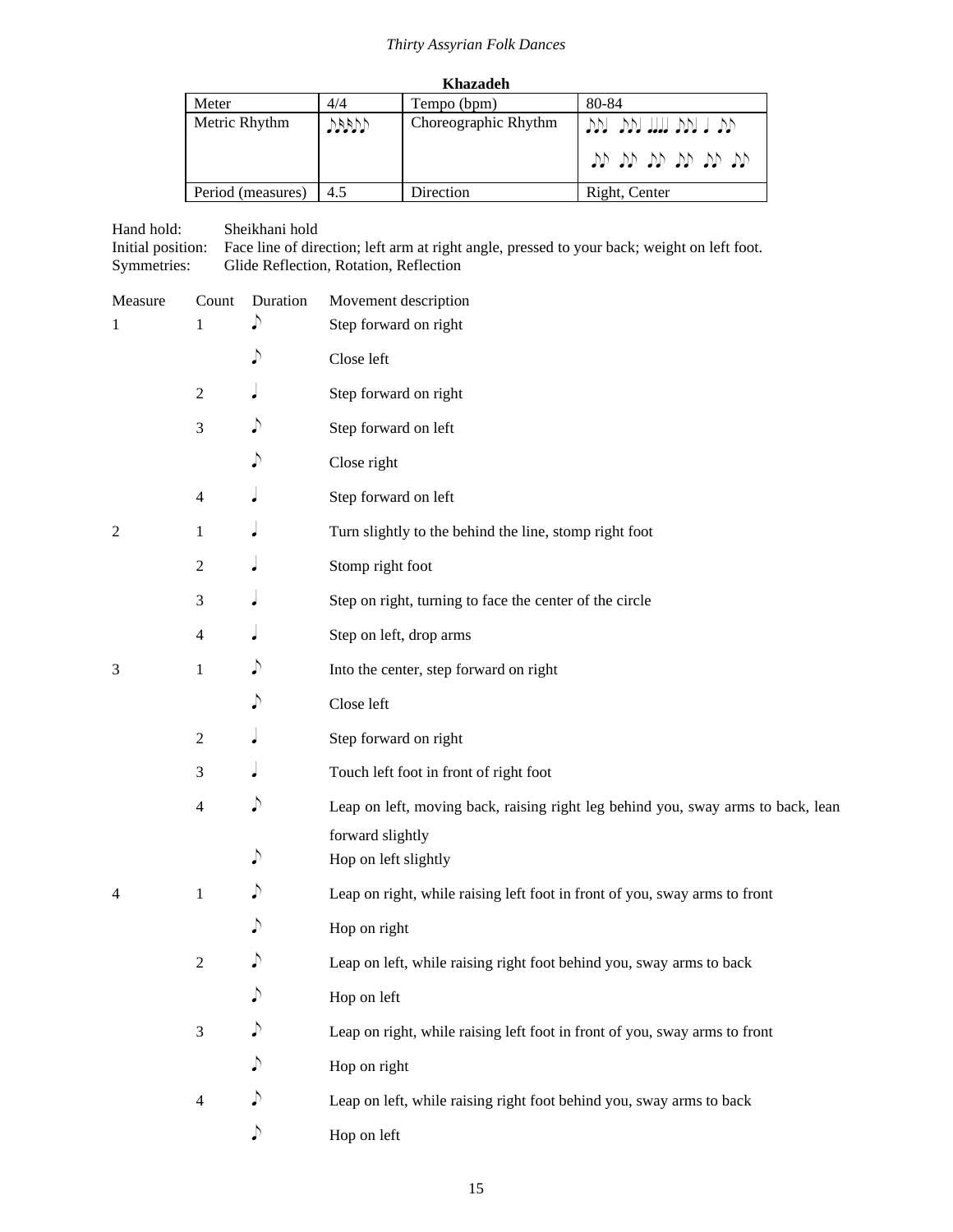## Khazadeh

| Meter | 4/4 | Tempo (bpm) | 80-84 |
|---|---|---|---|
| Metric Rhythm | ♪♪♪♪♪ | Choreographic Rhythm | ♪♪♩ ♪♪♩ ♩♩♩♩ ♪♪♩ ♩ ♪♪ ♪♪ ♪♪ ♪♪ ♪♪ ♪♪ ♪♪ |
| Period (measures) | 4.5 | Direction | Right, Center |

Hand hold: Sheikhani hold
Initial position: Face line of direction; left arm at right angle, pressed to your back; weight on left foot.
Symmetries: Glide Reflection, Rotation, Reflection

| Measure | Count | Duration | Movement description |
|---|---|---|---|
| 1 | 1 | ♪ | Step forward on right |
| | | ♪ | Close left |
| | 2 | ♩ | Step forward on right |
| | 3 | ♪ | Step forward on left |
| | | ♪ | Close right |
| | 4 | ♩ | Step forward on left |
| 2 | 1 | ♩ | Turn slightly to the behind the line, stomp right foot |
| | 2 | ♩ | Stomp right foot |
| | 3 | ♩ | Step on right, turning to face the center of the circle |
| | 4 | ♩ | Step on left, drop arms |
| 3 | 1 | ♪ | Into the center, step forward on right |
| | | ♪ | Close left |
| | 2 | ♩ | Step forward on right |
| | 3 | ♩ | Touch left foot in front of right foot |
| | 4 | ♪ | Leap on left, moving back, raising right leg behind you, sway arms to back, lean forward slightly |
| | | ♪ | Hop on left slightly |
| 4 | 1 | ♪ | Leap on right, while raising left foot in front of you, sway arms to front |
| | | ♪ | Hop on right |
| | 2 | ♪ | Leap on left, while raising right foot behind you, sway arms to back |
| | | ♪ | Hop on left |
| | 3 | ♪ | Leap on right, while raising left foot in front of you, sway arms to front |
| | | ♪ | Hop on right |
| | 4 | ♪ | Leap on left, while raising right foot behind you, sway arms to back |
| | | ♪ | Hop on left |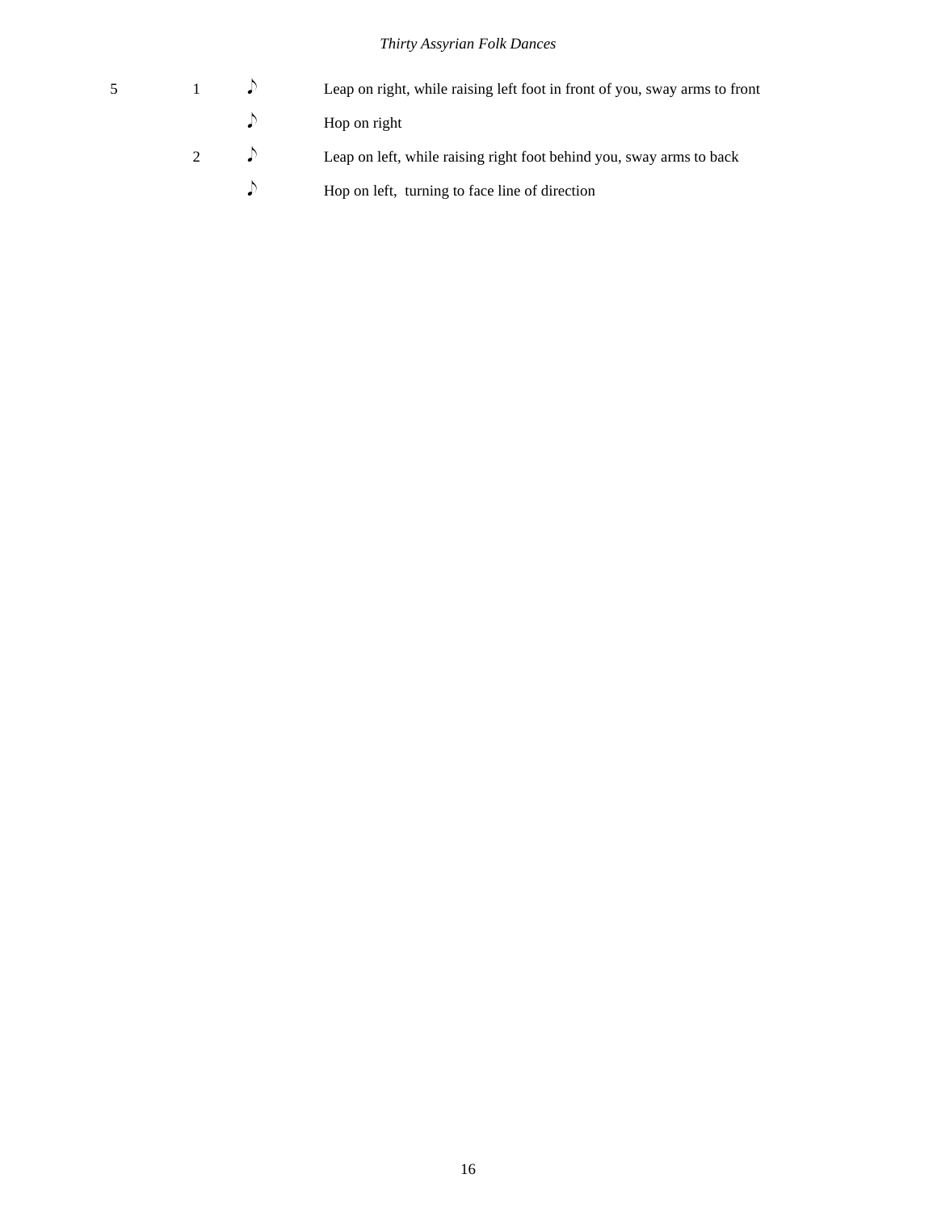| | | | |
|---|---|---|---|
| 5 | 1 | ♪ | Leap on right, while raising left foot in front of you, sway arms to front |
| | | ♪ | Hop on right |
| | 2 | ♪ | Leap on left, while raising right foot behind you, sway arms to back |
| | | ♪ | Hop on left, turning to face line of direction |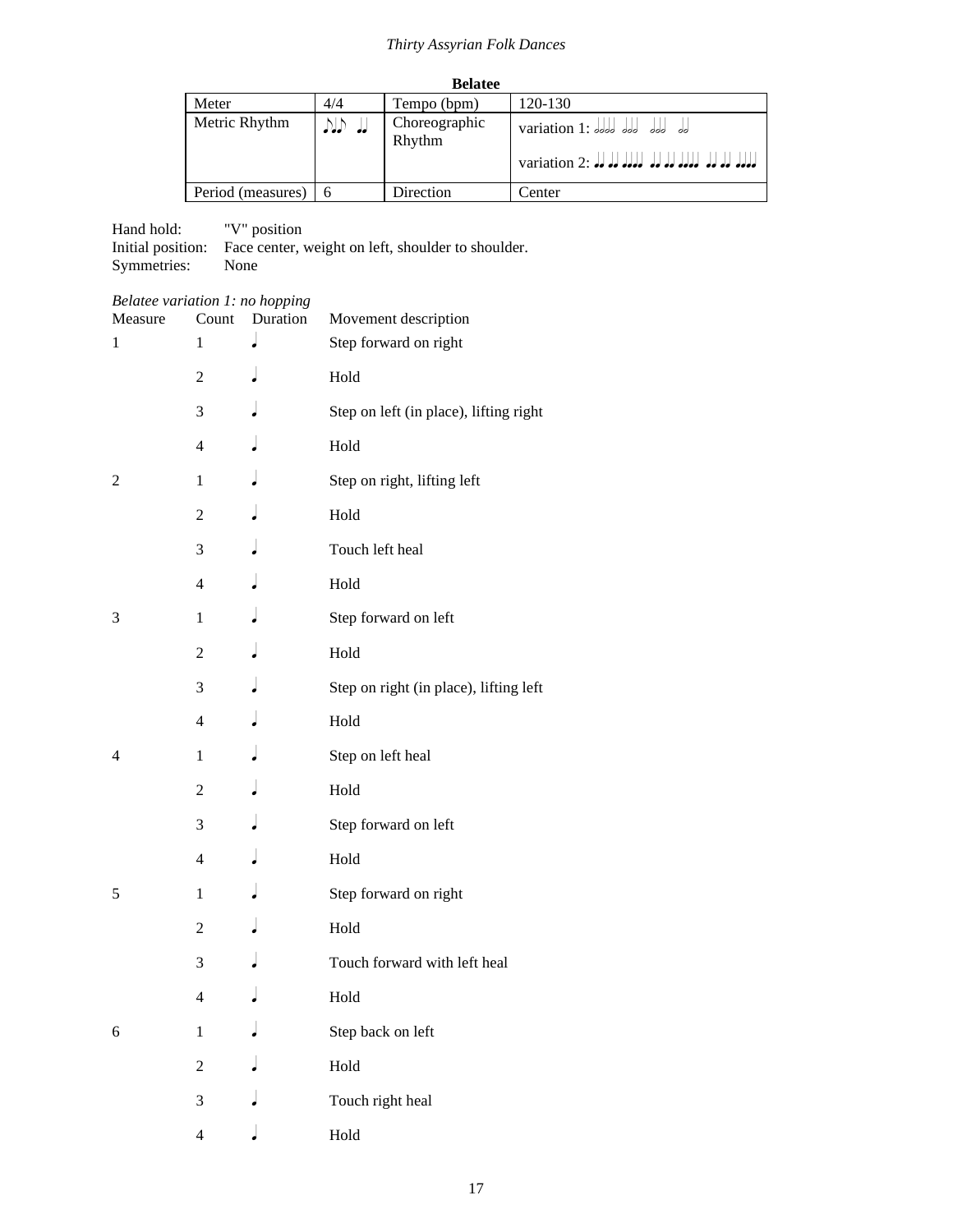**Belatee**

| Meter | 4/4 | Tempo (bpm) | 120-130 |
|---|---|---|---|
| Metric Rhythm | ♪♩♪ ♩ | Choreographic Rhythm | variation 1: 𝅗𝅥𝅗𝅥𝅗𝅥𝅗𝅥 𝅗𝅥𝅗𝅥𝅗𝅥 𝅗𝅥𝅗𝅥𝅗𝅥 𝅗𝅥𝅗𝅥<br>variation 2: ♩♩ ♩♩ ♩♩♩♩ ♩♩ ♩♩ ♩♩♩♩ ♩♩ ♩♩ ♩♩♩♩ |
| Period (measures) | 6 | Direction | Center |

Hand hold: "V" position
Initial position: Face center, weight on left, shoulder to shoulder.
Symmetries: None

*Belatee variation 1: no hopping*

| Measure | Count | Duration | Movement description |
|---|---|---|---|
| 1 | 1 | ♩ | Step forward on right |
| | 2 | ♩ | Hold |
| | 3 | ♩ | Step on left (in place), lifting right |
| | 4 | ♩ | Hold |
| 2 | 1 | ♩ | Step on right, lifting left |
| | 2 | ♩ | Hold |
| | 3 | ♩ | Touch left heal |
| | 4 | ♩ | Hold |
| 3 | 1 | ♩ | Step forward on left |
| | 2 | ♩ | Hold |
| | 3 | ♩ | Step on right (in place), lifting left |
| | 4 | ♩ | Hold |
| 4 | 1 | ♩ | Step on left heal |
| | 2 | ♩ | Hold |
| | 3 | ♩ | Step forward on left |
| | 4 | ♩ | Hold |
| 5 | 1 | ♩ | Step forward on right |
| | 2 | ♩ | Hold |
| | 3 | ♩ | Touch forward with left heal |
| | 4 | ♩ | Hold |
| 6 | 1 | ♩ | Step back on left |
| | 2 | ♩ | Hold |
| | 3 | ♩ | Touch right heal |
| | 4 | ♩ | Hold |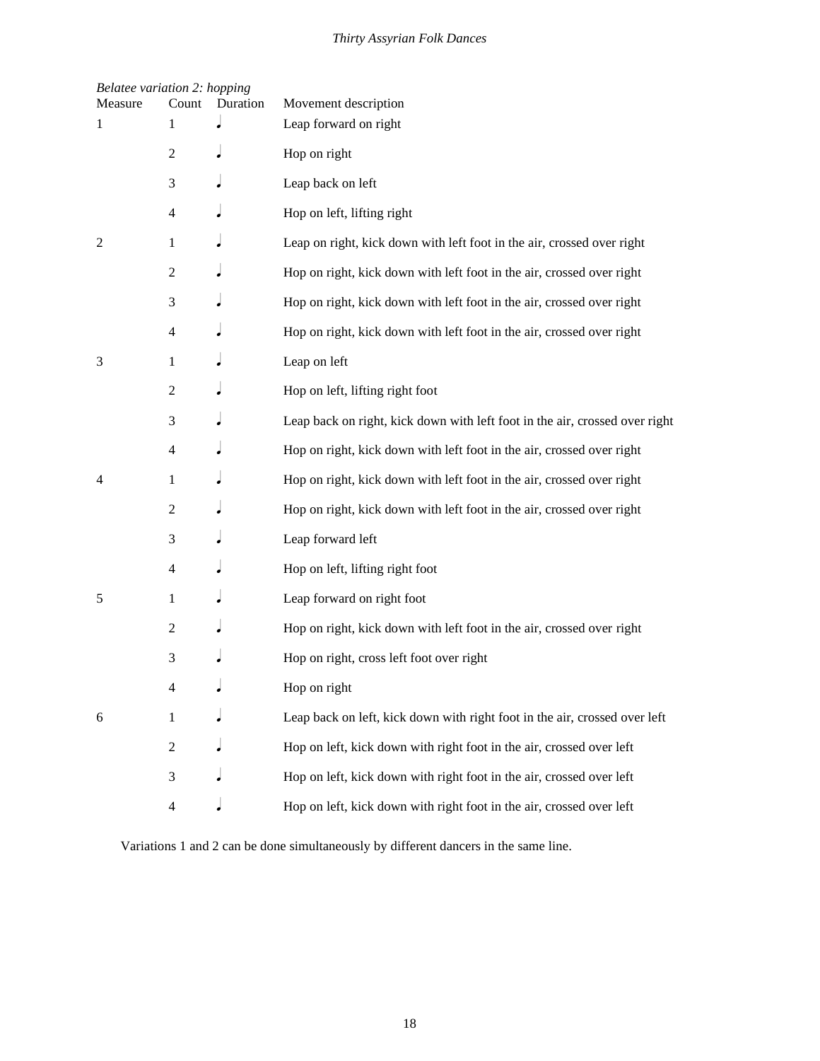*Belatee variation 2: hopping*

| Measure | Count | Duration | Movement description |
|---|---|---|---|
| 1 | 1 | ♩ | Leap forward on right |
| | 2 | ♩ | Hop on right |
| | 3 | ♩ | Leap back on left |
| | 4 | ♩ | Hop on left, lifting right |
| 2 | 1 | ♩ | Leap on right, kick down with left foot in the air, crossed over right |
| | 2 | ♩ | Hop on right, kick down with left foot in the air, crossed over right |
| | 3 | ♩ | Hop on right, kick down with left foot in the air, crossed over right |
| | 4 | ♩ | Hop on right, kick down with left foot in the air, crossed over right |
| 3 | 1 | ♩ | Leap on left |
| | 2 | ♩ | Hop on left, lifting right foot |
| | 3 | ♩ | Leap back on right, kick down with left foot in the air, crossed over right |
| | 4 | ♩ | Hop on right, kick down with left foot in the air, crossed over right |
| 4 | 1 | ♩ | Hop on right, kick down with left foot in the air, crossed over right |
| | 2 | ♩ | Hop on right, kick down with left foot in the air, crossed over right |
| | 3 | ♩ | Leap forward left |
| | 4 | ♩ | Hop on left, lifting right foot |
| 5 | 1 | ♩ | Leap forward on right foot |
| | 2 | ♩ | Hop on right, kick down with left foot in the air, crossed over right |
| | 3 | ♩ | Hop on right, cross left foot over right |
| | 4 | ♩ | Hop on right |
| 6 | 1 | ♩ | Leap back on left, kick down with right foot in the air, crossed over left |
| | 2 | ♩ | Hop on left, kick down with right foot in the air, crossed over left |
| | 3 | ♩ | Hop on left, kick down with right foot in the air, crossed over left |
| | 4 | ♩ | Hop on left, kick down with right foot in the air, crossed over left |

Variations 1 and 2 can be done simultaneously by different dancers in the same line.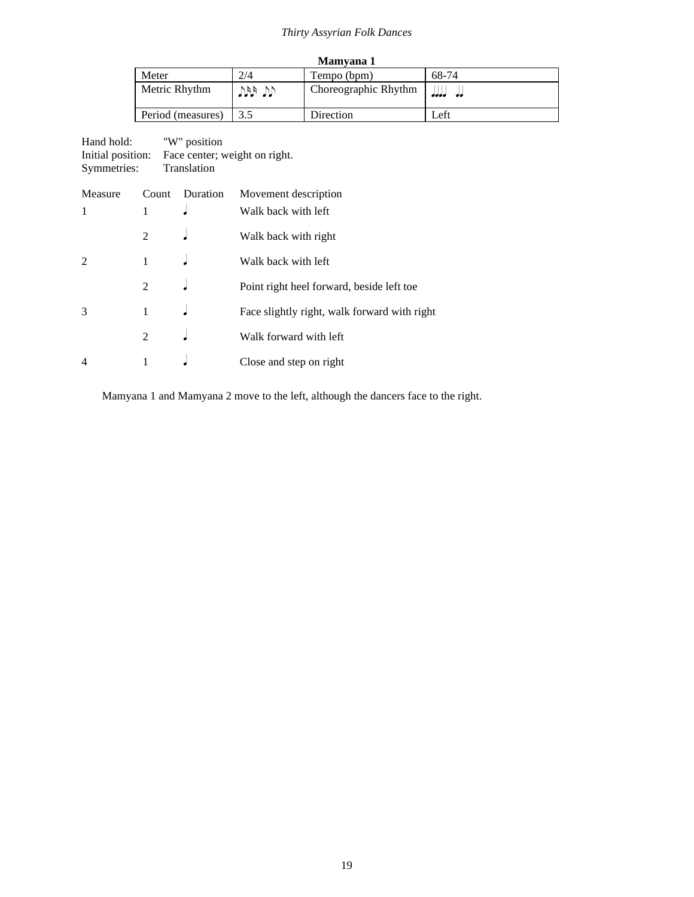**Mamyana 1**

| Meter | 2/4 | Tempo (bpm) | 68-74 |
|---|---|---|---|
| Metric Rhythm | ♪♪♬ ♪♪ | Choreographic Rhythm | ♩♩♩ ♩♩ |
| Period (measures) | 3.5 | Direction | Left |

Hand hold: "W" position
Initial position: Face center; weight on right.
Symmetries: Translation

| Measure | Count | Duration | Movement description |
|---|---|---|---|
| 1 | 1 | ♩ | Walk back with left |
| | 2 | ♩ | Walk back with right |
| 2 | 1 | ♩ | Walk back with left |
| | 2 | ♩ | Point right heel forward, beside left toe |
| 3 | 1 | ♩ | Face slightly right, walk forward with right |
| | 2 | ♩ | Walk forward with left |
| 4 | 1 | ♩ | Close and step on right |

Mamyana 1 and Mamyana 2 move to the left, although the dancers face to the right.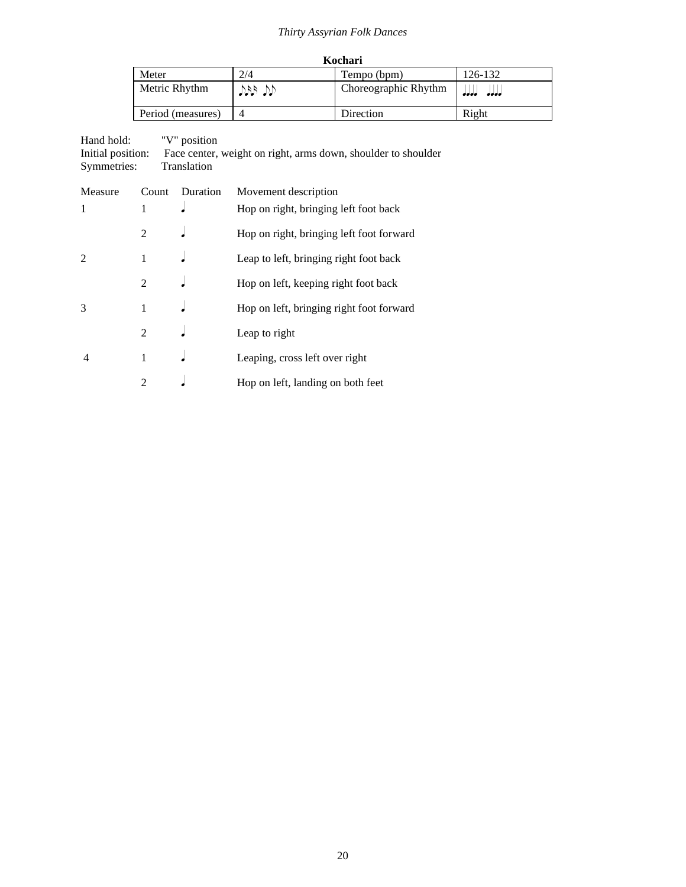**Kochari**

| Meter | 2/4 | Tempo (bpm) | 126-132 |
|---|---|---|---|
| Metric Rhythm | ♪♪♬ ♪♪ | Choreographic Rhythm | ♩♩♩♩ ♩♩♩♩ |
| Period (measures) | 4 | Direction | Right |

Hand hold: "V" position
Initial position: Face center, weight on right, arms down, shoulder to shoulder
Symmetries: Translation

| Measure | Count | Duration | Movement description |
|---|---|---|---|
| 1 | 1 | ♩ | Hop on right, bringing left foot back |
| | 2 | ♩ | Hop on right, bringing left foot forward |
| 2 | 1 | ♩ | Leap to left, bringing right foot back |
| | 2 | ♩ | Hop on left, keeping right foot back |
| 3 | 1 | ♩ | Hop on left, bringing right foot forward |
| | 2 | ♩ | Leap to right |
| 4 | 1 | ♩ | Leaping, cross left over right |
| | 2 | ♩ | Hop on left, landing on both feet |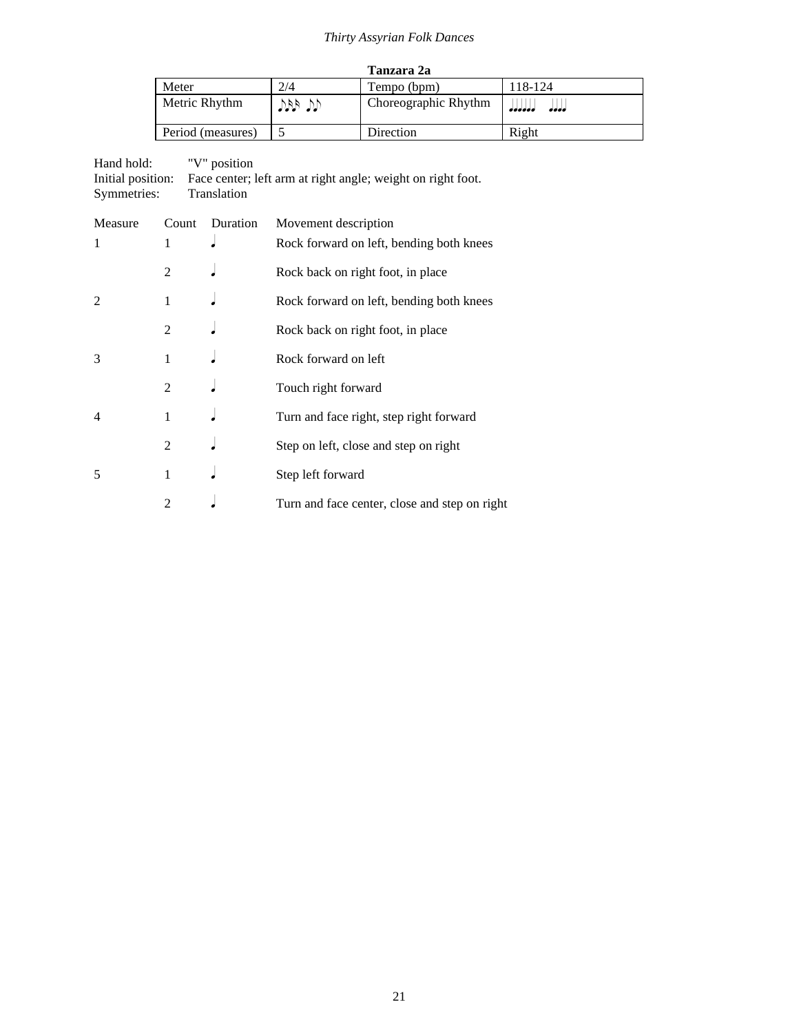**Tanzara 2a**

| Meter | 2/4 | Tempo (bpm) | 118-124 |
|---|---|---|---|
| Metric Rhythm | ♪♬ ♪♪ | Choreographic Rhythm | ♩♩♩♩♩ ♩♩♩ |
| Period (measures) | 5 | Direction | Right |

Hand hold: "V" position
Initial position: Face center; left arm at right angle; weight on right foot.
Symmetries: Translation

| Measure | Count | Duration | Movement description |
|---|---|---|---|
| 1 | 1 | ♩ | Rock forward on left, bending both knees |
| | 2 | ♩ | Rock back on right foot, in place |
| 2 | 1 | ♩ | Rock forward on left, bending both knees |
| | 2 | ♩ | Rock back on right foot, in place |
| 3 | 1 | ♩ | Rock forward on left |
| | 2 | ♩ | Touch right forward |
| 4 | 1 | ♩ | Turn and face right, step right forward |
| | 2 | ♩ | Step on left, close and step on right |
| 5 | 1 | ♩ | Step left forward |
| | 2 | ♩ | Turn and face center, close and step on right |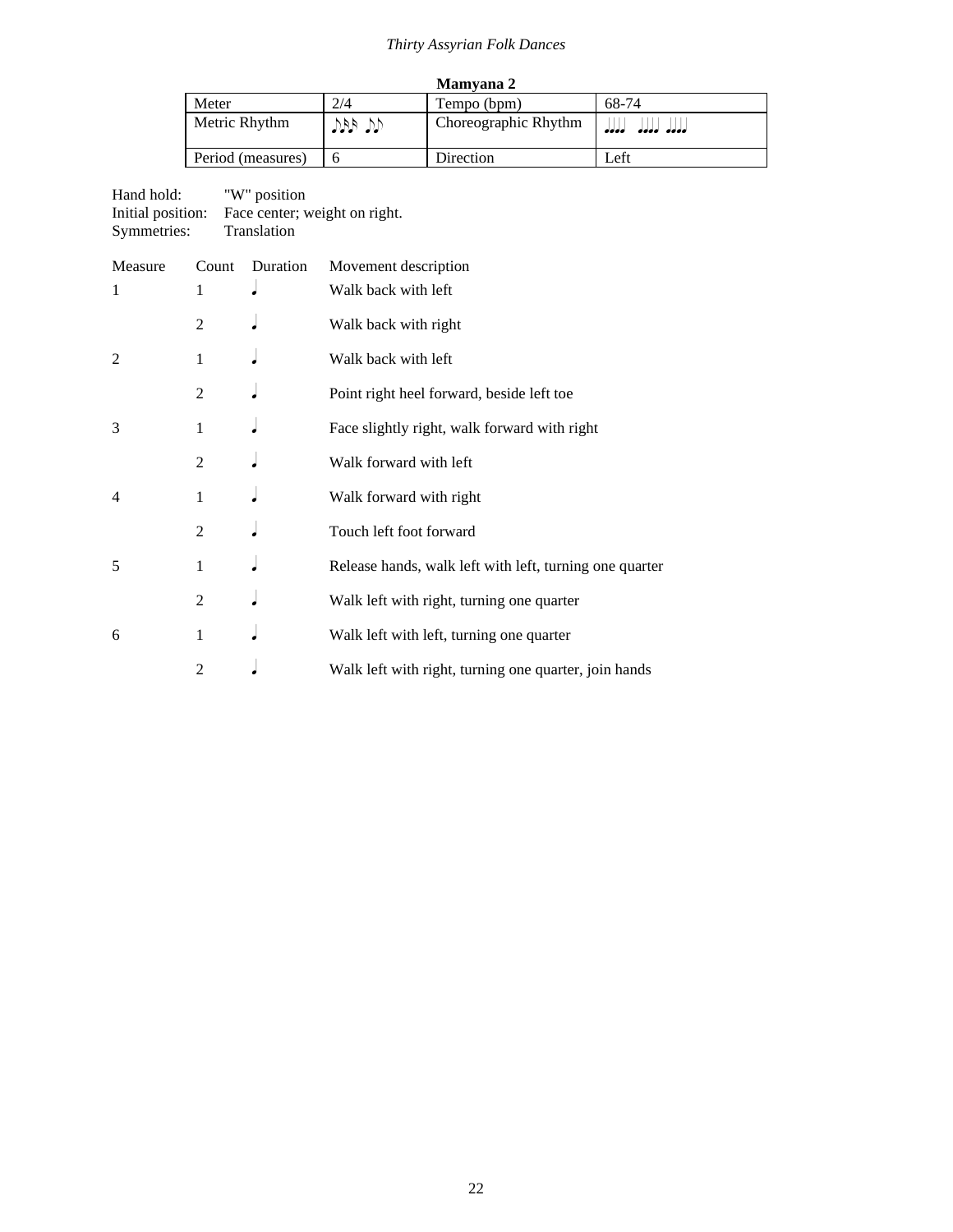## Mamyana 2

| Meter | 2/4 | Tempo (bpm) | 68-74 |
|---|---|---|---|
| Metric Rhythm | ♪♬ ♪♪ | Choreographic Rhythm | ♩♩♩ ♩♩♩ ♩♩♩ |
| Period (measures) | 6 | Direction | Left |

Hand hold: "W" position
Initial position: Face center; weight on right.
Symmetries: Translation

| Measure | Count | Duration | Movement description |
|---|---|---|---|
| 1 | 1 | ♩ | Walk back with left |
| | 2 | ♩ | Walk back with right |
| 2 | 1 | ♩ | Walk back with left |
| | 2 | ♩ | Point right heel forward, beside left toe |
| 3 | 1 | ♩ | Face slightly right, walk forward with right |
| | 2 | ♩ | Walk forward with left |
| 4 | 1 | ♩ | Walk forward with right |
| | 2 | ♩ | Touch left foot forward |
| 5 | 1 | ♩ | Release hands, walk left with left, turning one quarter |
| | 2 | ♩ | Walk left with right, turning one quarter |
| 6 | 1 | ♩ | Walk left with left, turning one quarter |
| | 2 | ♩ | Walk left with right, turning one quarter, join hands |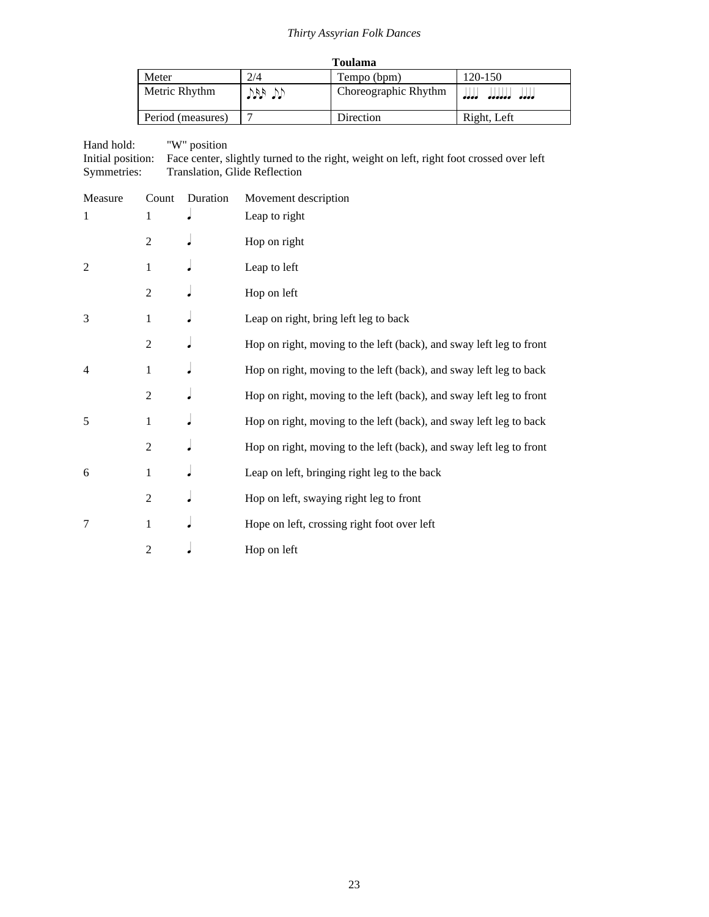## Toulama

| Meter | 2/4 | Tempo (bpm) | 120-150 |
|---|---|---|---|
| Metric Rhythm | ♪♬ ♪♪ | Choreographic Rhythm | ♩♩♩ ♩♩♩♩♩ ♩♩♩ |
| Period (measures) | 7 | Direction | Right, Left |

Hand hold: "W" position
Initial position: Face center, slightly turned to the right, weight on left, right foot crossed over left
Symmetries: Translation, Glide Reflection

| Measure | Count | Duration | Movement description |
|---|---|---|---|
| 1 | 1 | ♩ | Leap to right |
| | 2 | ♩ | Hop on right |
| 2 | 1 | ♩ | Leap to left |
| | 2 | ♩ | Hop on left |
| 3 | 1 | ♩ | Leap on right, bring left leg to back |
| | 2 | ♩ | Hop on right, moving to the left (back), and sway left leg to front |
| 4 | 1 | ♩ | Hop on right, moving to the left (back), and sway left leg to back |
| | 2 | ♩ | Hop on right, moving to the left (back), and sway left leg to front |
| 5 | 1 | ♩ | Hop on right, moving to the left (back), and sway left leg to back |
| | 2 | ♩ | Hop on right, moving to the left (back), and sway left leg to front |
| 6 | 1 | ♩ | Leap on left, bringing right leg to the back |
| | 2 | ♩ | Hop on left, swaying right leg to front |
| 7 | 1 | ♩ | Hope on left, crossing right foot over left |
| | 2 | ♩ | Hop on left |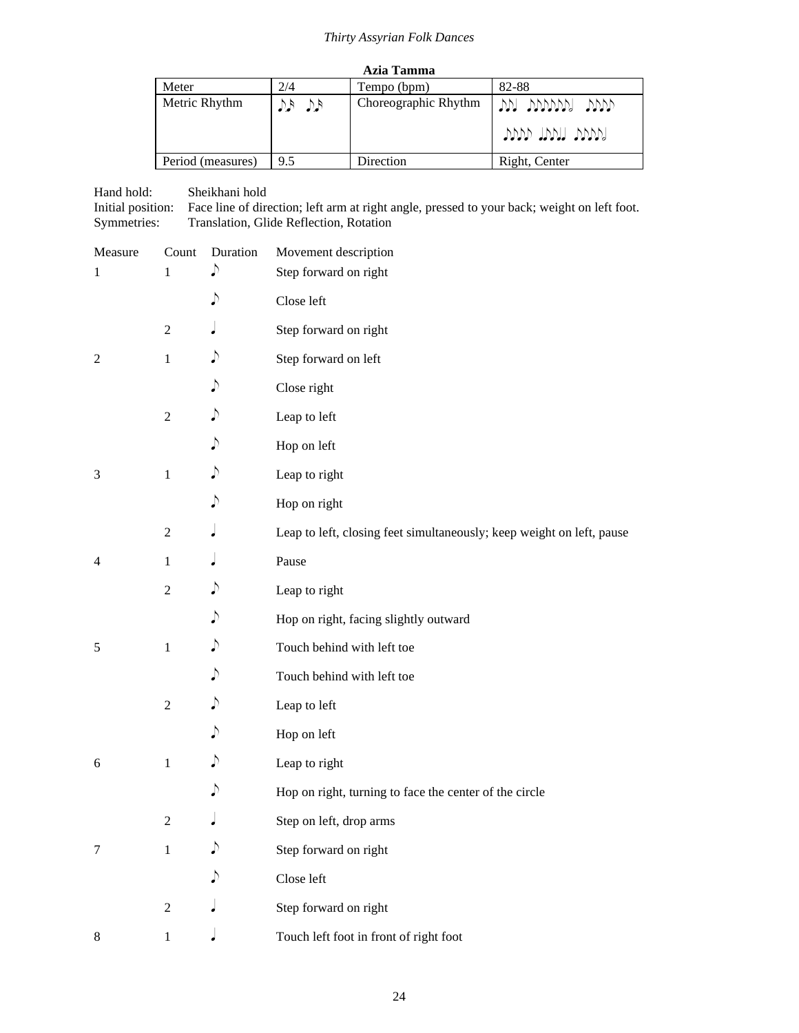**Azia Tamma**

| Meter | 2/4 | Tempo (bpm) | 82-88 |
|---|---|---|---|
| Metric Rhythm | ♪♬ ♪♬ | Choreographic Rhythm | ♪♪♩ ♪♪♪♪♪♪𝅗𝅥 ♪♪♪♪ ♪♪♪♪ ♩♪♪♩ ♪♪♪♪𝅗𝅥 |
| Period (measures) | 9.5 | Direction | Right, Center |

Hand hold: Sheikhani hold
Initial position: Face line of direction; left arm at right angle, pressed to your back; weight on left foot.
Symmetries: Translation, Glide Reflection, Rotation

| Measure | Count | Duration | Movement description |
|---|---|---|---|
| 1 | 1 | ♪ | Step forward on right |
| | | ♪ | Close left |
| | 2 | ♩ | Step forward on right |
| 2 | 1 | ♪ | Step forward on left |
| | | ♪ | Close right |
| | 2 | ♪ | Leap to left |
| | | ♪ | Hop on left |
| 3 | 1 | ♪ | Leap to right |
| | | ♪ | Hop on right |
| | 2 | ♩ | Leap to left, closing feet simultaneously; keep weight on left, pause |
| 4 | 1 | ♩ | Pause |
| | 2 | ♪ | Leap to right |
| | | ♪ | Hop on right, facing slightly outward |
| 5 | 1 | ♪ | Touch behind with left toe |
| | | ♪ | Touch behind with left toe |
| | 2 | ♪ | Leap to left |
| | | ♪ | Hop on left |
| 6 | 1 | ♪ | Leap to right |
| | | ♪ | Hop on right, turning to face the center of the circle |
| | 2 | ♩ | Step on left, drop arms |
| 7 | 1 | ♪ | Step forward on right |
| | | ♪ | Close left |
| | 2 | ♩ | Step forward on right |
| 8 | 1 | ♩ | Touch left foot in front of right foot |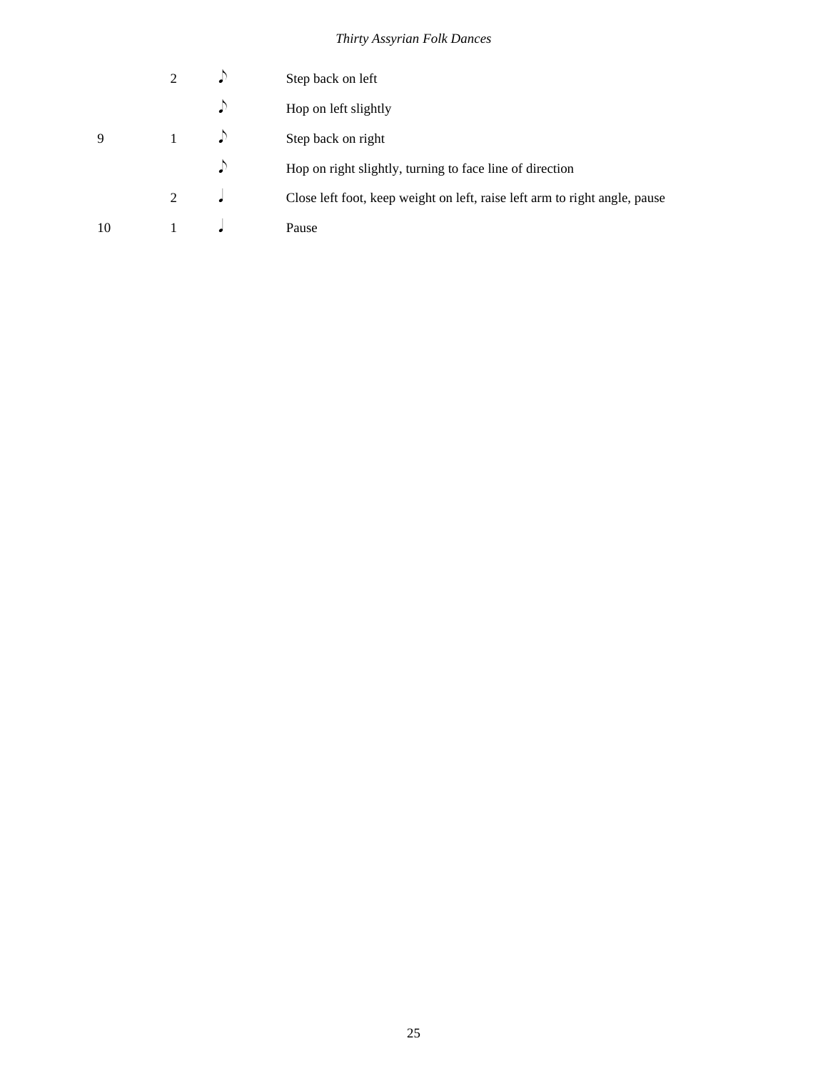| | | | |
|---|---|---|---|
| | 2 | ♪ | Step back on left |
| | | ♪ | Hop on left slightly |
| 9 | 1 | ♪ | Step back on right |
| | | ♪ | Hop on right slightly, turning to face line of direction |
| | 2 | ♩ | Close left foot, keep weight on left, raise left arm to right angle, pause |
| 10 | 1 | ♩ | Pause |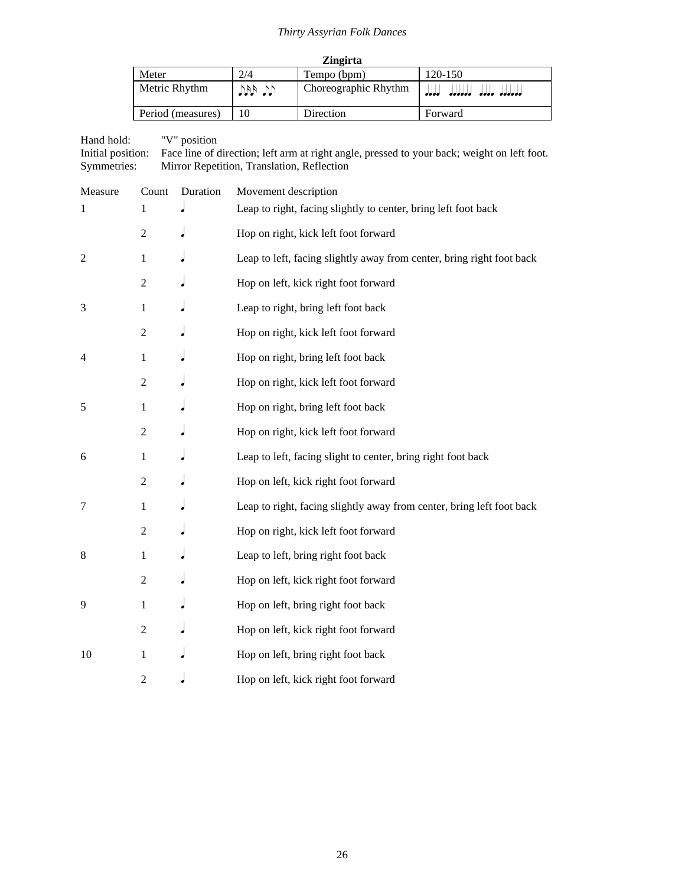**Zingirta**

| Meter | 2/4 | Tempo (bpm) | 120-150 |
|---|---|---|---|
| Metric Rhythm | ♪♬ ♪♪ | Choreographic Rhythm | ♩♩♩♩ ♩♩♩♩♩ ♩♩♩♩ ♩♩♩♩♩ |
| Period (measures) | 10 | Direction | Forward |

Hand hold: "V" position
Initial position: Face line of direction; left arm at right angle, pressed to your back; weight on left foot.
Symmetries: Mirror Repetition, Translation, Reflection

| Measure | Count | Duration | Movement description |
|---|---|---|---|
| 1 | 1 | ♩ | Leap to right, facing slightly to center, bring left foot back |
| | 2 | ♩ | Hop on right, kick left foot forward |
| 2 | 1 | ♩ | Leap to left, facing slightly away from center, bring right foot back |
| | 2 | ♩ | Hop on left, kick right foot forward |
| 3 | 1 | ♩ | Leap to right, bring left foot back |
| | 2 | ♩ | Hop on right, kick left foot forward |
| 4 | 1 | ♩ | Hop on right, bring left foot back |
| | 2 | ♩ | Hop on right, kick left foot forward |
| 5 | 1 | ♩ | Hop on right, bring left foot back |
| | 2 | ♩ | Hop on right, kick left foot forward |
| 6 | 1 | ♩ | Leap to left, facing slight to center, bring right foot back |
| | 2 | ♩ | Hop on left, kick right foot forward |
| 7 | 1 | ♩ | Leap to right, facing slightly away from center, bring left foot back |
| | 2 | ♩ | Hop on right, kick left foot forward |
| 8 | 1 | ♩ | Leap to left, bring right foot back |
| | 2 | ♩ | Hop on left, kick right foot forward |
| 9 | 1 | ♩ | Hop on left, bring right foot back |
| | 2 | ♩ | Hop on left, kick right foot forward |
| 10 | 1 | ♩ | Hop on left, bring right foot back |
| | 2 | ♩ | Hop on left, kick right foot forward |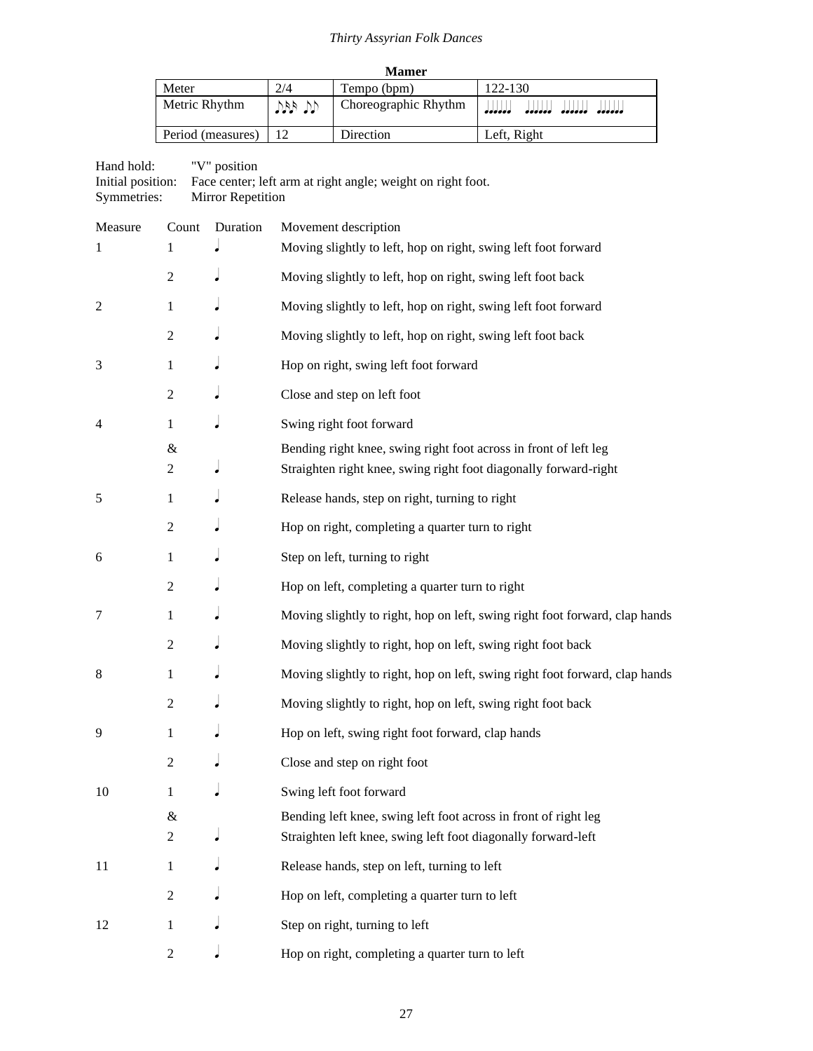**Mamer**

| Meter | 2/4 | Tempo (bpm) | 122-130 |
|---|---|---|---|
| Metric Rhythm | ♪♪♪ ♪♪ | Choreographic Rhythm | ♩♩♩♩♩ ♩♩♩♩♩ ♩♩♩♩♩ ♩♩♩♩♩ |
| Period (measures) | 12 | Direction | Left, Right |

Hand hold: "V" position
Initial position: Face center; left arm at right angle; weight on right foot.
Symmetries: Mirror Repetition

| Measure | Count | Duration | Movement description |
|---|---|---|---|
| 1 | 1 | ♩ | Moving slightly to left, hop on right, swing left foot forward |
| | 2 | ♩ | Moving slightly to left, hop on right, swing left foot back |
| 2 | 1 | ♩ | Moving slightly to left, hop on right, swing left foot forward |
| | 2 | ♩ | Moving slightly to left, hop on right, swing left foot back |
| 3 | 1 | ♩ | Hop on right, swing left foot forward |
| | 2 | ♩ | Close and step on left foot |
| 4 | 1 | ♩ | Swing right foot forward |
| | & | | Bending right knee, swing right foot across in front of left leg |
| | 2 | ♩ | Straighten right knee, swing right foot diagonally forward-right |
| 5 | 1 | ♩ | Release hands, step on right, turning to right |
| | 2 | ♩ | Hop on right, completing a quarter turn to right |
| 6 | 1 | ♩ | Step on left, turning to right |
| | 2 | ♩ | Hop on left, completing a quarter turn to right |
| 7 | 1 | ♩ | Moving slightly to right, hop on left, swing right foot forward, clap hands |
| | 2 | ♩ | Moving slightly to right, hop on left, swing right foot back |
| 8 | 1 | ♩ | Moving slightly to right, hop on left, swing right foot forward, clap hands |
| | 2 | ♩ | Moving slightly to right, hop on left, swing right foot back |
| 9 | 1 | ♩ | Hop on left, swing right foot forward, clap hands |
| | 2 | ♩ | Close and step on right foot |
| 10 | 1 | ♩ | Swing left foot forward |
| | & | | Bending left knee, swing left foot across in front of right leg |
| | 2 | ♩ | Straighten left knee, swing left foot diagonally forward-left |
| 11 | 1 | ♩ | Release hands, step on left, turning to left |
| | 2 | ♩ | Hop on left, completing a quarter turn to left |
| 12 | 1 | ♩ | Step on right, turning to left |
| | 2 | ♩ | Hop on right, completing a quarter turn to left |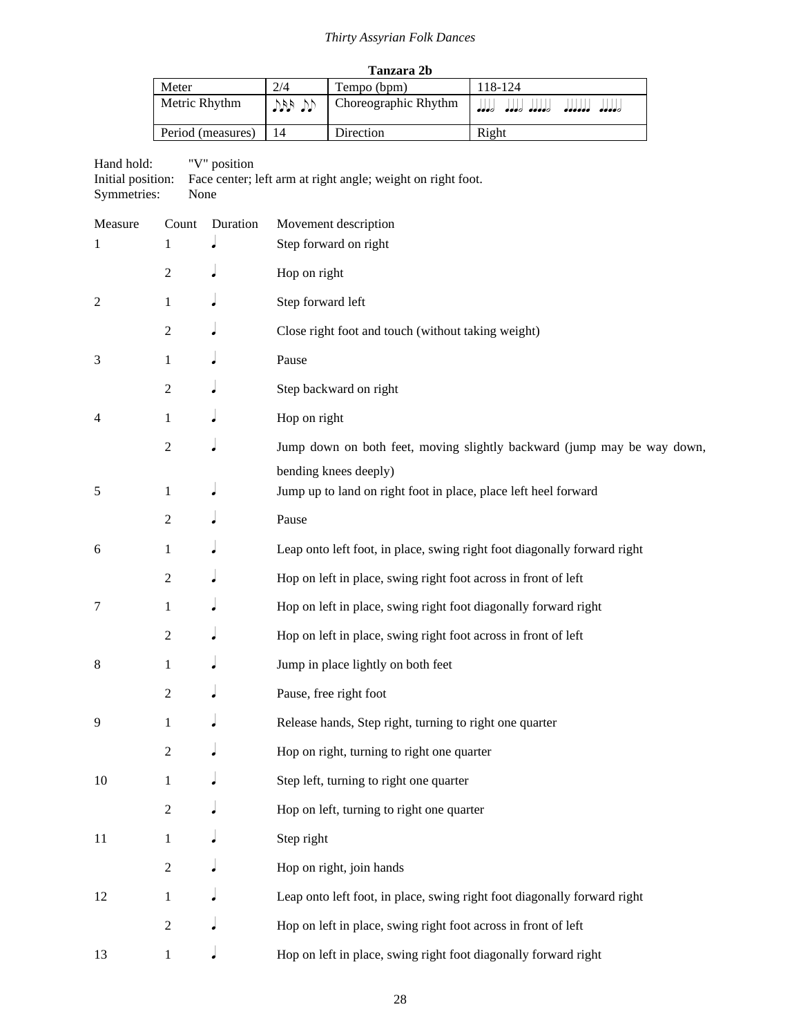**Tanzara 2b**

| Meter | 2/4 | Tempo (bpm) | 118-124 |
|---|---|---|---|
| Metric Rhythm | ♪♪♬ ♪♪ | Choreographic Rhythm | ♩♩♩ ♩♩𝅗𝅥 ♩♩♩𝅗𝅥 ♩♩♩♩ ♩♩♩♩♩♩ ♩♩♩𝅗𝅥 |
| Period (measures) | 14 | Direction | Right |

Hand hold: "V" position
Initial position: Face center; left arm at right angle; weight on right foot.
Symmetries: None

| Measure | Count | Duration | Movement description |
|---|---|---|---|
| 1 | 1 | ♩ | Step forward on right |
| | 2 | ♩ | Hop on right |
| 2 | 1 | ♩ | Step forward left |
| | 2 | ♩ | Close right foot and touch (without taking weight) |
| 3 | 1 | ♩ | Pause |
| | 2 | ♩ | Step backward on right |
| 4 | 1 | ♩ | Hop on right |
| | 2 | ♩ | Jump down on both feet, moving slightly backward (jump may be way down, bending knees deeply) |
| 5 | 1 | ♩ | Jump up to land on right foot in place, place left heel forward |
| | 2 | ♩ | Pause |
| 6 | 1 | ♩ | Leap onto left foot, in place, swing right foot diagonally forward right |
| | 2 | ♩ | Hop on left in place, swing right foot across in front of left |
| 7 | 1 | ♩ | Hop on left in place, swing right foot diagonally forward right |
| | 2 | ♩ | Hop on left in place, swing right foot across in front of left |
| 8 | 1 | ♩ | Jump in place lightly on both feet |
| | 2 | ♩ | Pause, free right foot |
| 9 | 1 | ♩ | Release hands, Step right, turning to right one quarter |
| | 2 | ♩ | Hop on right, turning to right one quarter |
| 10 | 1 | ♩ | Step left, turning to right one quarter |
| | 2 | ♩ | Hop on left, turning to right one quarter |
| 11 | 1 | ♩ | Step right |
| | 2 | ♩ | Hop on right, join hands |
| 12 | 1 | ♩ | Leap onto left foot, in place, swing right foot diagonally forward right |
| | 2 | ♩ | Hop on left in place, swing right foot across in front of left |
| 13 | 1 | ♩ | Hop on left in place, swing right foot diagonally forward right |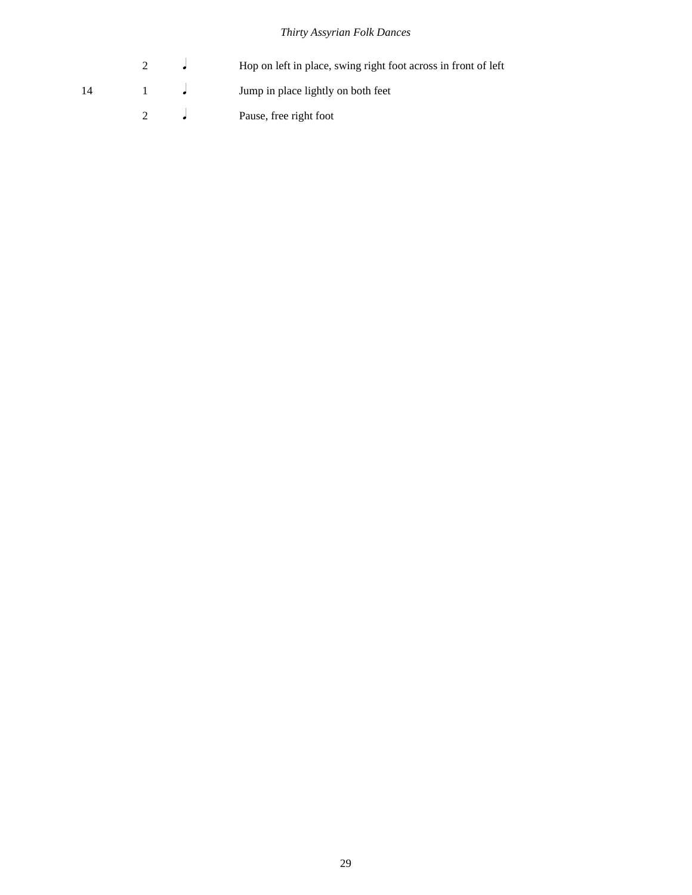| | | | |
|---|---|---|---|
| | 2 | ♩ | Hop on left in place, swing right foot across in front of left |
| 14 | 1 | ♩ | Jump in place lightly on both feet |
| | 2 | ♩ | Pause, free right foot |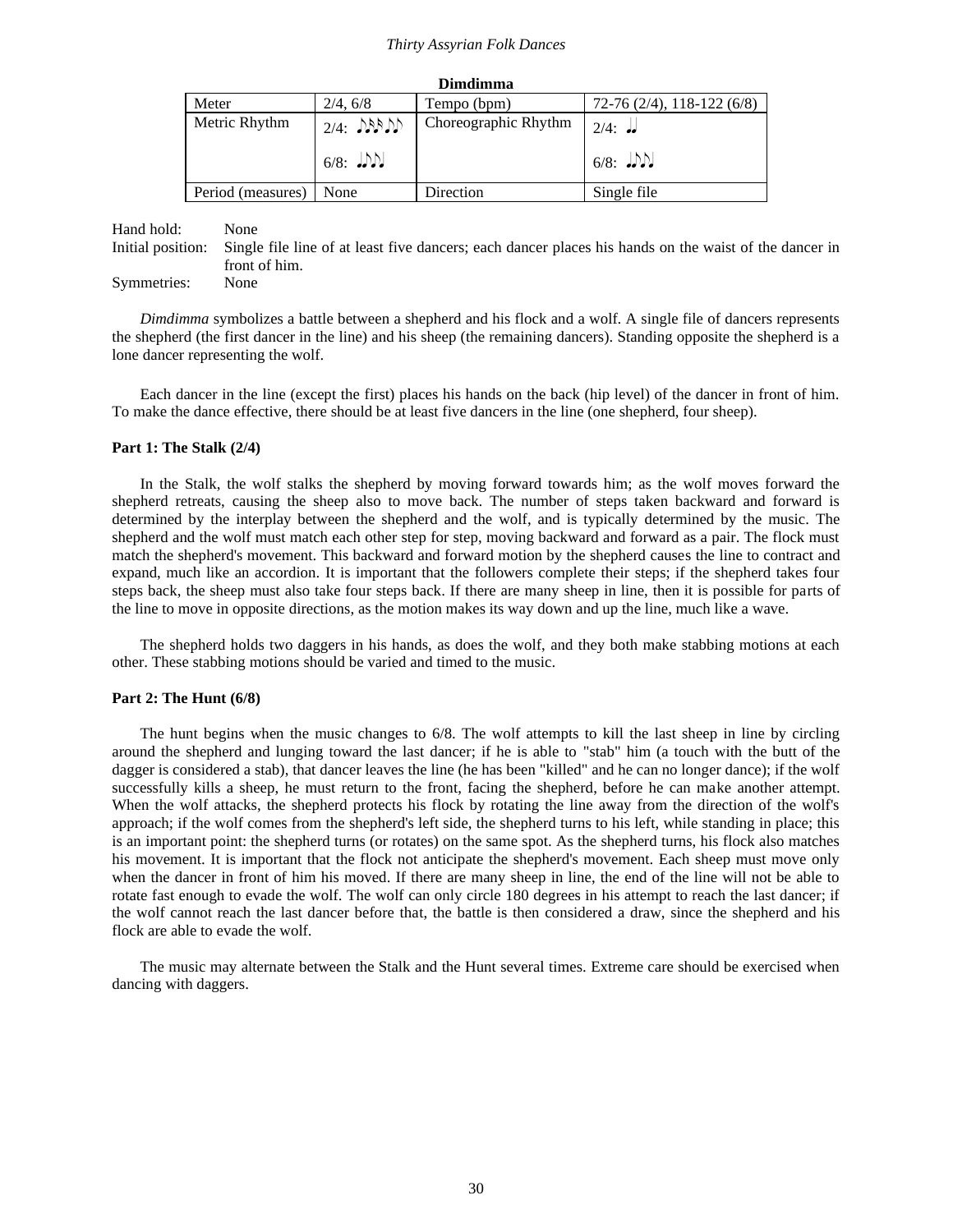| **Dimdimma** | | | |
|---|---|---|---|
| Meter | 2/4, 6/8 | Tempo (bpm) | 72-76 (2/4), 118-122 (6/8) |
| Metric Rhythm | 2/4: ♪♬♬♪♪<br>6/8: ♩♪♪ | Choreographic Rhythm | 2/4: ♩♩<br>6/8: ♩♪♪ |
| Period (measures) | None | Direction | Single file |

Hand hold: None
Initial position: Single file line of at least five dancers; each dancer places his hands on the waist of the dancer in front of him.
Symmetries: None

*Dimdimma* symbolizes a battle between a shepherd and his flock and a wolf. A single file of dancers represents the shepherd (the first dancer in the line) and his sheep (the remaining dancers). Standing opposite the shepherd is a lone dancer representing the wolf.

Each dancer in the line (except the first) places his hands on the back (hip level) of the dancer in front of him. To make the dance effective, there should be at least five dancers in the line (one shepherd, four sheep).

**Part 1: The Stalk (2/4)**

In the Stalk, the wolf stalks the shepherd by moving forward towards him; as the wolf moves forward the shepherd retreats, causing the sheep also to move back. The number of steps taken backward and forward is determined by the interplay between the shepherd and the wolf, and is typically determined by the music. The shepherd and the wolf must match each other step for step, moving backward and forward as a pair. The flock must match the shepherd's movement. This backward and forward motion by the shepherd causes the line to contract and expand, much like an accordion. It is important that the followers complete their steps; if the shepherd takes four steps back, the sheep must also take four steps back. If there are many sheep in line, then it is possible for parts of the line to move in opposite directions, as the motion makes its way down and up the line, much like a wave.

The shepherd holds two daggers in his hands, as does the wolf, and they both make stabbing motions at each other. These stabbing motions should be varied and timed to the music.

**Part 2: The Hunt (6/8)**

The hunt begins when the music changes to 6/8. The wolf attempts to kill the last sheep in line by circling around the shepherd and lunging toward the last dancer; if he is able to "stab" him (a touch with the butt of the dagger is considered a stab), that dancer leaves the line (he has been "killed" and he can no longer dance); if the wolf successfully kills a sheep, he must return to the front, facing the shepherd, before he can make another attempt. When the wolf attacks, the shepherd protects his flock by rotating the line away from the direction of the wolf's approach; if the wolf comes from the shepherd's left side, the shepherd turns to his left, while standing in place; this is an important point: the shepherd turns (or rotates) on the same spot. As the shepherd turns, his flock also matches his movement. It is important that the flock not anticipate the shepherd's movement. Each sheep must move only when the dancer in front of him his moved. If there are many sheep in line, the end of the line will not be able to rotate fast enough to evade the wolf. The wolf can only circle 180 degrees in his attempt to reach the last dancer; if the wolf cannot reach the last dancer before that, the battle is then considered a draw, since the shepherd and his flock are able to evade the wolf.

The music may alternate between the Stalk and the Hunt several times. Extreme care should be exercised when dancing with daggers.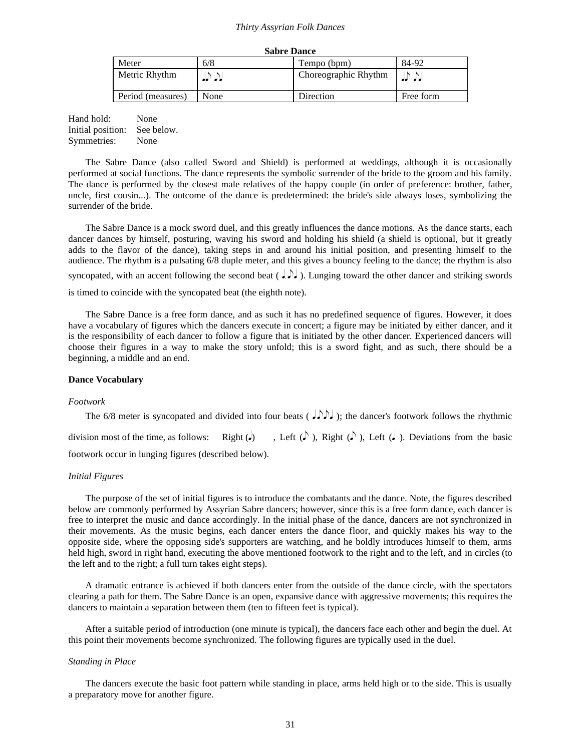**Sabre Dance**

| Meter | 6/8 | Tempo (bpm) | 84-92 |
|---|---|---|---|
| Metric Rhythm | ♩♪ ♪♩ | Choreographic Rhythm | ♩♪ ♪♩ |
| Period (measures) | None | Direction | Free form |

Hand hold: None
Initial position: See below.
Symmetries: None

The Sabre Dance (also called Sword and Shield) is performed at weddings, although it is occasionally performed at social functions. The dance represents the symbolic surrender of the bride to the groom and his family. The dance is performed by the closest male relatives of the happy couple (in order of preference: brother, father, uncle, first cousin...). The outcome of the dance is predetermined: the bride's side always loses, symbolizing the surrender of the bride.

The Sabre Dance is a mock sword duel, and this greatly influences the dance motions. As the dance starts, each dancer dances by himself, posturing, waving his sword and holding his shield (a shield is optional, but it greatly adds to the flavor of the dance), taking steps in and around his initial position, and presenting himself to the audience. The rhythm is a pulsating 6/8 duple meter, and this gives a bouncy feeling to the dance; the rhythm is also syncopated, with an accent following the second beat ( ♩.♪♩ ). Lunging toward the other dancer and striking swords is timed to coincide with the syncopated beat (the eighth note).

The Sabre Dance is a free form dance, and as such it has no predefined sequence of figures. However, it does have a vocabulary of figures which the dancers execute in concert; a figure may be initiated by either dancer, and it is the responsibility of each dancer to follow a figure that is initiated by the other dancer. Experienced dancers will choose their figures in a way to make the story unfold; this is a sword fight, and as such, there should be a beginning, a middle and an end.

**Dance Vocabulary**

*Footwork*

The 6/8 meter is syncopated and divided into four beats ( ♩♪♪♩ ); the dancer's footwork follows the rhythmic division most of the time, as follows: Right (♩), Left (♪), Right (♪), Left (♩). Deviations from the basic footwork occur in lunging figures (described below).

*Initial Figures*

The purpose of the set of initial figures is to introduce the combatants and the dance. Note, the figures described below are commonly performed by Assyrian Sabre dancers; however, since this is a free form dance, each dancer is free to interpret the music and dance accordingly. In the initial phase of the dance, dancers are not synchronized in their movements. As the music begins, each dancer enters the dance floor, and quickly makes his way to the opposite side, where the opposing side's supporters are watching, and he boldly introduces himself to them, arms held high, sword in right hand, executing the above mentioned footwork to the right and to the left, and in circles (to the left and to the right; a full turn takes eight steps).

A dramatic entrance is achieved if both dancers enter from the outside of the dance circle, with the spectators clearing a path for them. The Sabre Dance is an open, expansive dance with aggressive movements; this requires the dancers to maintain a separation between them (ten to fifteen feet is typical).

After a suitable period of introduction (one minute is typical), the dancers face each other and begin the duel. At this point their movements become synchronized. The following figures are typically used in the duel.

*Standing in Place*

The dancers execute the basic foot pattern while standing in place, arms held high or to the side. This is usually a preparatory move for another figure.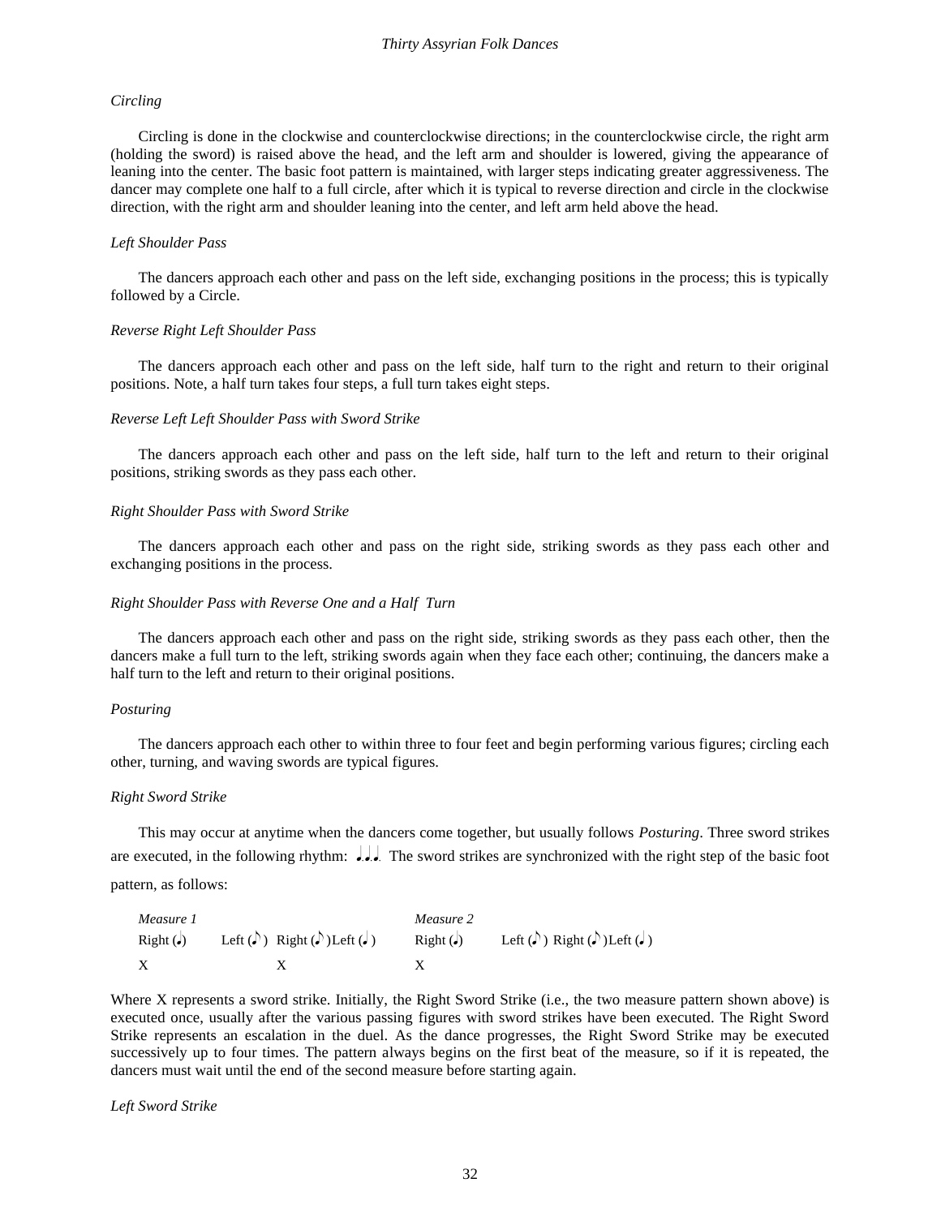*Circling*

Circling is done in the clockwise and counterclockwise directions; in the counterclockwise circle, the right arm (holding the sword) is raised above the head, and the left arm and shoulder is lowered, giving the appearance of leaning into the center. The basic foot pattern is maintained, with larger steps indicating greater aggressiveness. The dancer may complete one half to a full circle, after which it is typical to reverse direction and circle in the clockwise direction, with the right arm and shoulder leaning into the center, and left arm held above the head.

*Left Shoulder Pass*

The dancers approach each other and pass on the left side, exchanging positions in the process; this is typically followed by a Circle.

*Reverse Right Left Shoulder Pass*

The dancers approach each other and pass on the left side, half turn to the right and return to their original positions. Note, a half turn takes four steps, a full turn takes eight steps.

*Reverse Left Left Shoulder Pass with Sword Strike*

The dancers approach each other and pass on the left side, half turn to the left and return to their original positions, striking swords as they pass each other.

*Right Shoulder Pass with Sword Strike*

The dancers approach each other and pass on the right side, striking swords as they pass each other and exchanging positions in the process.

*Right Shoulder Pass with Reverse One and a Half Turn*

The dancers approach each other and pass on the right side, striking swords as they pass each other, then the dancers make a full turn to the left, striking swords again when they face each other; continuing, the dancers make a half turn to the left and return to their original positions.

*Posturing*

The dancers approach each other to within three to four feet and begin performing various figures; circling each other, turning, and waving swords are typical figures.

*Right Sword Strike*

This may occur at anytime when the dancers come together, but usually follows *Posturing*. Three sword strikes are executed, in the following rhythm: ♩♩♩. The sword strikes are synchronized with the right step of the basic foot pattern, as follows:

| *Measure 1* | | *Measure 2* | |
|---|---|---|---|
| Right (♩) | Left (♪) Right (♪) Left (♩) | Right (♩) | Left (♪) Right (♪) Left (♩) |
| X | X | X | |

Where X represents a sword strike. Initially, the Right Sword Strike (i.e., the two measure pattern shown above) is executed once, usually after the various passing figures with sword strikes have been executed. The Right Sword Strike represents an escalation in the duel. As the dance progresses, the Right Sword Strike may be executed successively up to four times. The pattern always begins on the first beat of the measure, so if it is repeated, the dancers must wait until the end of the second measure before starting again.

*Left Sword Strike*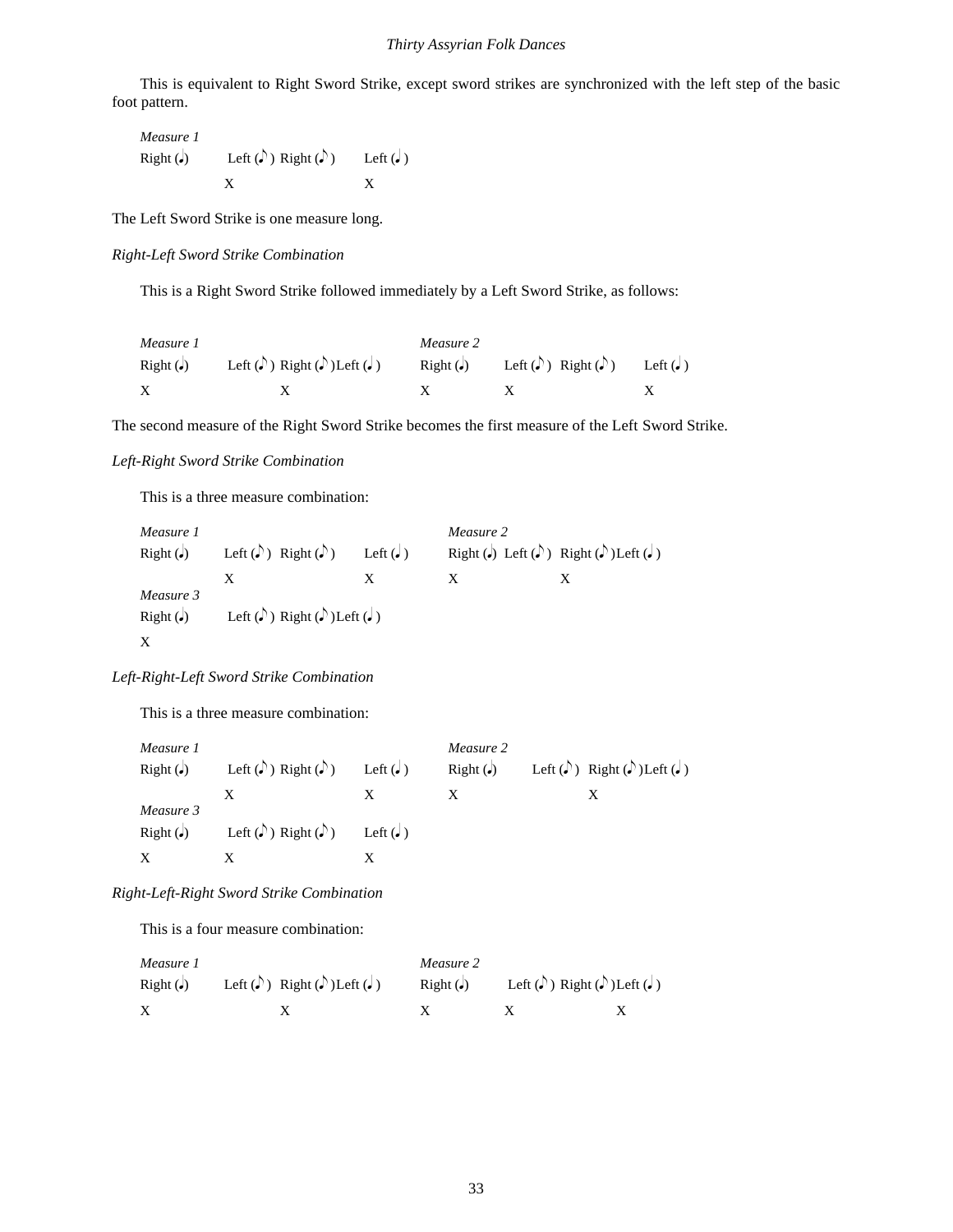This is equivalent to Right Sword Strike, except sword strikes are synchronized with the left step of the basic foot pattern.

| *Measure 1* | | | |
|---|---|---|---|
| Right (♩) | Left (♪) | Right (♪) | Left (♩) |
| | X | | X |

The Left Sword Strike is one measure long.

*Right-Left Sword Strike Combination*

This is a Right Sword Strike followed immediately by a Left Sword Strike, as follows:

| *Measure 1* | | | | *Measure 2* | | | |
|---|---|---|---|---|---|---|---|
| Right (♩) | Left (♪) | Right (♪) | Left (♩) | Right (♩) | Left (♪) | Right (♪) | Left (♩) |
| X | | X | | X | X | | X |

The second measure of the Right Sword Strike becomes the first measure of the Left Sword Strike.

*Left-Right Sword Strike Combination*

This is a three measure combination:

| *Measure 1* | | | | *Measure 2* | | | |
|---|---|---|---|---|---|---|---|
| Right (♩) | Left (♪) | Right (♪) | Left (♩) | Right (♩) | Left (♪) | Right (♪) | Left (♩) |
| | X | | X | X | | X | |
| *Measure 3* | | | | | | | |
| Right (♩) | Left (♪) | Right (♪) | Left (♩) | | | | |
| X | | | | | | | |

*Left-Right-Left Sword Strike Combination*

This is a three measure combination:

| *Measure 1* | | | | *Measure 2* | | | |
|---|---|---|---|---|---|---|---|
| Right (♩) | Left (♪) | Right (♪) | Left (♩) | Right (♩) | Left (♪) | Right (♪) | Left (♩) |
| | X | | X | X | | X | |
| *Measure 3* | | | | | | | |
| Right (♩) | Left (♪) | Right (♪) | Left (♩) | | | | |
| X | X | | X | | | | |

*Right-Left-Right Sword Strike Combination*

This is a four measure combination:

| *Measure 1* | | | | *Measure 2* | | | |
|---|---|---|---|---|---|---|---|
| Right (♩) | Left (♪) | Right (♪) | Left (♩) | Right (♩) | Left (♪) | Right (♪) | Left (♩) |
| X | | X | | X | X | | X |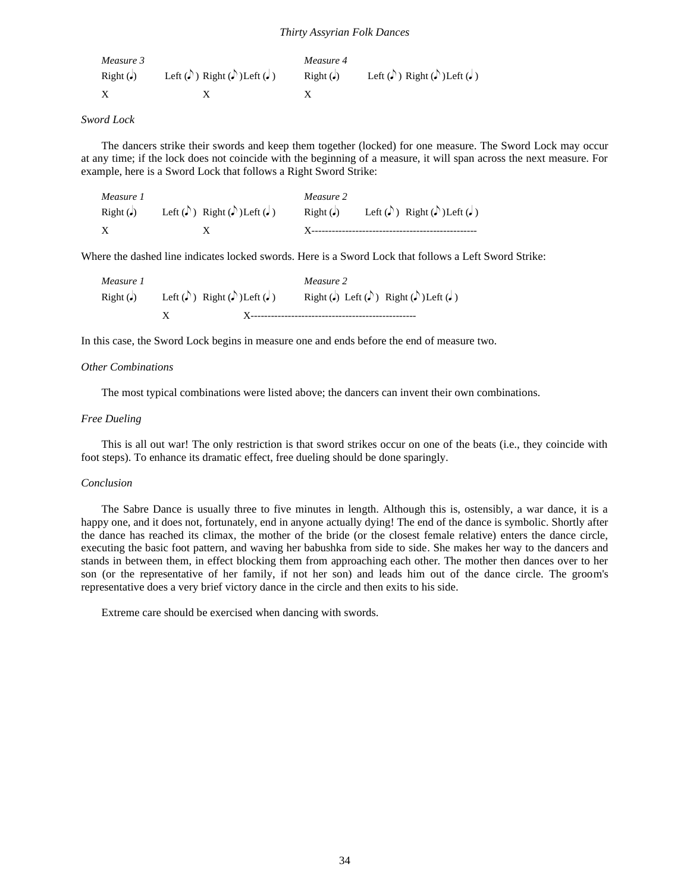| *Measure 3* | | *Measure 4* | |
|---|---|---|---|
| Right (♩) | Left (♪) Right (♪) Left (♩) | Right (♩) | Left (♪) Right (♪) Left (♩) |
| X | X | X | |

*Sword Lock*

The dancers strike their swords and keep them together (locked) for one measure. The Sword Lock may occur at any time; if the lock does not coincide with the beginning of a measure, it will span across the next measure. For example, here is a Sword Lock that follows a Right Sword Strike:

| *Measure 1* | | *Measure 2* | |
|---|---|---|---|
| Right (♩) | Left (♪) Right (♪) Left (♩) | Right (♩) | Left (♪) Right (♪) Left (♩) |
| X | X | X------------------------------------------------- | |

Where the dashed line indicates locked swords. Here is a Sword Lock that follows a Left Sword Strike:

| *Measure 1* | | *Measure 2* |
|---|---|---|
| Right (♩) | Left (♪) Right (♪) Left (♩) | Right (♩) Left (♪) Right (♪) Left (♩) |
| | X X------------------------------------------------ | |

In this case, the Sword Lock begins in measure one and ends before the end of measure two.

*Other Combinations*

The most typical combinations were listed above; the dancers can invent their own combinations.

*Free Dueling*

This is all out war! The only restriction is that sword strikes occur on one of the beats (i.e., they coincide with foot steps). To enhance its dramatic effect, free dueling should be done sparingly.

*Conclusion*

The Sabre Dance is usually three to five minutes in length. Although this is, ostensibly, a war dance, it is a happy one, and it does not, fortunately, end in anyone actually dying! The end of the dance is symbolic. Shortly after the dance has reached its climax, the mother of the bride (or the closest female relative) enters the dance circle, executing the basic foot pattern, and waving her babushka from side to side. She makes her way to the dancers and stands in between them, in effect blocking them from approaching each other. The mother then dances over to her son (or the representative of her family, if not her son) and leads him out of the dance circle. The groom's representative does a very brief victory dance in the circle and then exits to his side.

Extreme care should be exercised when dancing with swords.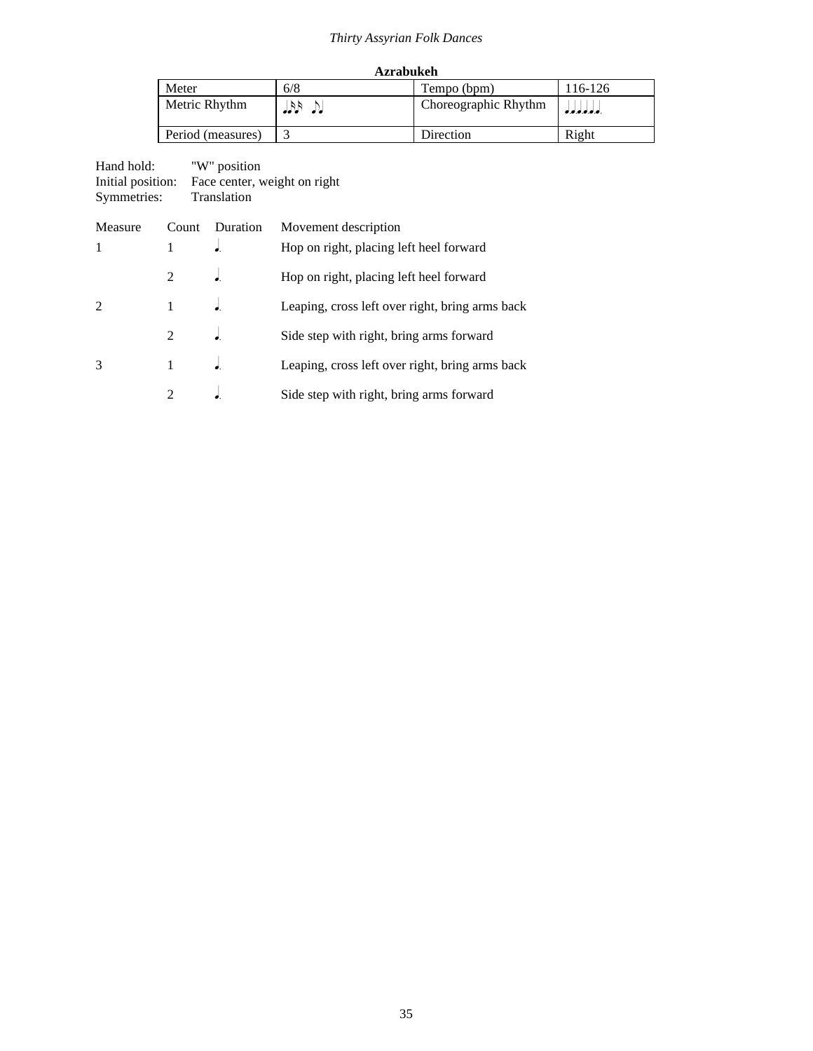## Azrabukeh

| Meter | 6/8 | Tempo (bpm) | 116-126 |
|---|---|---|---|
| Metric Rhythm | ♩♪♪ ♪♩ | Choreographic Rhythm | ♩.♩.♩.♩.♩.♩. |
| Period (measures) | 3 | Direction | Right |

Hand hold: "W" position
Initial position: Face center, weight on right
Symmetries: Translation

| Measure | Count | Duration | Movement description |
|---|---|---|---|
| 1 | 1 | ♩. | Hop on right, placing left heel forward |
| | 2 | ♩. | Hop on right, placing left heel forward |
| 2 | 1 | ♩. | Leaping, cross left over right, bring arms back |
| | 2 | ♩. | Side step with right, bring arms forward |
| 3 | 1 | ♩. | Leaping, cross left over right, bring arms back |
| | 2 | ♩. | Side step with right, bring arms forward |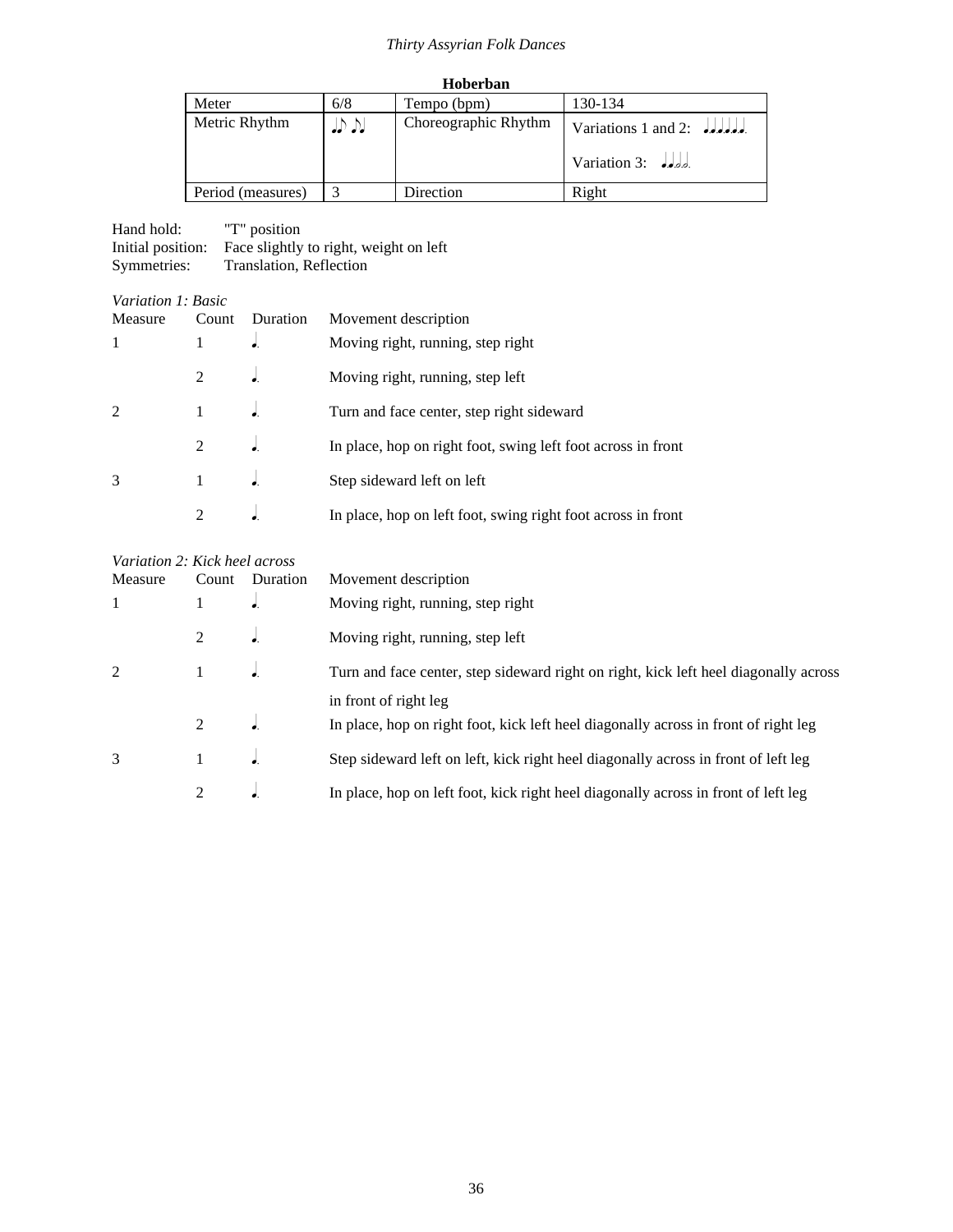**Hoberban**

| Meter | 6/8 | Tempo (bpm) | 130-134 |
|---|---|---|---|
| Metric Rhythm | ♩♪ ♪♩ | Choreographic Rhythm | Variations 1 and 2: ♩.♩.♩.♩.♩.♩.<br>Variation 3: ♩.♩.𝅗𝅥.𝅗𝅥. |
| Period (measures) | 3 | Direction | Right |

Hand hold: "T" position
Initial position: Face slightly to right, weight on left
Symmetries: Translation, Reflection

*Variation 1: Basic*

| Measure | Count | Duration | Movement description |
|---|---|---|---|
| 1 | 1 | ♩. | Moving right, running, step right |
| | 2 | ♩. | Moving right, running, step left |
| 2 | 1 | ♩. | Turn and face center, step right sideward |
| | 2 | ♩. | In place, hop on right foot, swing left foot across in front |
| 3 | 1 | ♩. | Step sideward left on left |
| | 2 | ♩. | In place, hop on left foot, swing right foot across in front |

*Variation 2: Kick heel across*

| Measure | Count | Duration | Movement description |
|---|---|---|---|
| 1 | 1 | ♩. | Moving right, running, step right |
| | 2 | ♩. | Moving right, running, step left |
| 2 | 1 | ♩. | Turn and face center, step sideward right on right, kick left heel diagonally across in front of right leg |
| | 2 | ♩. | In place, hop on right foot, kick left heel diagonally across in front of right leg |
| 3 | 1 | ♩. | Step sideward left on left, kick right heel diagonally across in front of left leg |
| | 2 | ♩. | In place, hop on left foot, kick right heel diagonally across in front of left leg |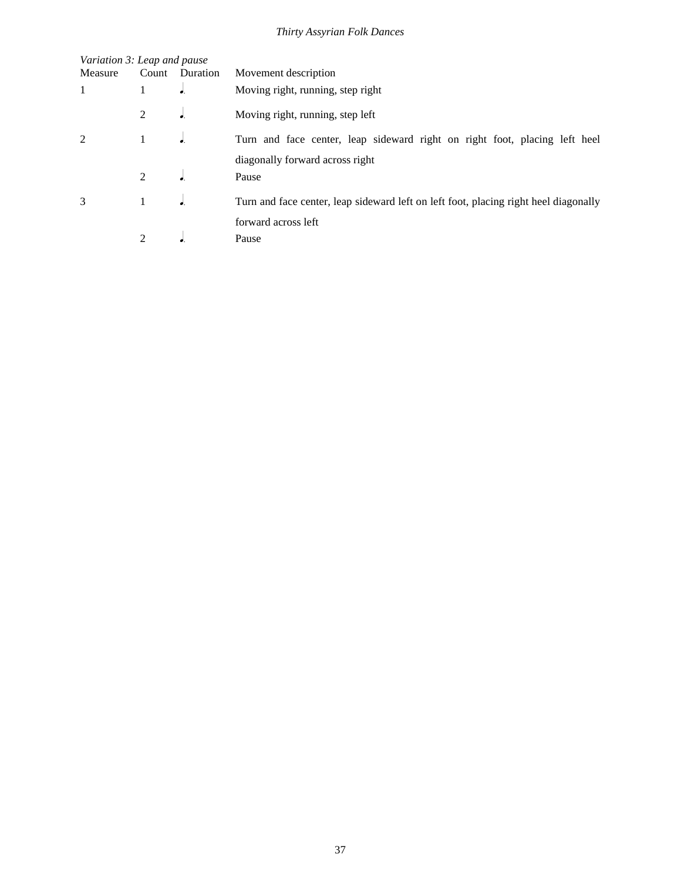*Variation 3: Leap and pause*

| Measure | Count | Duration | Movement description |
|---|---|---|---|
| 1 | 1 | ♩. | Moving right, running, step right |
| | 2 | ♩. | Moving right, running, step left |
| 2 | 1 | ♩. | Turn and face center, leap sideward right on right foot, placing left heel diagonally forward across right |
| | 2 | ♩. | Pause |
| 3 | 1 | ♩. | Turn and face center, leap sideward left on left foot, placing right heel diagonally forward across left |
| | 2 | ♩. | Pause |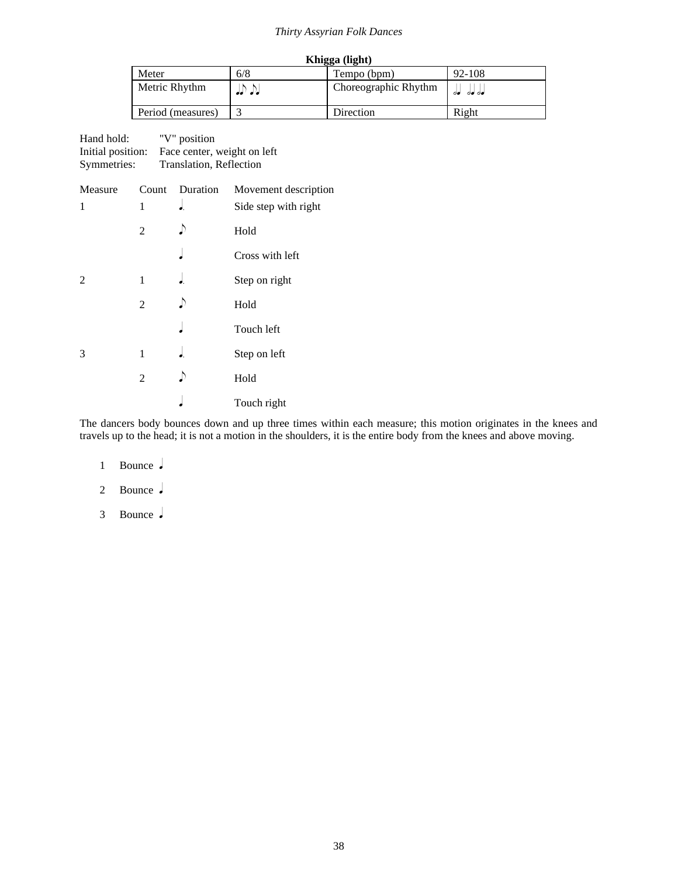## Khigga (light)

| Meter | 6/8 | Tempo (bpm) | 92-108 |
|---|---|---|---|
| Metric Rhythm | ♩♪ ♪♩ | Choreographic Rhythm | 𝅗𝅥♩ 𝅗𝅥♩𝅗𝅥♩ |
| Period (measures) | 3 | Direction | Right |

Hand hold: "V" position
Initial position: Face center, weight on left
Symmetries: Translation, Reflection

| Measure | Count | Duration | Movement description |
|---|---|---|---|
| 1 | 1 | ♩. | Side step with right |
| | 2 | ♪ | Hold |
| | | ♩ | Cross with left |
| 2 | 1 | ♩. | Step on right |
| | 2 | ♪ | Hold |
| | | ♩ | Touch left |
| 3 | 1 | ♩. | Step on left |
| | 2 | ♪ | Hold |
| | | ♩ | Touch right |

The dancers body bounces down and up three times within each measure; this motion originates in the knees and travels up to the head; it is not a motion in the shoulders, it is the entire body from the knees and above moving.

1 Bounce ♩

2 Bounce ♩

3 Bounce ♩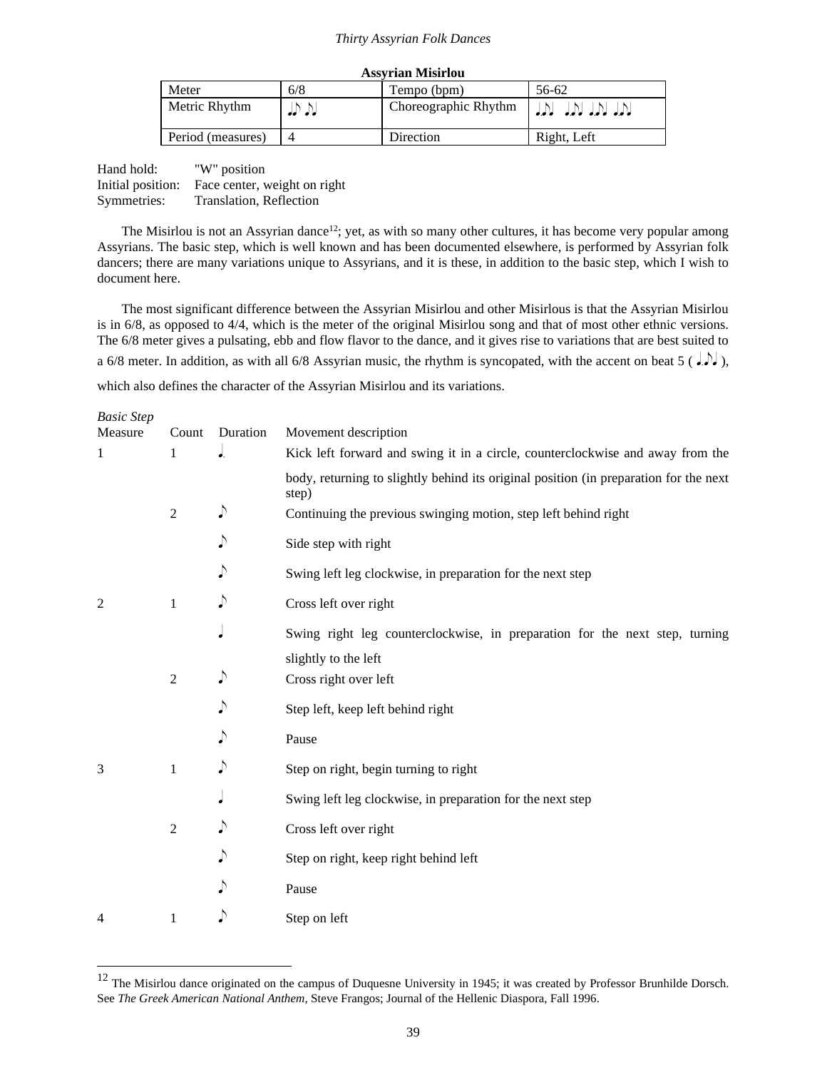**Assyrian Misirlou**

| Meter | 6/8 | Tempo (bpm) | 56-62 |
|---|---|---|---|
| Metric Rhythm | ♩♪ ♪♩ | Choreographic Rhythm | ♩♪♩ ♩♪♩ ♩♪♩ ♩♪♩ |
| Period (measures) | 4 | Direction | Right, Left |

Hand hold: "W" position
Initial position: Face center, weight on right
Symmetries: Translation, Reflection

The Misirlou is not an Assyrian dance[12]; yet, as with so many other cultures, it has become very popular among Assyrians. The basic step, which is well known and has been documented elsewhere, is performed by Assyrian folk dancers; there are many variations unique to Assyrians, and it is these, in addition to the basic step, which I wish to document here.

The most significant difference between the Assyrian Misirlou and other Misirlous is that the Assyrian Misirlou is in 6/8, as opposed to 4/4, which is the meter of the original Misirlou song and that of most other ethnic versions. The 6/8 meter gives a pulsating, ebb and flow flavor to the dance, and it gives rise to variations that are best suited to a 6/8 meter. In addition, as with all 6/8 Assyrian music, the rhythm is syncopated, with the accent on beat 5 ( ♩♪♩ ), which also defines the character of the Assyrian Misirlou and its variations.

*Basic Step*

| Measure | Count | Duration | Movement description |
|---|---|---|---|
| 1 | 1 | ♩. | Kick left forward and swing it in a circle, counterclockwise and away from the body, returning to slightly behind its original position (in preparation for the next step) |
| | 2 | ♪ | Continuing the previous swinging motion, step left behind right |
| | | ♪ | Side step with right |
| | | ♪ | Swing left leg clockwise, in preparation for the next step |
| 2 | 1 | ♪ | Cross left over right |
| | | ♩ | Swing right leg counterclockwise, in preparation for the next step, turning slightly to the left |
| | 2 | ♪ | Cross right over left |
| | | ♪ | Step left, keep left behind right |
| | | ♪ | Pause |
| 3 | 1 | ♪ | Step on right, begin turning to right |
| | | ♩ | Swing left leg clockwise, in preparation for the next step |
| | 2 | ♪ | Cross left over right |
| | | ♪ | Step on right, keep right behind left |
| | | ♪ | Pause |
| 4 | 1 | ♪ | Step on left |

[12] The Misirlou dance originated on the campus of Duquesne University in 1945; it was created by Professor Brunhilde Dorsch. See *The Greek American National Anthem*, Steve Frangos; Journal of the Hellenic Diaspora, Fall 1996.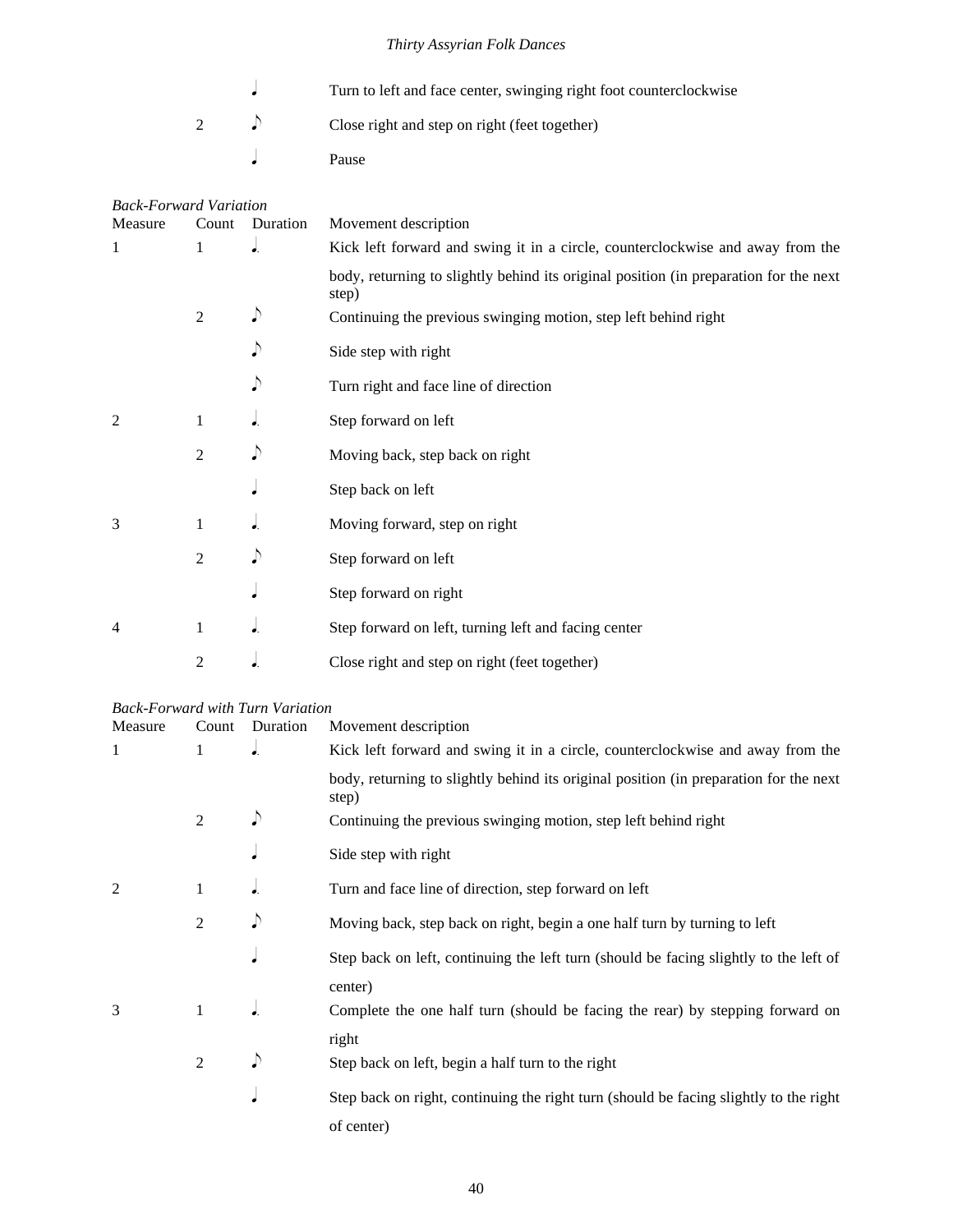| | | | |
|---|---|---|---|
| | | ♩ | Turn to left and face center, swinging right foot counterclockwise |
| | 2 | ♪ | Close right and step on right (feet together) |
| | | ♩ | Pause |

*Back-Forward Variation*

| Measure | Count | Duration | Movement description |
|---|---|---|---|
| 1 | 1 | ♩. | Kick left forward and swing it in a circle, counterclockwise and away from the body, returning to slightly behind its original position (in preparation for the next step) |
| | 2 | ♪ | Continuing the previous swinging motion, step left behind right |
| | | ♪ | Side step with right |
| | | ♪ | Turn right and face line of direction |
| 2 | 1 | ♩. | Step forward on left |
| | 2 | ♪ | Moving back, step back on right |
| | | ♩ | Step back on left |
| 3 | 1 | ♩. | Moving forward, step on right |
| | 2 | ♪ | Step forward on left |
| | | ♩ | Step forward on right |
| 4 | 1 | ♩. | Step forward on left, turning left and facing center |
| | 2 | ♩. | Close right and step on right (feet together) |

*Back-Forward with Turn Variation*

| Measure | Count | Duration | Movement description |
|---|---|---|---|
| 1 | 1 | ♩. | Kick left forward and swing it in a circle, counterclockwise and away from the body, returning to slightly behind its original position (in preparation for the next step) |
| | 2 | ♪ | Continuing the previous swinging motion, step left behind right |
| | | ♩ | Side step with right |
| 2 | 1 | ♩. | Turn and face line of direction, step forward on left |
| | 2 | ♪ | Moving back, step back on right, begin a one half turn by turning to left |
| | | ♩ | Step back on left, continuing the left turn (should be facing slightly to the left of center) |
| 3 | 1 | ♩. | Complete the one half turn (should be facing the rear) by stepping forward on right |
| | 2 | ♪ | Step back on left, begin a half turn to the right |
| | | ♩ | Step back on right, continuing the right turn (should be facing slightly to the right of center) |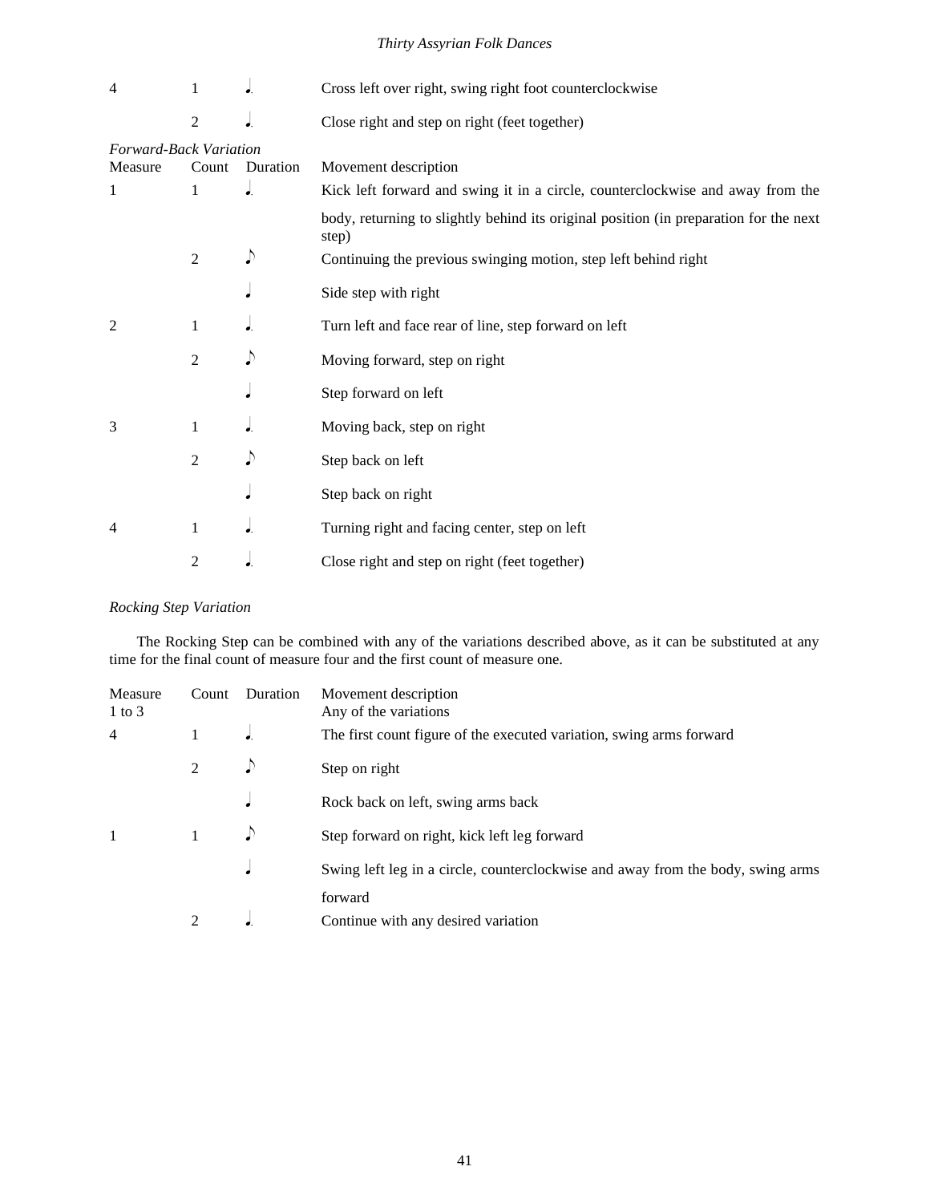| | | | |
|---|---|---|---|
| 4 | 1 | ♩. | Cross left over right, swing right foot counterclockwise |
| | 2 | ♩. | Close right and step on right (feet together) |

*Forward-Back Variation*

| Measure | Count | Duration | Movement description |
|---|---|---|---|
| 1 | 1 | ♩. | Kick left forward and swing it in a circle, counterclockwise and away from the body, returning to slightly behind its original position (in preparation for the next step) |
| | 2 | ♪ | Continuing the previous swinging motion, step left behind right |
| | | ♩ | Side step with right |
| 2 | 1 | ♩. | Turn left and face rear of line, step forward on left |
| | 2 | ♪ | Moving forward, step on right |
| | | ♩ | Step forward on left |
| 3 | 1 | ♩. | Moving back, step on right |
| | 2 | ♪ | Step back on left |
| | | ♩ | Step back on right |
| 4 | 1 | ♩. | Turning right and facing center, step on left |
| | 2 | ♩. | Close right and step on right (feet together) |

*Rocking Step Variation*

The Rocking Step can be combined with any of the variations described above, as it can be substituted at any time for the final count of measure four and the first count of measure one.

| Measure | Count | Duration | Movement description |
|---|---|---|---|
| 1 to 3 | | | Any of the variations |
| 4 | 1 | ♩. | The first count figure of the executed variation, swing arms forward |
| | 2 | ♪ | Step on right |
| | | ♩ | Rock back on left, swing arms back |
| 1 | 1 | ♪ | Step forward on right, kick left leg forward |
| | | ♩ | Swing left leg in a circle, counterclockwise and away from the body, swing arms forward |
| | 2 | ♩. | Continue with any desired variation |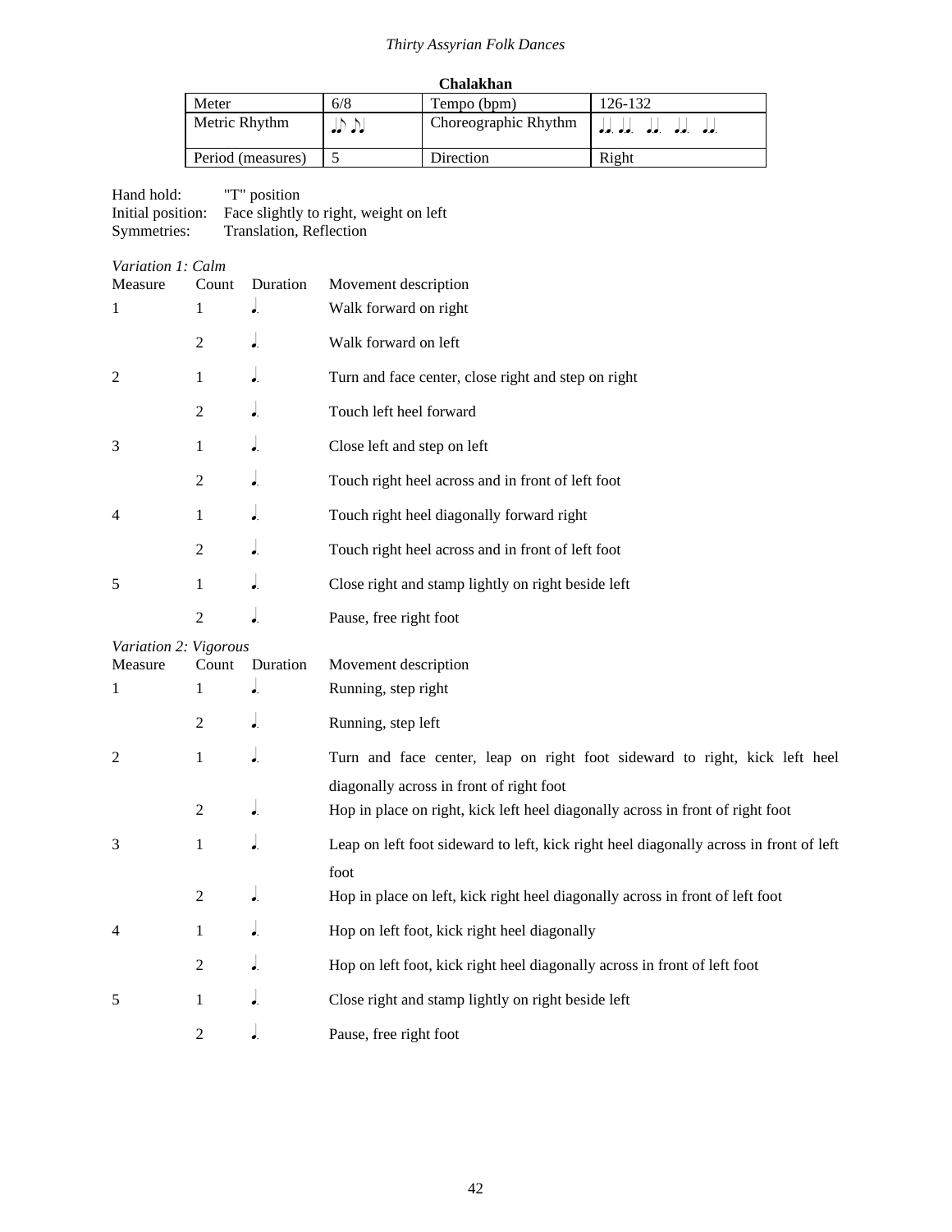**Chalakhan**

| Meter | 6/8 | Tempo (bpm) | 126-132 |
|---|---|---|---|
| Metric Rhythm | ♩♪ ♪♩ | Choreographic Rhythm | ♩. ♩. ♩. ♩. ♩. |
| Period (measures) | 5 | Direction | Right |

Hand hold: "T" position
Initial position: Face slightly to right, weight on left
Symmetries: Translation, Reflection

*Variation 1: Calm*

| Measure | Count | Duration | Movement description |
|---|---|---|---|
| 1 | 1 | ♩. | Walk forward on right |
| | 2 | ♩. | Walk forward on left |
| 2 | 1 | ♩. | Turn and face center, close right and step on right |
| | 2 | ♩. | Touch left heel forward |
| 3 | 1 | ♩. | Close left and step on left |
| | 2 | ♩. | Touch right heel across and in front of left foot |
| 4 | 1 | ♩. | Touch right heel diagonally forward right |
| | 2 | ♩. | Touch right heel across and in front of left foot |
| 5 | 1 | ♩. | Close right and stamp lightly on right beside left |
| | 2 | ♩. | Pause, free right foot |

*Variation 2: Vigorous*

| Measure | Count | Duration | Movement description |
|---|---|---|---|
| 1 | 1 | ♩. | Running, step right |
| | 2 | ♩. | Running, step left |
| 2 | 1 | ♩. | Turn and face center, leap on right foot sideward to right, kick left heel diagonally across in front of right foot |
| | 2 | ♩. | Hop in place on right, kick left heel diagonally across in front of right foot |
| 3 | 1 | ♩. | Leap on left foot sideward to left, kick right heel diagonally across in front of left foot |
| | 2 | ♩. | Hop in place on left, kick right heel diagonally across in front of left foot |
| 4 | 1 | ♩. | Hop on left foot, kick right heel diagonally |
| | 2 | ♩. | Hop on left foot, kick right heel diagonally across in front of left foot |
| 5 | 1 | ♩. | Close right and stamp lightly on right beside left |
| | 2 | ♩. | Pause, free right foot |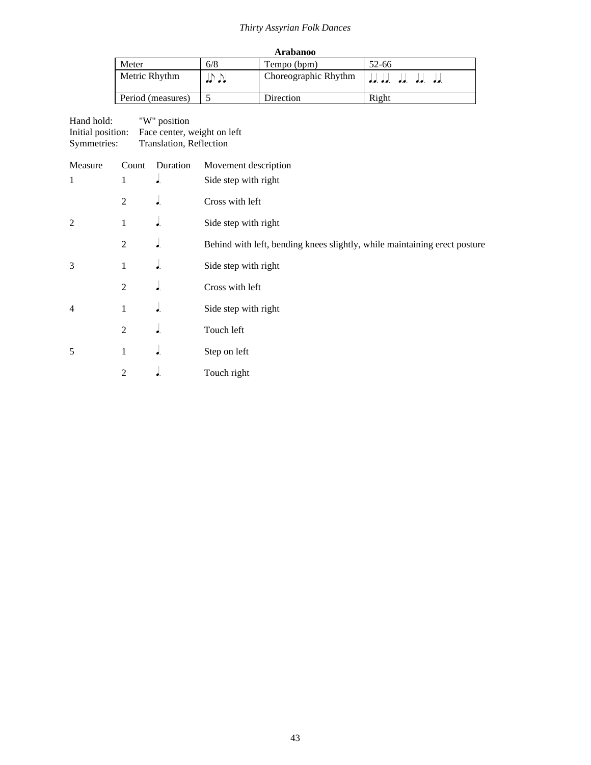**Arabanoo**

| Meter | 6/8 | Tempo (bpm) | 52-66 |
|---|---|---|---|
| Metric Rhythm | ♩♪ ♪♩ | Choreographic Rhythm | ♩.♩. ♩.♩. ♩.♩. ♩.♩. ♩.♩. |
| Period (measures) | 5 | Direction | Right |

Hand hold: "W" position
Initial position: Face center, weight on left
Symmetries: Translation, Reflection

| Measure | Count | Duration | Movement description |
|---|---|---|---|
| 1 | 1 | ♩. | Side step with right |
| | 2 | ♩. | Cross with left |
| 2 | 1 | ♩. | Side step with right |
| | 2 | ♩. | Behind with left, bending knees slightly, while maintaining erect posture |
| 3 | 1 | ♩. | Side step with right |
| | 2 | ♩. | Cross with left |
| 4 | 1 | ♩. | Side step with right |
| | 2 | ♩. | Touch left |
| 5 | 1 | ♩. | Step on left |
| | 2 | ♩. | Touch right |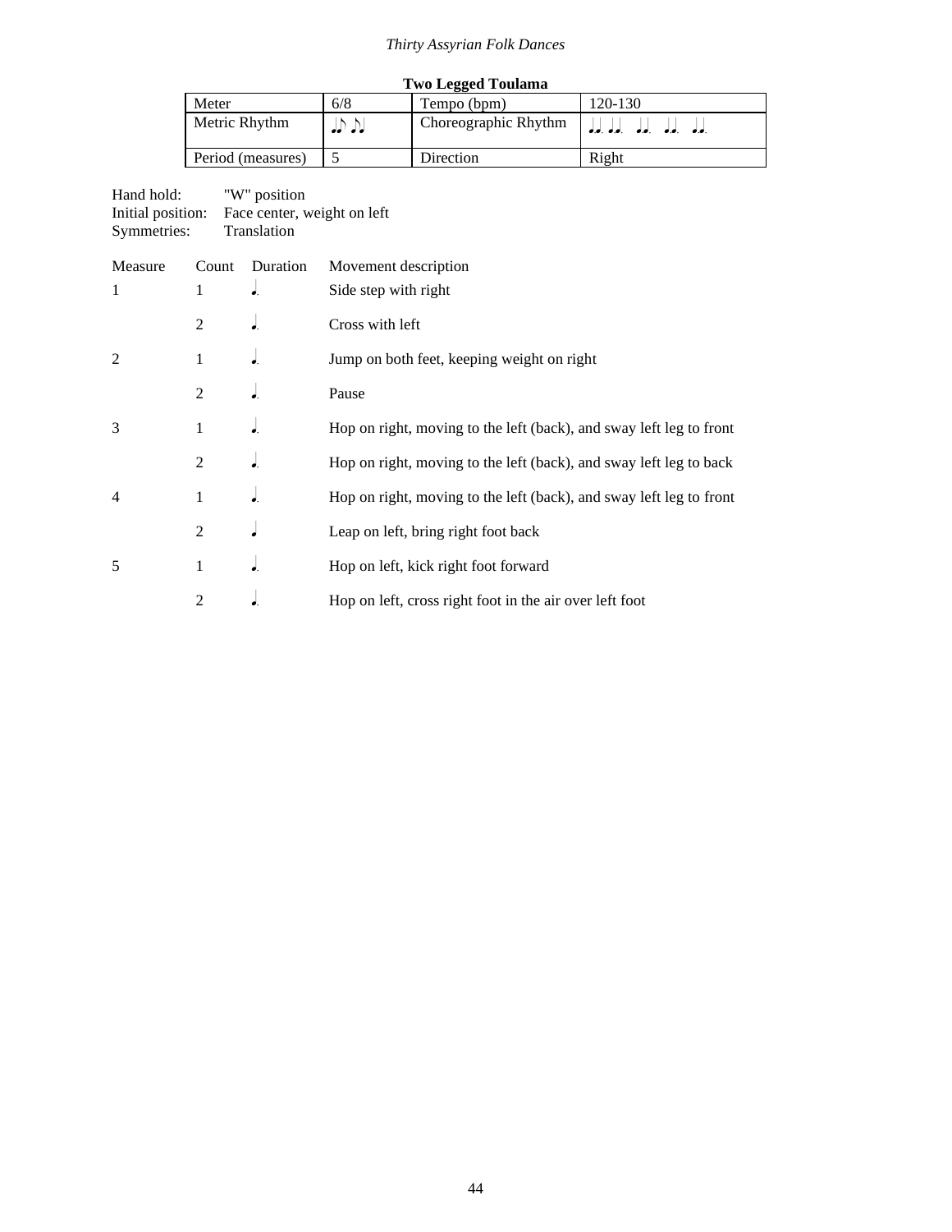**Two Legged Toulama**

| Meter | 6/8 | Tempo (bpm) | 120-130 |
|---|---|---|---|
| Metric Rhythm | ♩♪ ♪♩ | Choreographic Rhythm | ♩.♩. ♩.♩. ♩.♩. ♩.♩. ♩.♩. |
| Period (measures) | 5 | Direction | Right |

Hand hold: "W" position
Initial position: Face center, weight on left
Symmetries: Translation

| Measure | Count | Duration | Movement description |
|---|---|---|---|
| 1 | 1 | ♩. | Side step with right |
| | 2 | ♩. | Cross with left |
| 2 | 1 | ♩. | Jump on both feet, keeping weight on right |
| | 2 | ♩. | Pause |
| 3 | 1 | ♩. | Hop on right, moving to the left (back), and sway left leg to front |
| | 2 | ♩. | Hop on right, moving to the left (back), and sway left leg to back |
| 4 | 1 | ♩. | Hop on right, moving to the left (back), and sway left leg to front |
| | 2 | ♩ | Leap on left, bring right foot back |
| 5 | 1 | ♩. | Hop on left, kick right foot forward |
| | 2 | ♩. | Hop on left, cross right foot in the air over left foot |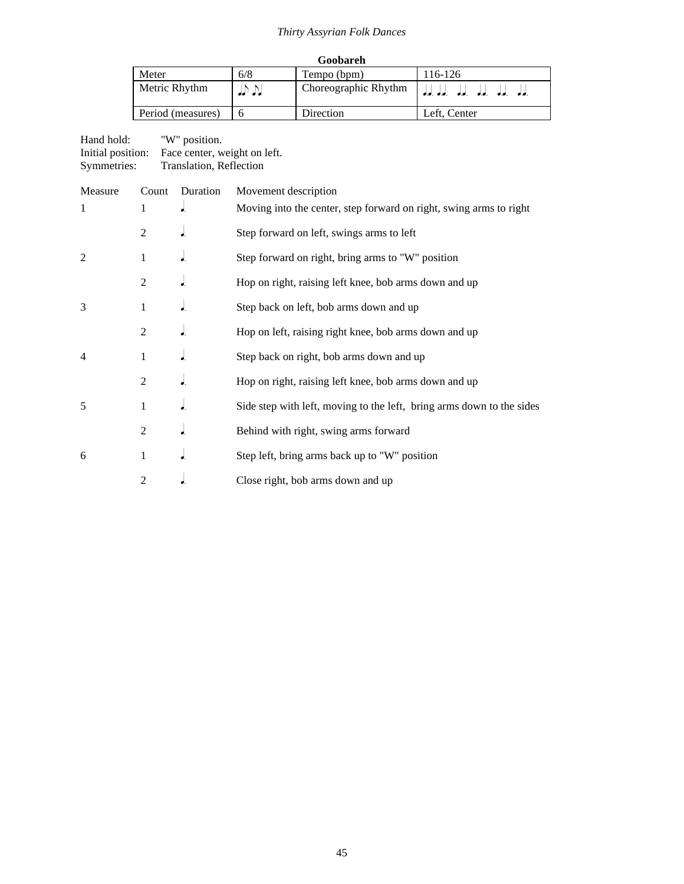**Goobareh**

| Meter | 6/8 | Tempo (bpm) | 116-126 |
|---|---|---|---|
| Metric Rhythm | ♩♪ ♪♩ | Choreographic Rhythm | ♩. ♩. ♩. ♩. ♩. ♩. ♩. ♩. ♩. ♩. ♩. ♩. |
| Period (measures) | 6 | Direction | Left, Center |

Hand hold: "W" position.
Initial position: Face center, weight on left.
Symmetries: Translation, Reflection

| Measure | Count | Duration | Movement description |
|---|---|---|---|
| 1 | 1 | ♩. | Moving into the center, step forward on right, swing arms to right |
| | 2 | ♩. | Step forward on left, swings arms to left |
| 2 | 1 | ♩. | Step forward on right, bring arms to "W" position |
| | 2 | ♩. | Hop on right, raising left knee, bob arms down and up |
| 3 | 1 | ♩. | Step back on left, bob arms down and up |
| | 2 | ♩. | Hop on left, raising right knee, bob arms down and up |
| 4 | 1 | ♩. | Step back on right, bob arms down and up |
| | 2 | ♩. | Hop on right, raising left knee, bob arms down and up |
| 5 | 1 | ♩. | Side step with left, moving to the left, bring arms down to the sides |
| | 2 | ♩. | Behind with right, swing arms forward |
| 6 | 1 | ♩. | Step left, bring arms back up to "W" position |
| | 2 | ♩. | Close right, bob arms down and up |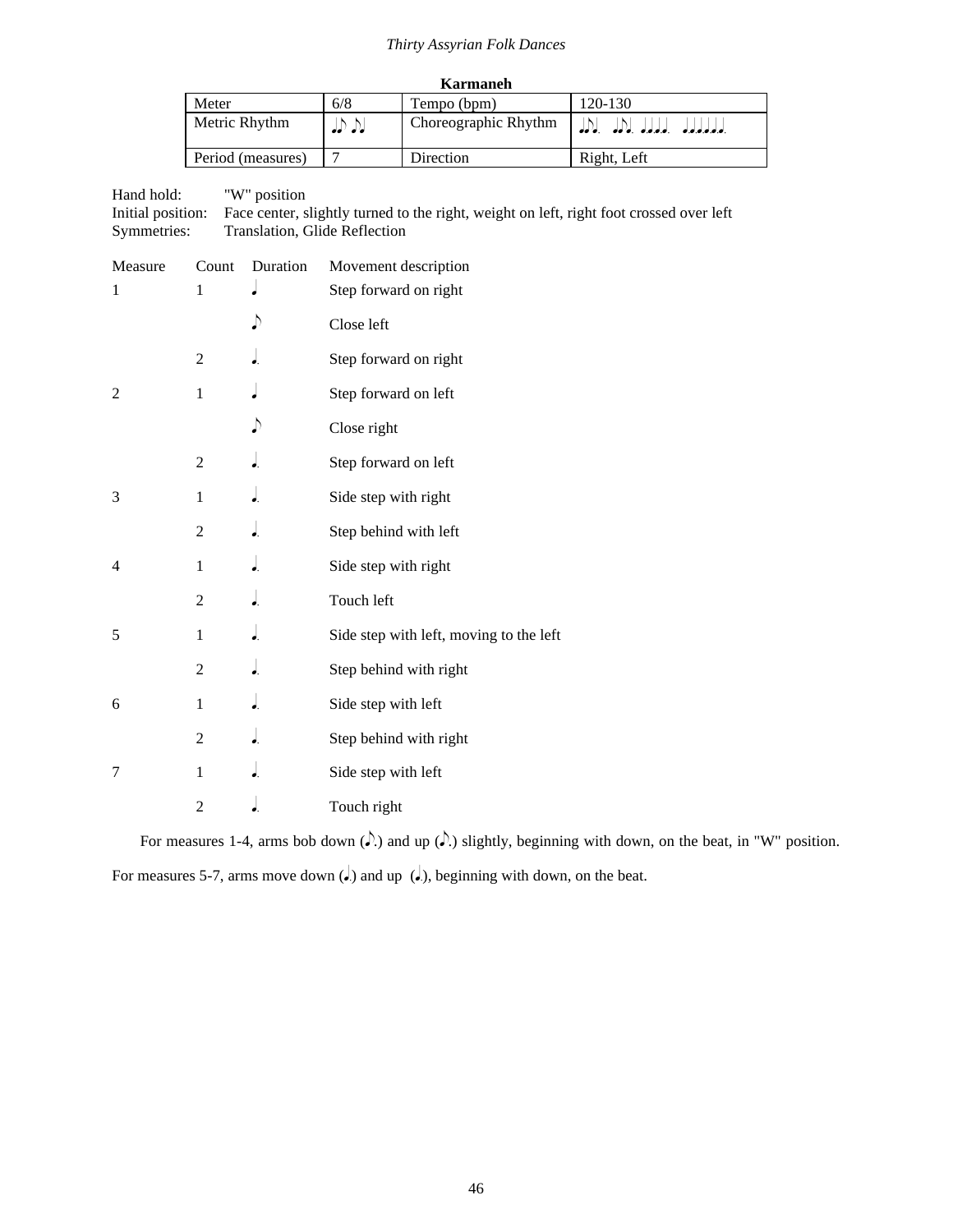**Karmaneh**

| Meter | 6/8 | Tempo (bpm) | 120-130 |
|---|---|---|---|
| Metric Rhythm | ♩♪ ♪♩ | Choreographic Rhythm | ♩♪♩. ♩♪♩. ♩.♩.♩.♩. ♩.♩.♩.♩.♩.♩. |
| Period (measures) | 7 | Direction | Right, Left |

Hand hold: "W" position
Initial position: Face center, slightly turned to the right, weight on left, right foot crossed over left
Symmetries: Translation, Glide Reflection

| Measure | Count | Duration | Movement description |
|---|---|---|---|
| 1 | 1 | ♩ | Step forward on right |
| | | ♪ | Close left |
| | 2 | ♩. | Step forward on right |
| 2 | 1 | ♩ | Step forward on left |
| | | ♪ | Close right |
| | 2 | ♩. | Step forward on left |
| 3 | 1 | ♩. | Side step with right |
| | 2 | ♩. | Step behind with left |
| 4 | 1 | ♩. | Side step with right |
| | 2 | ♩. | Touch left |
| 5 | 1 | ♩. | Side step with left, moving to the left |
| | 2 | ♩. | Step behind with right |
| 6 | 1 | ♩. | Side step with left |
| | 2 | ♩. | Step behind with right |
| 7 | 1 | ♩. | Side step with left |
| | 2 | ♩. | Touch right |

For measures 1-4, arms bob down (♪.) and up (♪.) slightly, beginning with down, on the beat, in "W" position.

For measures 5-7, arms move down (♩.) and up (♩.), beginning with down, on the beat.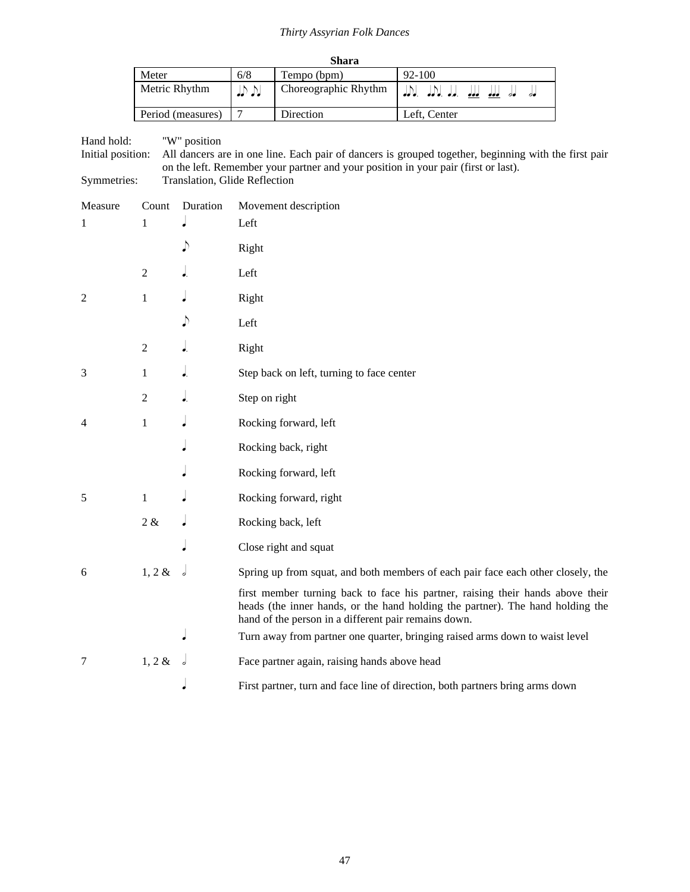**Shara**

| Meter | 6/8 | Tempo (bpm) | 92-100 |
|---|---|---|---|
| Metric Rhythm | ♩♪ ♪♩ | Choreographic Rhythm | ♩♪♩. ♩♪♩. ♩.♩. ♩♩♩ ♩♩♩ 𝅗𝅥♩ 𝅗𝅥♩ |
| Period (measures) | 7 | Direction | Left, Center |

Hand hold: "W" position

Initial position: All dancers are in one line. Each pair of dancers is grouped together, beginning with the first pair on the left. Remember your partner and your position in your pair (first or last).

Symmetries: Translation, Glide Reflection

| Measure | Count | Duration | Movement description |
|---|---|---|---|
| 1 | 1 | ♩ | Left |
| | | ♪ | Right |
| | 2 | ♩. | Left |
| 2 | 1 | ♩ | Right |
| | | ♪ | Left |
| | 2 | ♩. | Right |
| 3 | 1 | ♩. | Step back on left, turning to face center |
| | 2 | ♩. | Step on right |
| 4 | 1 | ♩ | Rocking forward, left |
| | | ♩ | Rocking back, right |
| | | ♩ | Rocking forward, left |
| 5 | 1 | ♩ | Rocking forward, right |
| | 2 & | ♩ | Rocking back, left |
| | | ♩ | Close right and squat |
| 6 | 1, 2 & | 𝅗𝅥 | Spring up from squat, and both members of each pair face each other closely, the first member turning back to face his partner, raising their hands above their heads (the inner hands, or the hand holding the partner). The hand holding the hand of the person in a different pair remains down. |
| | | ♩ | Turn away from partner one quarter, bringing raised arms down to waist level |
| 7 | 1, 2 & | 𝅗𝅥 | Face partner again, raising hands above head |
| | | ♩ | First partner, turn and face line of direction, both partners bring arms down |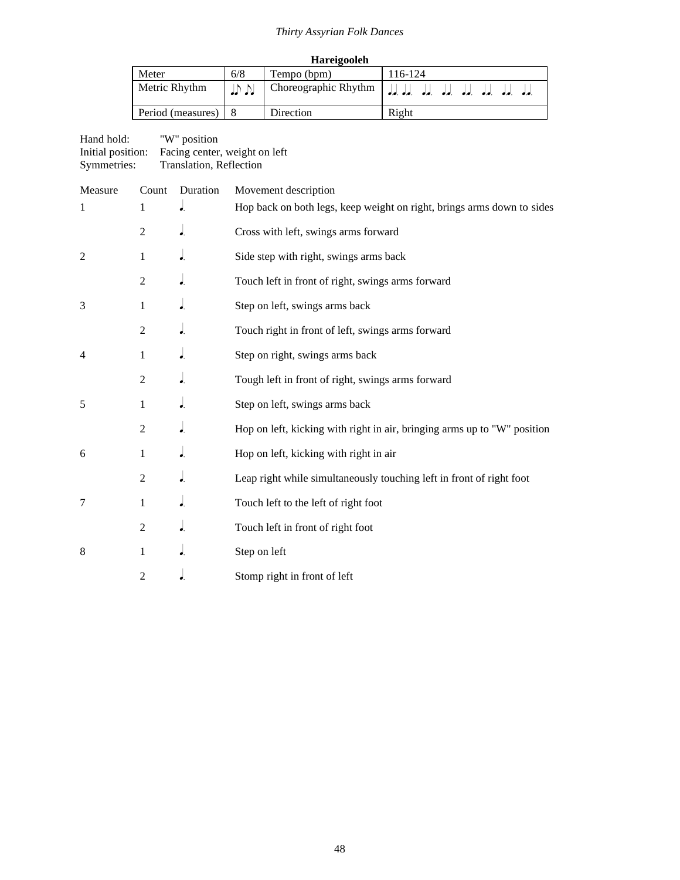**Hareigooleh**

| Meter | 6/8 | Tempo (bpm) | 116-124 |
|---|---|---|---|
| Metric Rhythm | ♩♪ ♪♩ | Choreographic Rhythm | ♩. ♩. ♩. ♩. ♩. ♩. ♩. ♩. ♩. ♩. ♩. ♩. ♩. ♩. ♩. ♩. |
| Period (measures) | 8 | Direction | Right |

Hand hold: "W" position
Initial position: Facing center, weight on left
Symmetries: Translation, Reflection

| Measure | Count | Duration | Movement description |
|---|---|---|---|
| 1 | 1 | ♩. | Hop back on both legs, keep weight on right, brings arms down to sides |
| | 2 | ♩. | Cross with left, swings arms forward |
| 2 | 1 | ♩. | Side step with right, swings arms back |
| | 2 | ♩. | Touch left in front of right, swings arms forward |
| 3 | 1 | ♩. | Step on left, swings arms back |
| | 2 | ♩. | Touch right in front of left, swings arms forward |
| 4 | 1 | ♩. | Step on right, swings arms back |
| | 2 | ♩. | Tough left in front of right, swings arms forward |
| 5 | 1 | ♩. | Step on left, swings arms back |
| | 2 | ♩. | Hop on left, kicking with right in air, bringing arms up to "W" position |
| 6 | 1 | ♩. | Hop on left, kicking with right in air |
| | 2 | ♩. | Leap right while simultaneously touching left in front of right foot |
| 7 | 1 | ♩. | Touch left to the left of right foot |
| | 2 | ♩. | Touch left in front of right foot |
| 8 | 1 | ♩. | Step on left |
| | 2 | ♩. | Stomp right in front of left |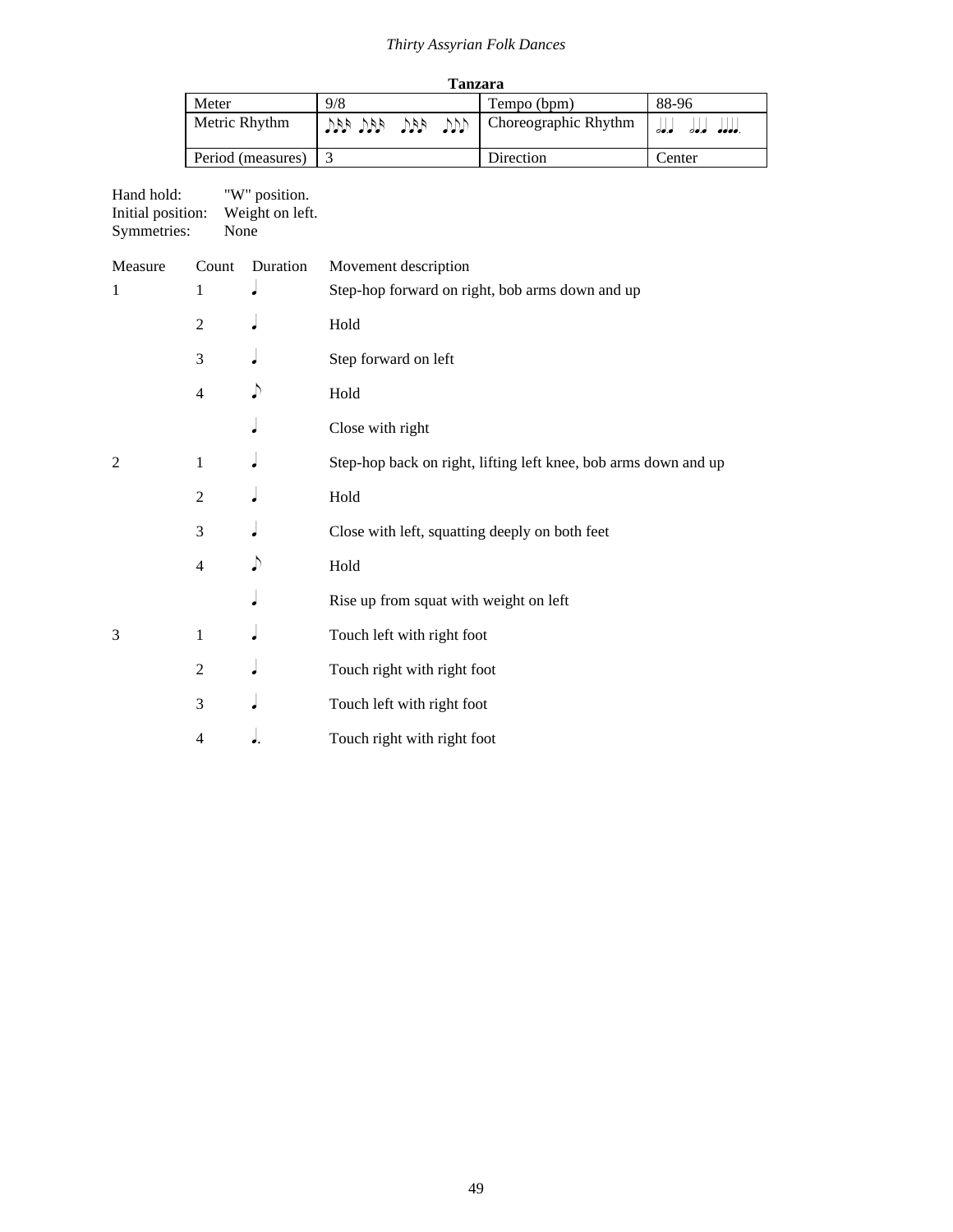**Tanzara**

| Meter | 9/8 | Tempo (bpm) | 88-96 |
|---|---|---|---|
| Metric Rhythm | ♪♪♪ ♪♪♪ ♪♪♪ ♪♪♪ | Choreographic Rhythm | 𝅗𝅥♩♩ 𝅗𝅥♩♩ ♩♩♩♩. |
| Period (measures) | 3 | Direction | Center |

Hand hold: "W" position.
Initial position: Weight on left.
Symmetries: None

| Measure | Count | Duration | Movement description |
|---|---|---|---|
| 1 | 1 | ♩ | Step-hop forward on right, bob arms down and up |
| | 2 | ♩ | Hold |
| | 3 | ♩ | Step forward on left |
| | 4 | ♪ | Hold |
| | | ♩ | Close with right |
| 2 | 1 | ♩ | Step-hop back on right, lifting left knee, bob arms down and up |
| | 2 | ♩ | Hold |
| | 3 | ♩ | Close with left, squatting deeply on both feet |
| | 4 | ♪ | Hold |
| | | ♩ | Rise up from squat with weight on left |
| 3 | 1 | ♩ | Touch left with right foot |
| | 2 | ♩ | Touch right with right foot |
| | 3 | ♩ | Touch left with right foot |
| | 4 | ♩. | Touch right with right foot |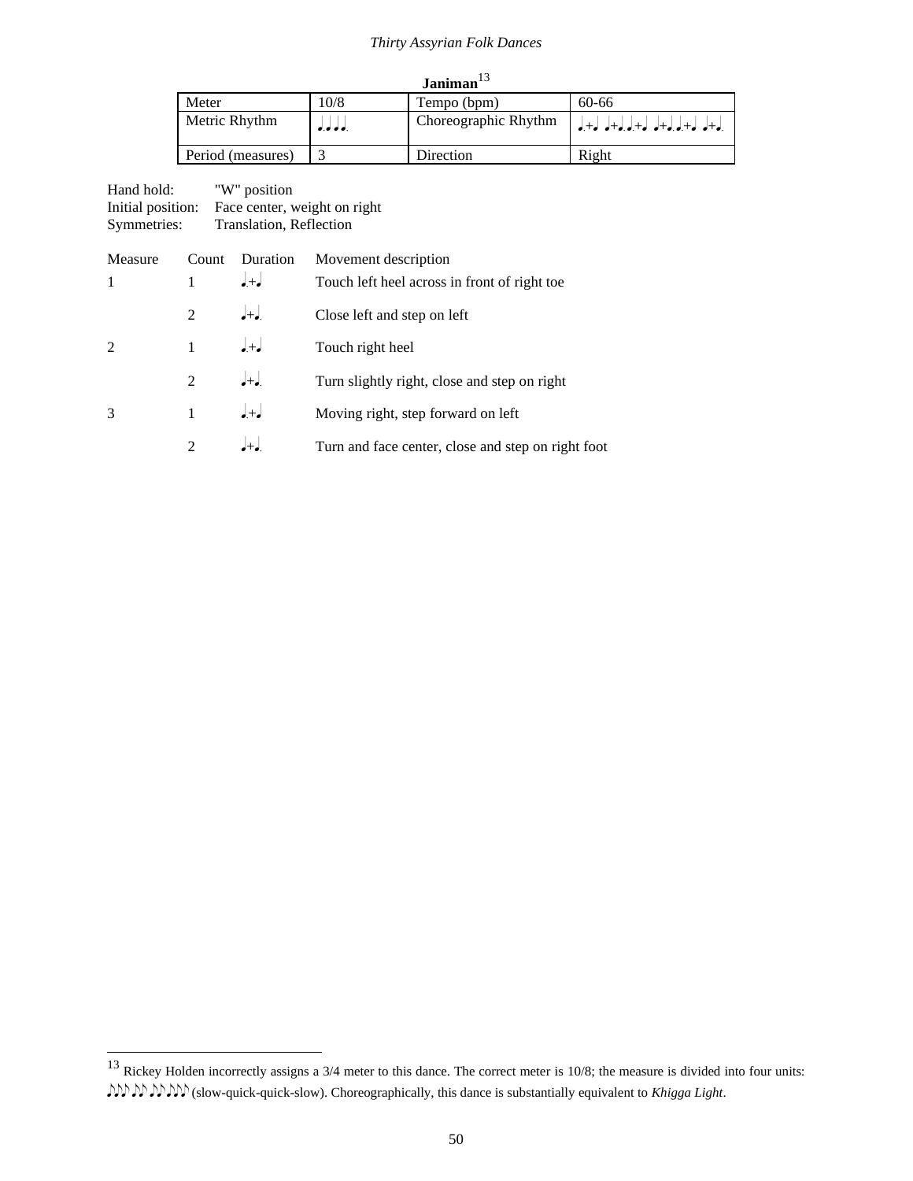**Janiman**[13]

| Meter | 10/8 | Tempo (bpm) | 60-66 |
|---|---|---|---|
| Metric Rhythm | ♩.♩♩♩. | Choreographic Rhythm | ♩.+♩ ♩+♩. ♩.+♩ ♩+♩. ♩.+♩ ♩+♩. |
| Period (measures) | 3 | Direction | Right |

Hand hold: "W" position
Initial position: Face center, weight on right
Symmetries: Translation, Reflection

| Measure | Count | Duration | Movement description |
|---|---|---|---|
| 1 | 1 | ♩.+♩ | Touch left heel across in front of right toe |
| | 2 | ♩+♩. | Close left and step on left |
| 2 | 1 | ♩.+♩ | Touch right heel |
| | 2 | ♩+♩. | Turn slightly right, close and step on right |
| 3 | 1 | ♩.+♩ | Moving right, step forward on left |
| | 2 | ♩+♩. | Turn and face center, close and step on right foot |

---

[13] Rickey Holden incorrectly assigns a 3/4 meter to this dance. The correct meter is 10/8; the measure is divided into four units: ♪♪♪ ♪♪ ♪♪ ♪♪♪ (slow-quick-quick-slow). Choreographically, this dance is substantially equivalent to *Khigga Light*.